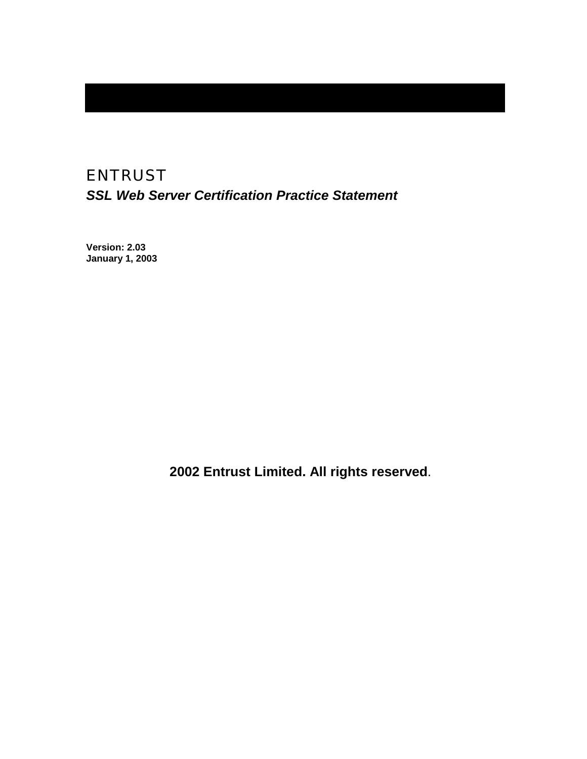# ENTRUST

## *SSL Web Server Certification Practice Statement*

**Version: 2.03**
**January 1, 2003**

**2002 Entrust Limited. All rights reserved.**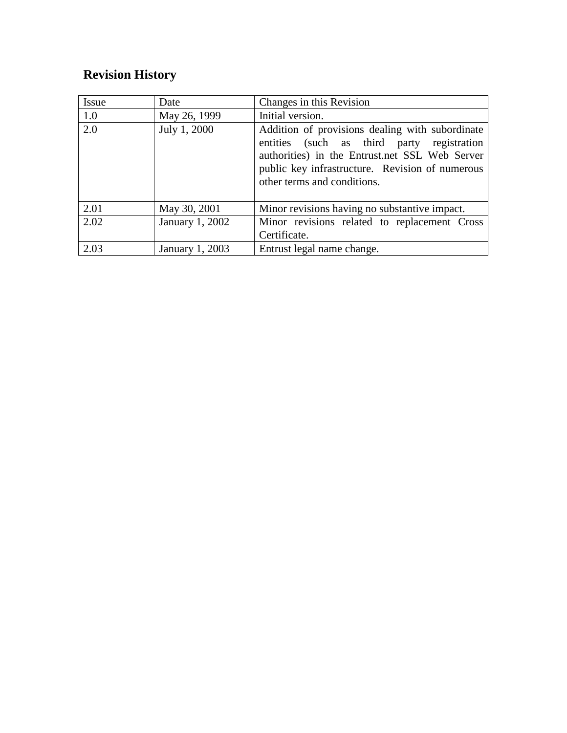## Revision History

| Issue | Date | Changes in this Revision |
|---|---|---|
| 1.0 | May 26, 1999 | Initial version. |
| 2.0 | July 1, 2000 | Addition of provisions dealing with subordinate entities (such as third party registration authorities) in the Entrust.net SSL Web Server public key infrastructure. Revision of numerous other terms and conditions. |
| 2.01 | May 30, 2001 | Minor revisions having no substantive impact. |
| 2.02 | January 1, 2002 | Minor revisions related to replacement Cross Certificate. |
| 2.03 | January 1, 2003 | Entrust legal name change. |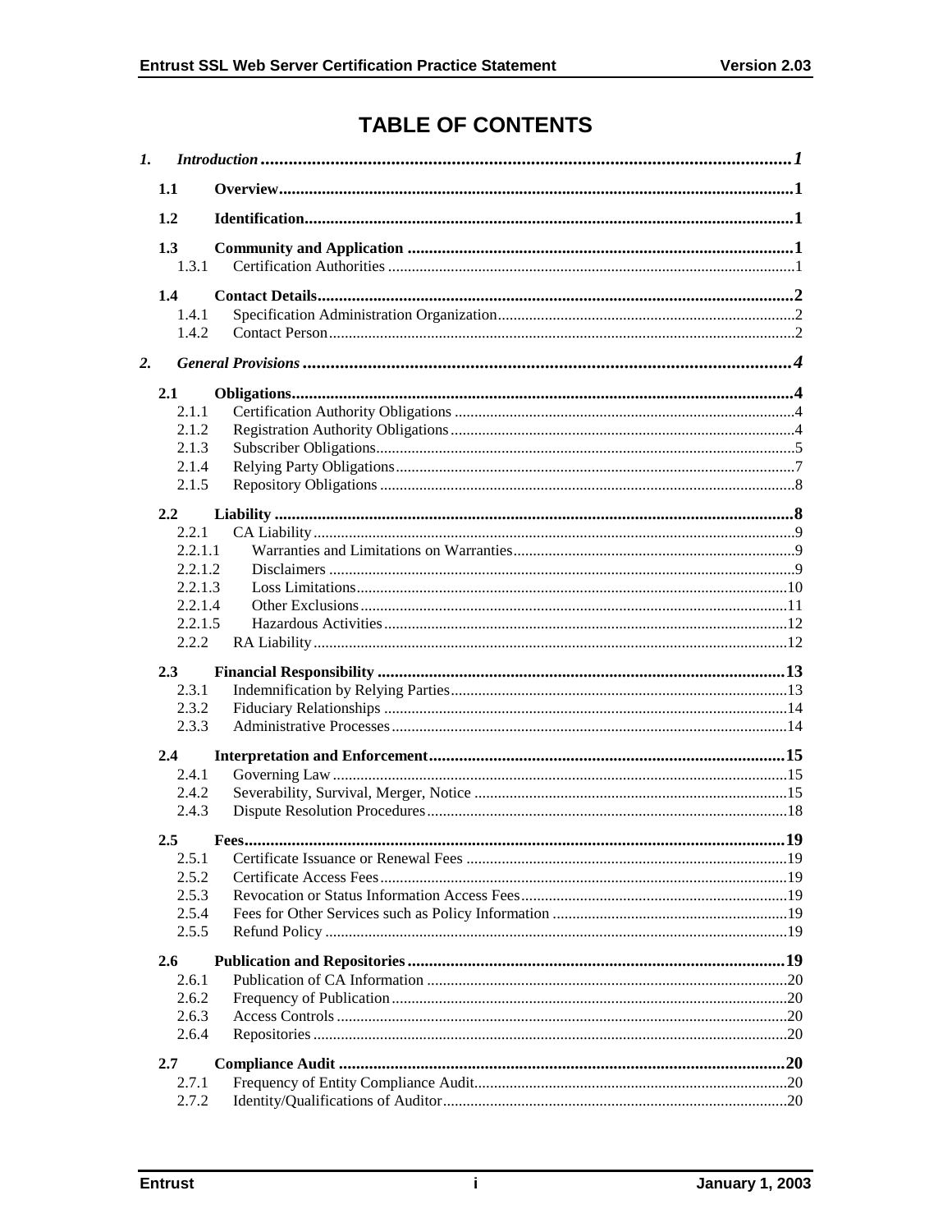# TABLE OF CONTENTS

*1. Introduction* ... *1*

**1.1 Overview** ... **1**

**1.2 Identification** ... **1**

**1.3 Community and Application** ... **1**

1.3.1 Certification Authorities ... 1

**1.4 Contact Details** ... **2**

1.4.1 Specification Administration Organization ... 2

1.4.2 Contact Person ... 2

*2. General Provisions* ... *4*

**2.1 Obligations** ... **4**

2.1.1 Certification Authority Obligations ... 4

2.1.2 Registration Authority Obligations ... 4

2.1.3 Subscriber Obligations ... 5

2.1.4 Relying Party Obligations ... 7

2.1.5 Repository Obligations ... 8

**2.2 Liability** ... **8**

2.2.1 CA Liability ... 9

2.2.1.1 Warranties and Limitations on Warranties ... 9

2.2.1.2 Disclaimers ... 9

2.2.1.3 Loss Limitations ... 10

2.2.1.4 Other Exclusions ... 11

2.2.1.5 Hazardous Activities ... 12

2.2.2 RA Liability ... 12

**2.3 Financial Responsibility** ... **13**

2.3.1 Indemnification by Relying Parties ... 13

2.3.2 Fiduciary Relationships ... 14

2.3.3 Administrative Processes ... 14

**2.4 Interpretation and Enforcement** ... **15**

2.4.1 Governing Law ... 15

2.4.2 Severability, Survival, Merger, Notice ... 15

2.4.3 Dispute Resolution Procedures ... 18

**2.5 Fees** ... **19**

2.5.1 Certificate Issuance or Renewal Fees ... 19

2.5.2 Certificate Access Fees ... 19

2.5.3 Revocation or Status Information Access Fees ... 19

2.5.4 Fees for Other Services such as Policy Information ... 19

2.5.5 Refund Policy ... 19

**2.6 Publication and Repositories** ... **19**

2.6.1 Publication of CA Information ... 20

2.6.2 Frequency of Publication ... 20

2.6.3 Access Controls ... 20

2.6.4 Repositories ... 20

**2.7 Compliance Audit** ... **20**

2.7.1 Frequency of Entity Compliance Audit ... 20

2.7.2 Identity/Qualifications of Auditor ... 20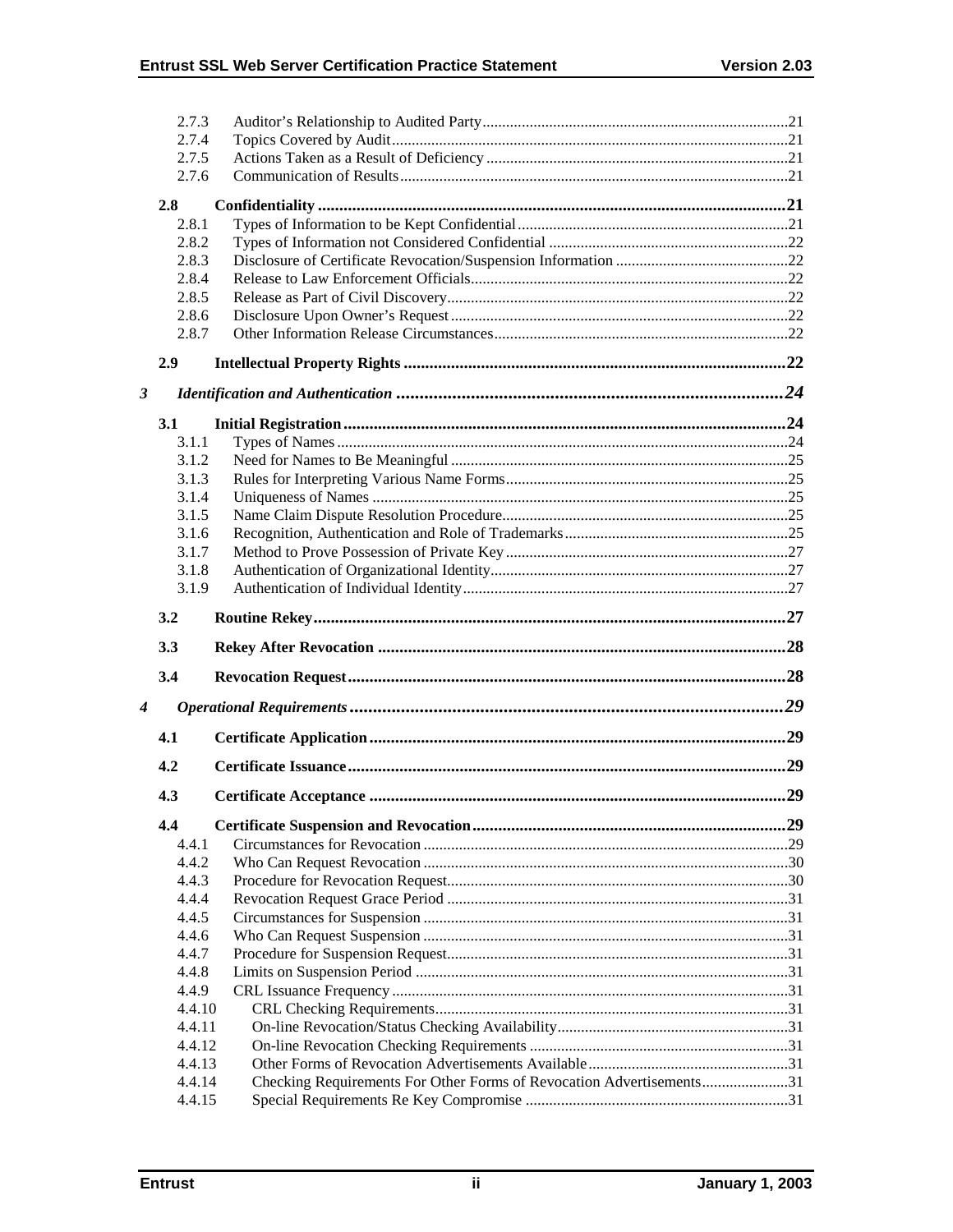2.7.3 Auditor's Relationship to Audited Party....21
2.7.4 Topics Covered by Audit....21
2.7.5 Actions Taken as a Result of Deficiency....21
2.7.6 Communication of Results....21

**2.8 Confidentiality....21**

2.8.1 Types of Information to be Kept Confidential....21
2.8.2 Types of Information not Considered Confidential....22
2.8.3 Disclosure of Certificate Revocation/Suspension Information....22
2.8.4 Release to Law Enforcement Officials....22
2.8.5 Release as Part of Civil Discovery....22
2.8.6 Disclosure Upon Owner's Request....22
2.8.7 Other Information Release Circumstances....22

**2.9 Intellectual Property Rights....22**

***3 Identification and Authentication....24***

**3.1 Initial Registration....24**

3.1.1 Types of Names....24
3.1.2 Need for Names to Be Meaningful....25
3.1.3 Rules for Interpreting Various Name Forms....25
3.1.4 Uniqueness of Names....25
3.1.5 Name Claim Dispute Resolution Procedure....25
3.1.6 Recognition, Authentication and Role of Trademarks....25
3.1.7 Method to Prove Possession of Private Key....27
3.1.8 Authentication of Organizational Identity....27
3.1.9 Authentication of Individual Identity....27

**3.2 Routine Rekey....27**

**3.3 Rekey After Revocation....28**

**3.4 Revocation Request....28**

***4 Operational Requirements....29***

**4.1 Certificate Application....29**

**4.2 Certificate Issuance....29**

**4.3 Certificate Acceptance....29**

**4.4 Certificate Suspension and Revocation....29**

4.4.1 Circumstances for Revocation....29
4.4.2 Who Can Request Revocation....30
4.4.3 Procedure for Revocation Request....30
4.4.4 Revocation Request Grace Period....31
4.4.5 Circumstances for Suspension....31
4.4.6 Who Can Request Suspension....31
4.4.7 Procedure for Suspension Request....31
4.4.8 Limits on Suspension Period....31
4.4.9 CRL Issuance Frequency....31
4.4.10 CRL Checking Requirements....31
4.4.11 On-line Revocation/Status Checking Availability....31
4.4.12 On-line Revocation Checking Requirements....31
4.4.13 Other Forms of Revocation Advertisements Available....31
4.4.14 Checking Requirements For Other Forms of Revocation Advertisements....31
4.4.15 Special Requirements Re Key Compromise....31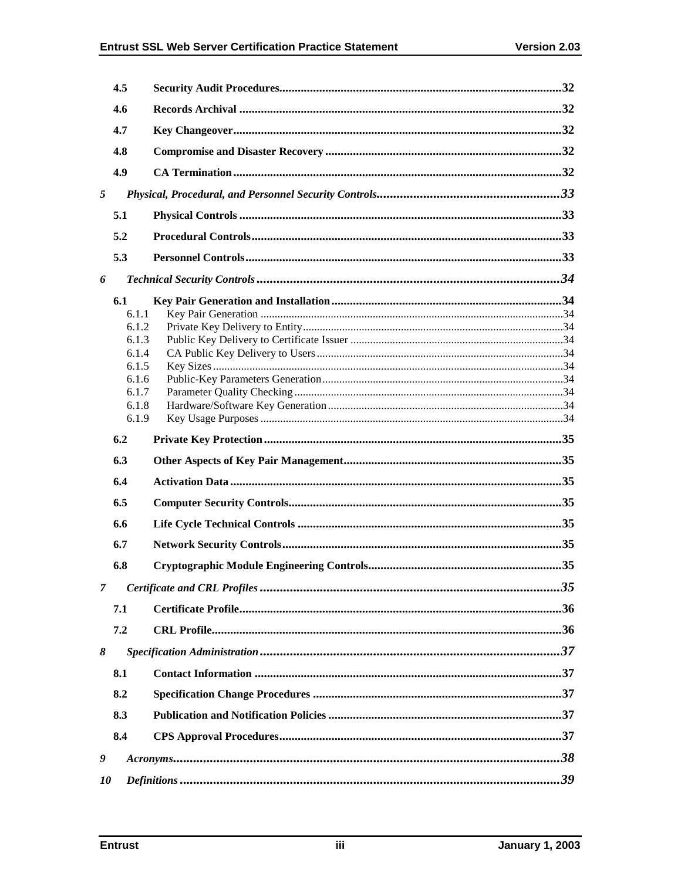4.5 **Security Audit Procedures** ....................................................................................32

4.6 **Records Archival** ....................................................................................32

4.7 **Key Changeover** ....................................................................................32

4.8 **Compromise and Disaster Recovery** ....................................................................................32

4.9 **CA Termination** ....................................................................................32

*5 Physical, Procedural, and Personnel Security Controls* ....................................................................................33

5.1 **Physical Controls** ....................................................................................33

5.2 **Procedural Controls** ....................................................................................33

5.3 **Personnel Controls** ....................................................................................33

*6 Technical Security Controls* ....................................................................................34

6.1 **Key Pair Generation and Installation** ....................................................................................34

6.1.1 Key Pair Generation ....................................................................................34

6.1.2 Private Key Delivery to Entity ....................................................................................34

6.1.3 Public Key Delivery to Certificate Issuer ....................................................................................34

6.1.4 CA Public Key Delivery to Users ....................................................................................34

6.1.5 Key Sizes ....................................................................................34

6.1.6 Public-Key Parameters Generation ....................................................................................34

6.1.7 Parameter Quality Checking ....................................................................................34

6.1.8 Hardware/Software Key Generation ....................................................................................34

6.1.9 Key Usage Purposes ....................................................................................34

6.2 **Private Key Protection** ....................................................................................35

6.3 **Other Aspects of Key Pair Management** ....................................................................................35

6.4 **Activation Data** ....................................................................................35

6.5 **Computer Security Controls** ....................................................................................35

6.6 **Life Cycle Technical Controls** ....................................................................................35

6.7 **Network Security Controls** ....................................................................................35

6.8 **Cryptographic Module Engineering Controls** ....................................................................................35

*7 Certificate and CRL Profiles* ....................................................................................35

7.1 **Certificate Profile** ....................................................................................36

7.2 **CRL Profile** ....................................................................................36

*8 Specification Administration* ....................................................................................37

8.1 **Contact Information** ....................................................................................37

8.2 **Specification Change Procedures** ....................................................................................37

8.3 **Publication and Notification Policies** ....................................................................................37

8.4 **CPS Approval Procedures** ....................................................................................37

*9 Acronyms* ....................................................................................38

*10 Definitions* ....................................................................................39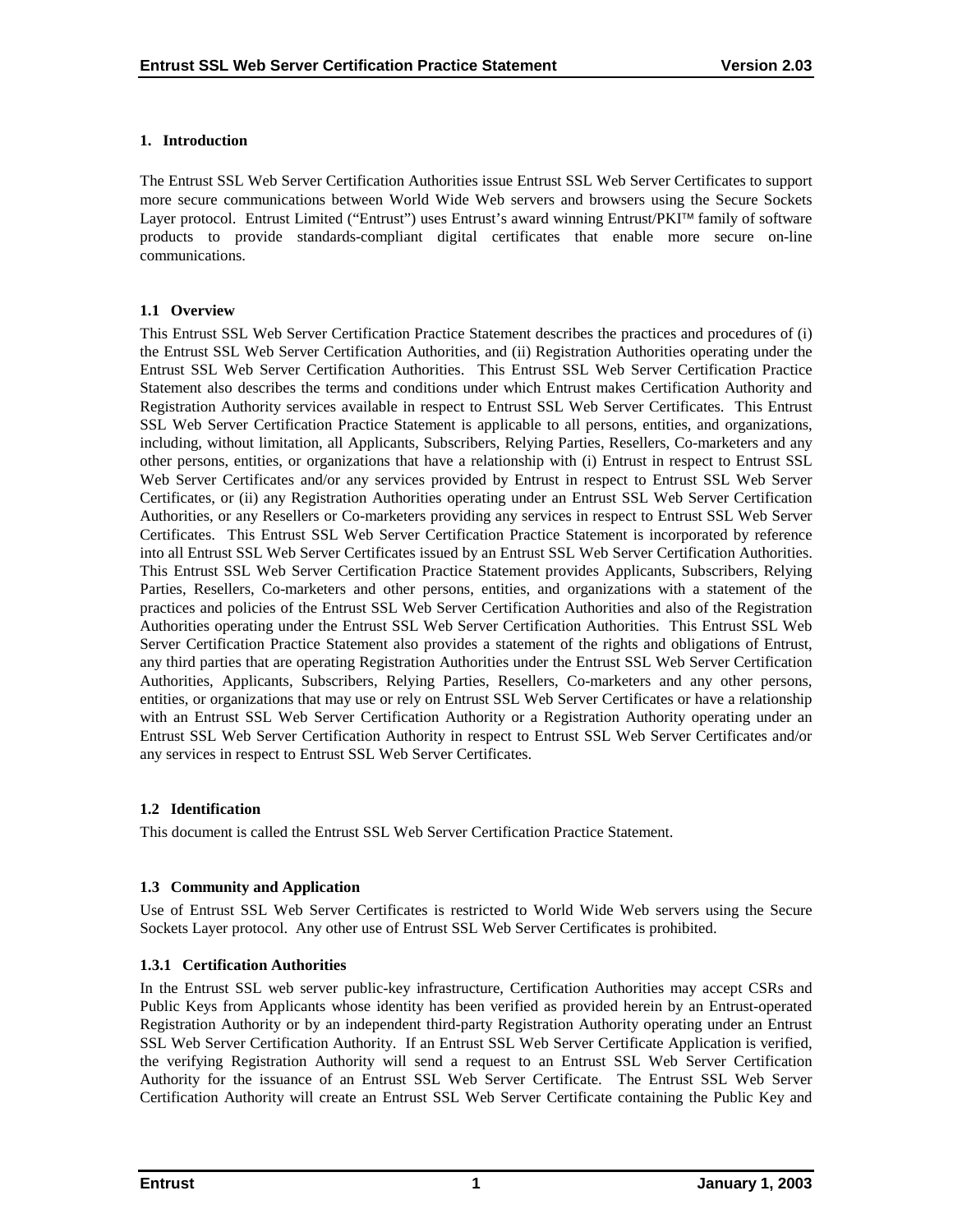# 1. Introduction

The Entrust SSL Web Server Certification Authorities issue Entrust SSL Web Server Certificates to support more secure communications between World Wide Web servers and browsers using the Secure Sockets Layer protocol. Entrust Limited ("Entrust") uses Entrust's award winning Entrust/PKI™ family of software products to provide standards-compliant digital certificates that enable more secure on-line communications.

## 1.1 Overview

This Entrust SSL Web Server Certification Practice Statement describes the practices and procedures of (i) the Entrust SSL Web Server Certification Authorities, and (ii) Registration Authorities operating under the Entrust SSL Web Server Certification Authorities. This Entrust SSL Web Server Certification Practice Statement also describes the terms and conditions under which Entrust makes Certification Authority and Registration Authority services available in respect to Entrust SSL Web Server Certificates. This Entrust SSL Web Server Certification Practice Statement is applicable to all persons, entities, and organizations, including, without limitation, all Applicants, Subscribers, Relying Parties, Resellers, Co-marketers and any other persons, entities, or organizations that have a relationship with (i) Entrust in respect to Entrust SSL Web Server Certificates and/or any services provided by Entrust in respect to Entrust SSL Web Server Certificates, or (ii) any Registration Authorities operating under an Entrust SSL Web Server Certification Authorities, or any Resellers or Co-marketers providing any services in respect to Entrust SSL Web Server Certificates. This Entrust SSL Web Server Certification Practice Statement is incorporated by reference into all Entrust SSL Web Server Certificates issued by an Entrust SSL Web Server Certification Authorities. This Entrust SSL Web Server Certification Practice Statement provides Applicants, Subscribers, Relying Parties, Resellers, Co-marketers and other persons, entities, and organizations with a statement of the practices and policies of the Entrust SSL Web Server Certification Authorities and also of the Registration Authorities operating under the Entrust SSL Web Server Certification Authorities. This Entrust SSL Web Server Certification Practice Statement also provides a statement of the rights and obligations of Entrust, any third parties that are operating Registration Authorities under the Entrust SSL Web Server Certification Authorities, Applicants, Subscribers, Relying Parties, Resellers, Co-marketers and any other persons, entities, or organizations that may use or rely on Entrust SSL Web Server Certificates or have a relationship with an Entrust SSL Web Server Certification Authority or a Registration Authority operating under an Entrust SSL Web Server Certification Authority in respect to Entrust SSL Web Server Certificates and/or any services in respect to Entrust SSL Web Server Certificates.

## 1.2 Identification

This document is called the Entrust SSL Web Server Certification Practice Statement.

## 1.3 Community and Application

Use of Entrust SSL Web Server Certificates is restricted to World Wide Web servers using the Secure Sockets Layer protocol. Any other use of Entrust SSL Web Server Certificates is prohibited.

### 1.3.1 Certification Authorities

In the Entrust SSL web server public-key infrastructure, Certification Authorities may accept CSRs and Public Keys from Applicants whose identity has been verified as provided herein by an Entrust-operated Registration Authority or by an independent third-party Registration Authority operating under an Entrust SSL Web Server Certification Authority. If an Entrust SSL Web Server Certificate Application is verified, the verifying Registration Authority will send a request to an Entrust SSL Web Server Certification Authority for the issuance of an Entrust SSL Web Server Certificate. The Entrust SSL Web Server Certification Authority will create an Entrust SSL Web Server Certificate containing the Public Key and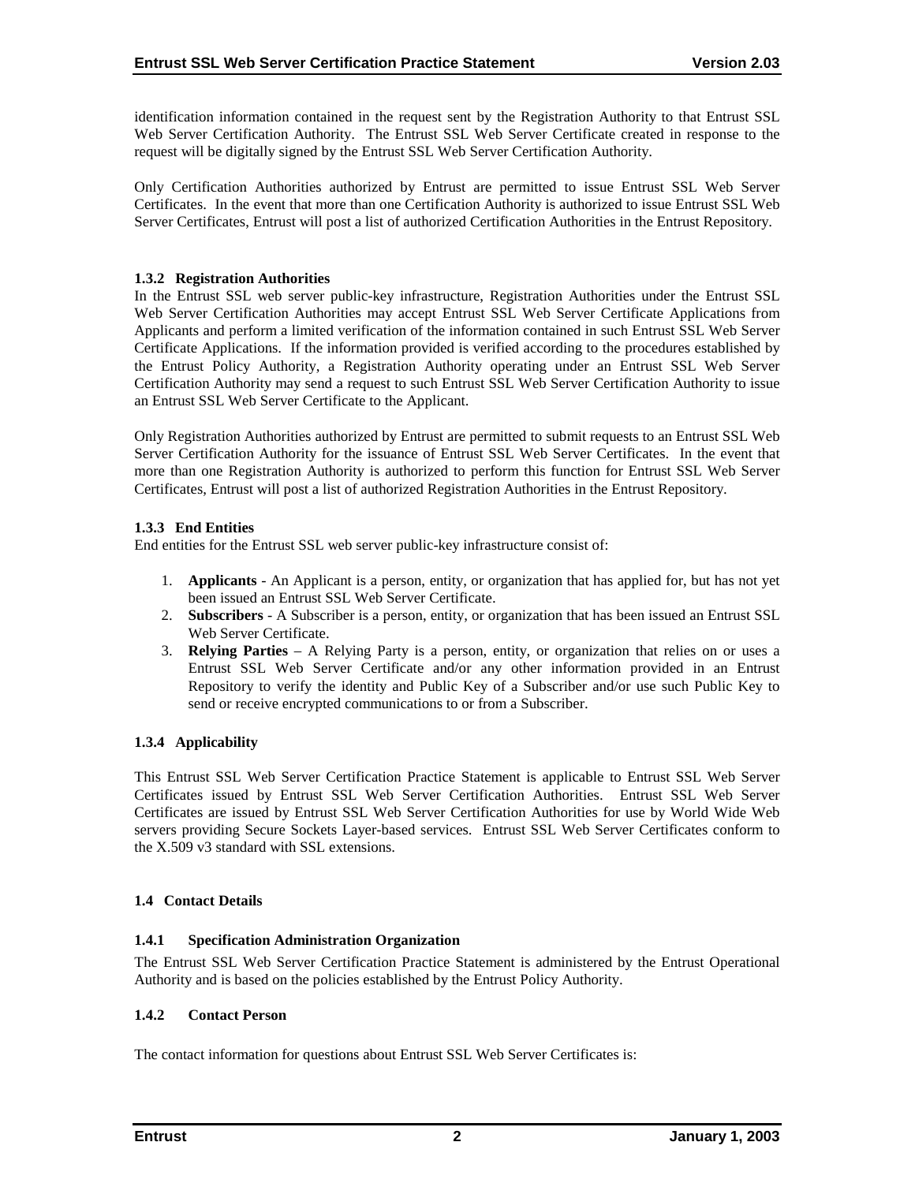identification information contained in the request sent by the Registration Authority to that Entrust SSL Web Server Certification Authority. The Entrust SSL Web Server Certificate created in response to the request will be digitally signed by the Entrust SSL Web Server Certification Authority.

Only Certification Authorities authorized by Entrust are permitted to issue Entrust SSL Web Server Certificates. In the event that more than one Certification Authority is authorized to issue Entrust SSL Web Server Certificates, Entrust will post a list of authorized Certification Authorities in the Entrust Repository.

#### 1.3.2 Registration Authorities

In the Entrust SSL web server public-key infrastructure, Registration Authorities under the Entrust SSL Web Server Certification Authorities may accept Entrust SSL Web Server Certificate Applications from Applicants and perform a limited verification of the information contained in such Entrust SSL Web Server Certificate Applications. If the information provided is verified according to the procedures established by the Entrust Policy Authority, a Registration Authority operating under an Entrust SSL Web Server Certification Authority may send a request to such Entrust SSL Web Server Certification Authority to issue an Entrust SSL Web Server Certificate to the Applicant.

Only Registration Authorities authorized by Entrust are permitted to submit requests to an Entrust SSL Web Server Certification Authority for the issuance of Entrust SSL Web Server Certificates. In the event that more than one Registration Authority is authorized to perform this function for Entrust SSL Web Server Certificates, Entrust will post a list of authorized Registration Authorities in the Entrust Repository.

#### 1.3.3 End Entities

End entities for the Entrust SSL web server public-key infrastructure consist of:

1. **Applicants** - An Applicant is a person, entity, or organization that has applied for, but has not yet been issued an Entrust SSL Web Server Certificate.
2. **Subscribers** - A Subscriber is a person, entity, or organization that has been issued an Entrust SSL Web Server Certificate.
3. **Relying Parties** – A Relying Party is a person, entity, or organization that relies on or uses a Entrust SSL Web Server Certificate and/or any other information provided in an Entrust Repository to verify the identity and Public Key of a Subscriber and/or use such Public Key to send or receive encrypted communications to or from a Subscriber.

#### 1.3.4 Applicability

This Entrust SSL Web Server Certification Practice Statement is applicable to Entrust SSL Web Server Certificates issued by Entrust SSL Web Server Certification Authorities. Entrust SSL Web Server Certificates are issued by Entrust SSL Web Server Certification Authorities for use by World Wide Web servers providing Secure Sockets Layer-based services. Entrust SSL Web Server Certificates conform to the X.509 v3 standard with SSL extensions.

### 1.4 Contact Details

#### 1.4.1 Specification Administration Organization

The Entrust SSL Web Server Certification Practice Statement is administered by the Entrust Operational Authority and is based on the policies established by the Entrust Policy Authority.

#### 1.4.2 Contact Person

The contact information for questions about Entrust SSL Web Server Certificates is: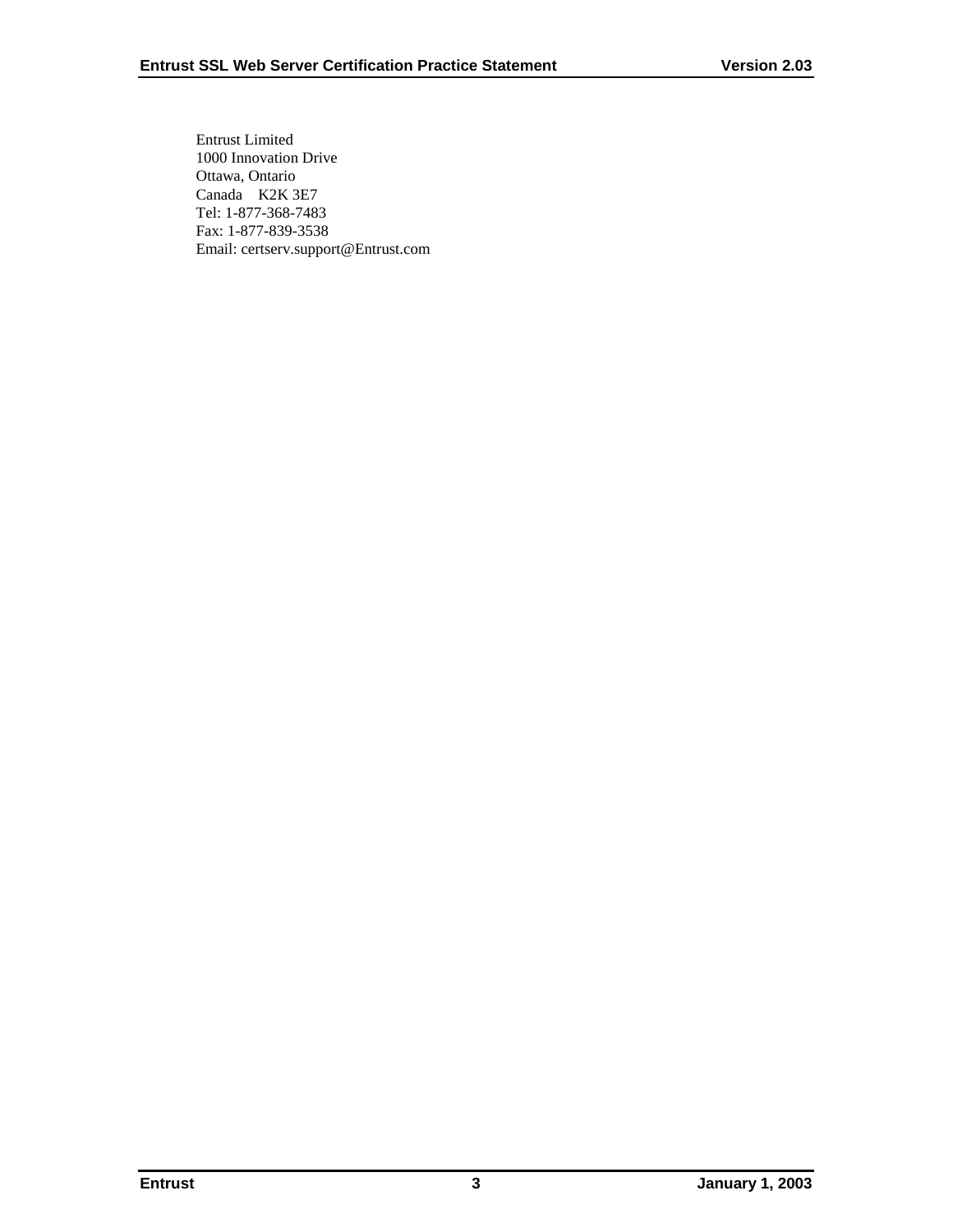Entrust Limited
1000 Innovation Drive
Ottawa, Ontario
Canada K2K 3E7
Tel: 1-877-368-7483
Fax: 1-877-839-3538
Email: certserv.support@Entrust.com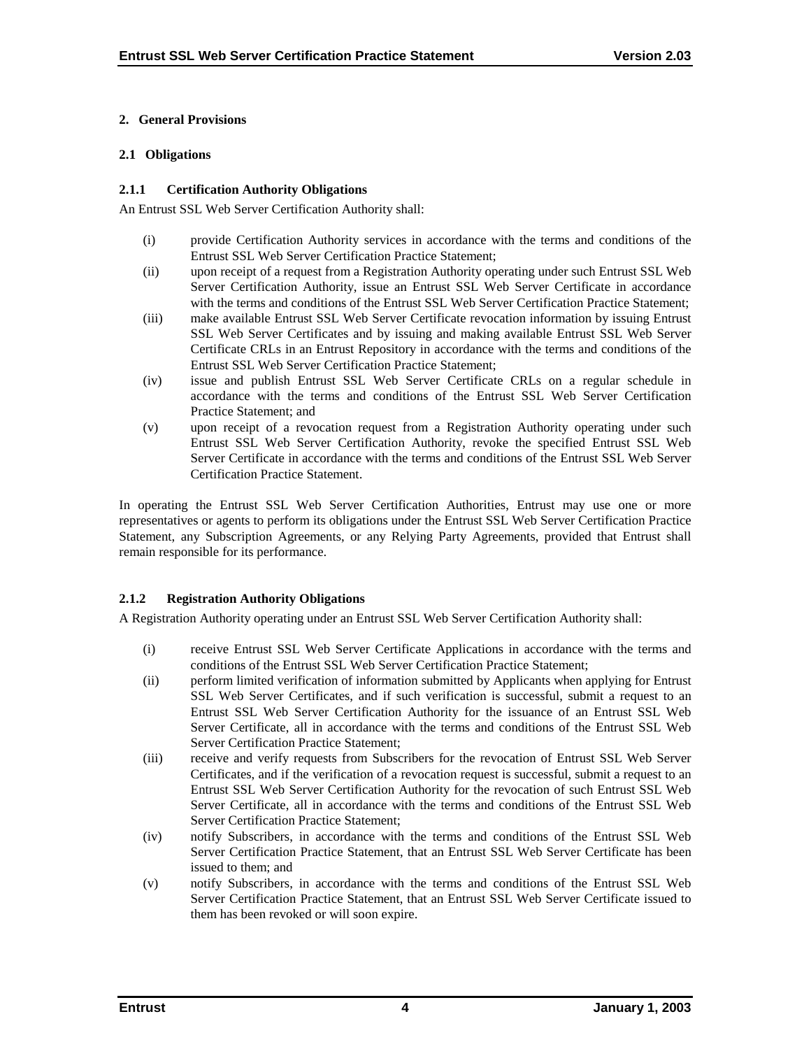## 2. General Provisions

### 2.1 Obligations

#### 2.1.1 Certification Authority Obligations

An Entrust SSL Web Server Certification Authority shall:

- (i) provide Certification Authority services in accordance with the terms and conditions of the Entrust SSL Web Server Certification Practice Statement;
- (ii) upon receipt of a request from a Registration Authority operating under such Entrust SSL Web Server Certification Authority, issue an Entrust SSL Web Server Certificate in accordance with the terms and conditions of the Entrust SSL Web Server Certification Practice Statement;
- (iii) make available Entrust SSL Web Server Certificate revocation information by issuing Entrust SSL Web Server Certificates and by issuing and making available Entrust SSL Web Server Certificate CRLs in an Entrust Repository in accordance with the terms and conditions of the Entrust SSL Web Server Certification Practice Statement;
- (iv) issue and publish Entrust SSL Web Server Certificate CRLs on a regular schedule in accordance with the terms and conditions of the Entrust SSL Web Server Certification Practice Statement; and
- (v) upon receipt of a revocation request from a Registration Authority operating under such Entrust SSL Web Server Certification Authority, revoke the specified Entrust SSL Web Server Certificate in accordance with the terms and conditions of the Entrust SSL Web Server Certification Practice Statement.

In operating the Entrust SSL Web Server Certification Authorities, Entrust may use one or more representatives or agents to perform its obligations under the Entrust SSL Web Server Certification Practice Statement, any Subscription Agreements, or any Relying Party Agreements, provided that Entrust shall remain responsible for its performance.

#### 2.1.2 Registration Authority Obligations

A Registration Authority operating under an Entrust SSL Web Server Certification Authority shall:

- (i) receive Entrust SSL Web Server Certificate Applications in accordance with the terms and conditions of the Entrust SSL Web Server Certification Practice Statement;
- (ii) perform limited verification of information submitted by Applicants when applying for Entrust SSL Web Server Certificates, and if such verification is successful, submit a request to an Entrust SSL Web Server Certification Authority for the issuance of an Entrust SSL Web Server Certificate, all in accordance with the terms and conditions of the Entrust SSL Web Server Certification Practice Statement;
- (iii) receive and verify requests from Subscribers for the revocation of Entrust SSL Web Server Certificates, and if the verification of a revocation request is successful, submit a request to an Entrust SSL Web Server Certification Authority for the revocation of such Entrust SSL Web Server Certificate, all in accordance with the terms and conditions of the Entrust SSL Web Server Certification Practice Statement;
- (iv) notify Subscribers, in accordance with the terms and conditions of the Entrust SSL Web Server Certification Practice Statement, that an Entrust SSL Web Server Certificate has been issued to them; and
- (v) notify Subscribers, in accordance with the terms and conditions of the Entrust SSL Web Server Certification Practice Statement, that an Entrust SSL Web Server Certificate issued to them has been revoked or will soon expire.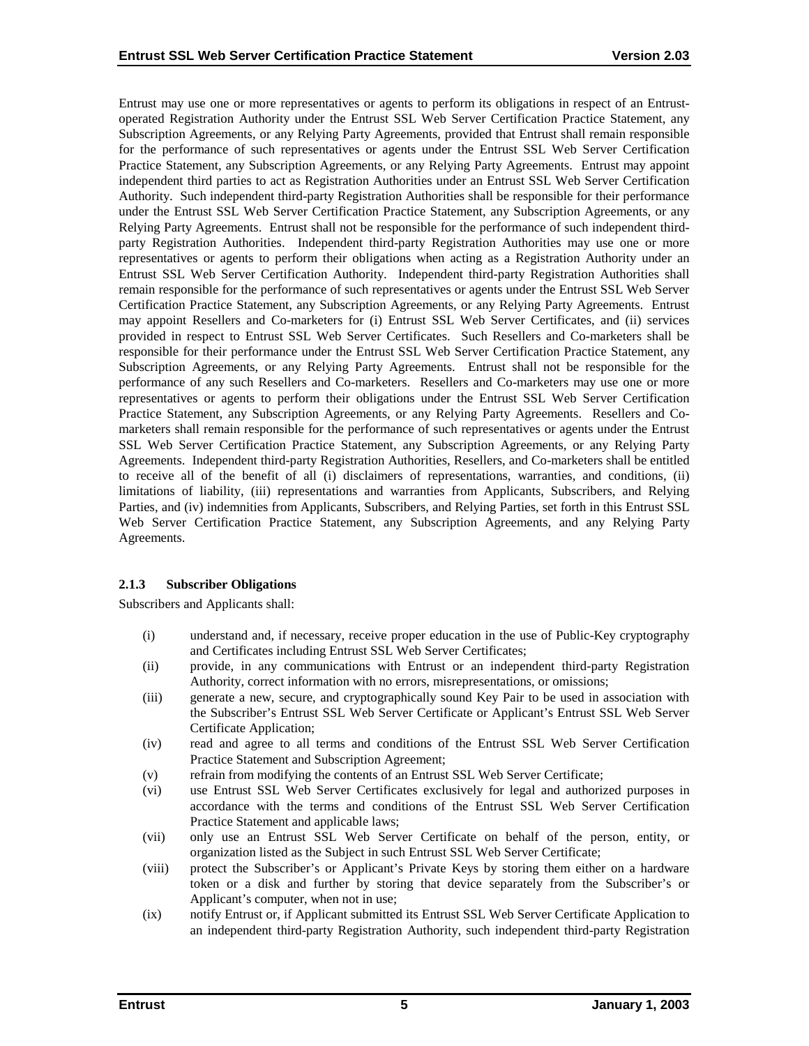Entrust may use one or more representatives or agents to perform its obligations in respect of an Entrust-operated Registration Authority under the Entrust SSL Web Server Certification Practice Statement, any Subscription Agreements, or any Relying Party Agreements, provided that Entrust shall remain responsible for the performance of such representatives or agents under the Entrust SSL Web Server Certification Practice Statement, any Subscription Agreements, or any Relying Party Agreements. Entrust may appoint independent third parties to act as Registration Authorities under an Entrust SSL Web Server Certification Authority. Such independent third-party Registration Authorities shall be responsible for their performance under the Entrust SSL Web Server Certification Practice Statement, any Subscription Agreements, or any Relying Party Agreements. Entrust shall not be responsible for the performance of such independent third-party Registration Authorities. Independent third-party Registration Authorities may use one or more representatives or agents to perform their obligations when acting as a Registration Authority under an Entrust SSL Web Server Certification Authority. Independent third-party Registration Authorities shall remain responsible for the performance of such representatives or agents under the Entrust SSL Web Server Certification Practice Statement, any Subscription Agreements, or any Relying Party Agreements. Entrust may appoint Resellers and Co-marketers for (i) Entrust SSL Web Server Certificates, and (ii) services provided in respect to Entrust SSL Web Server Certificates. Such Resellers and Co-marketers shall be responsible for their performance under the Entrust SSL Web Server Certification Practice Statement, any Subscription Agreements, or any Relying Party Agreements. Entrust shall not be responsible for the performance of any such Resellers and Co-marketers. Resellers and Co-marketers may use one or more representatives or agents to perform their obligations under the Entrust SSL Web Server Certification Practice Statement, any Subscription Agreements, or any Relying Party Agreements. Resellers and Co-marketers shall remain responsible for the performance of such representatives or agents under the Entrust SSL Web Server Certification Practice Statement, any Subscription Agreements, or any Relying Party Agreements. Independent third-party Registration Authorities, Resellers, and Co-marketers shall be entitled to receive all of the benefit of all (i) disclaimers of representations, warranties, and conditions, (ii) limitations of liability, (iii) representations and warranties from Applicants, Subscribers, and Relying Parties, and (iv) indemnities from Applicants, Subscribers, and Relying Parties, set forth in this Entrust SSL Web Server Certification Practice Statement, any Subscription Agreements, and any Relying Party Agreements.

### 2.1.3 Subscriber Obligations

Subscribers and Applicants shall:

(i) understand and, if necessary, receive proper education in the use of Public-Key cryptography and Certificates including Entrust SSL Web Server Certificates;

(ii) provide, in any communications with Entrust or an independent third-party Registration Authority, correct information with no errors, misrepresentations, or omissions;

(iii) generate a new, secure, and cryptographically sound Key Pair to be used in association with the Subscriber's Entrust SSL Web Server Certificate or Applicant's Entrust SSL Web Server Certificate Application;

(iv) read and agree to all terms and conditions of the Entrust SSL Web Server Certification Practice Statement and Subscription Agreement;

(v) refrain from modifying the contents of an Entrust SSL Web Server Certificate;

(vi) use Entrust SSL Web Server Certificates exclusively for legal and authorized purposes in accordance with the terms and conditions of the Entrust SSL Web Server Certification Practice Statement and applicable laws;

(vii) only use an Entrust SSL Web Server Certificate on behalf of the person, entity, or organization listed as the Subject in such Entrust SSL Web Server Certificate;

(viii) protect the Subscriber's or Applicant's Private Keys by storing them either on a hardware token or a disk and further by storing that device separately from the Subscriber's or Applicant's computer, when not in use;

(ix) notify Entrust or, if Applicant submitted its Entrust SSL Web Server Certificate Application to an independent third-party Registration Authority, such independent third-party Registration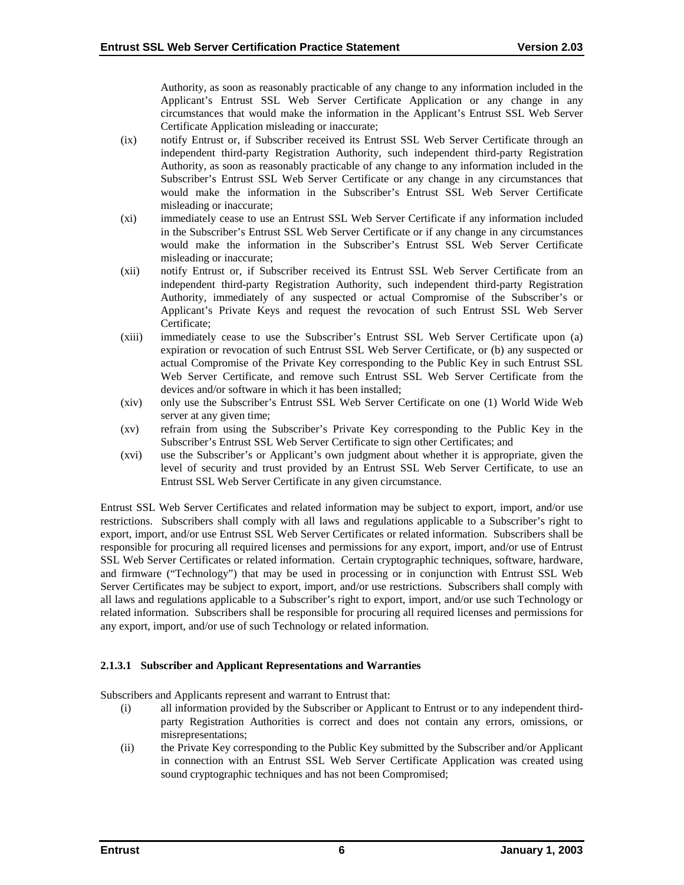Authority, as soon as reasonably practicable of any change to any information included in the Applicant's Entrust SSL Web Server Certificate Application or any change in any circumstances that would make the information in the Applicant's Entrust SSL Web Server Certificate Application misleading or inaccurate;

(ix) notify Entrust or, if Subscriber received its Entrust SSL Web Server Certificate through an independent third-party Registration Authority, such independent third-party Registration Authority, as soon as reasonably practicable of any change to any information included in the Subscriber's Entrust SSL Web Server Certificate or any change in any circumstances that would make the information in the Subscriber's Entrust SSL Web Server Certificate misleading or inaccurate;

(xi) immediately cease to use an Entrust SSL Web Server Certificate if any information included in the Subscriber's Entrust SSL Web Server Certificate or if any change in any circumstances would make the information in the Subscriber's Entrust SSL Web Server Certificate misleading or inaccurate;

(xii) notify Entrust or, if Subscriber received its Entrust SSL Web Server Certificate from an independent third-party Registration Authority, such independent third-party Registration Authority, immediately of any suspected or actual Compromise of the Subscriber's or Applicant's Private Keys and request the revocation of such Entrust SSL Web Server Certificate;

(xiii) immediately cease to use the Subscriber's Entrust SSL Web Server Certificate upon (a) expiration or revocation of such Entrust SSL Web Server Certificate, or (b) any suspected or actual Compromise of the Private Key corresponding to the Public Key in such Entrust SSL Web Server Certificate, and remove such Entrust SSL Web Server Certificate from the devices and/or software in which it has been installed;

(xiv) only use the Subscriber's Entrust SSL Web Server Certificate on one (1) World Wide Web server at any given time;

(xv) refrain from using the Subscriber's Private Key corresponding to the Public Key in the Subscriber's Entrust SSL Web Server Certificate to sign other Certificates; and

(xvi) use the Subscriber's or Applicant's own judgment about whether it is appropriate, given the level of security and trust provided by an Entrust SSL Web Server Certificate, to use an Entrust SSL Web Server Certificate in any given circumstance.

Entrust SSL Web Server Certificates and related information may be subject to export, import, and/or use restrictions. Subscribers shall comply with all laws and regulations applicable to a Subscriber's right to export, import, and/or use Entrust SSL Web Server Certificates or related information. Subscribers shall be responsible for procuring all required licenses and permissions for any export, import, and/or use of Entrust SSL Web Server Certificates or related information. Certain cryptographic techniques, software, hardware, and firmware ("Technology") that may be used in processing or in conjunction with Entrust SSL Web Server Certificates may be subject to export, import, and/or use restrictions. Subscribers shall comply with all laws and regulations applicable to a Subscriber's right to export, import, and/or use such Technology or related information. Subscribers shall be responsible for procuring all required licenses and permissions for any export, import, and/or use of such Technology or related information.

#### 2.1.3.1 Subscriber and Applicant Representations and Warranties

Subscribers and Applicants represent and warrant to Entrust that:

(i) all information provided by the Subscriber or Applicant to Entrust or to any independent third-party Registration Authorities is correct and does not contain any errors, omissions, or misrepresentations;

(ii) the Private Key corresponding to the Public Key submitted by the Subscriber and/or Applicant in connection with an Entrust SSL Web Server Certificate Application was created using sound cryptographic techniques and has not been Compromised;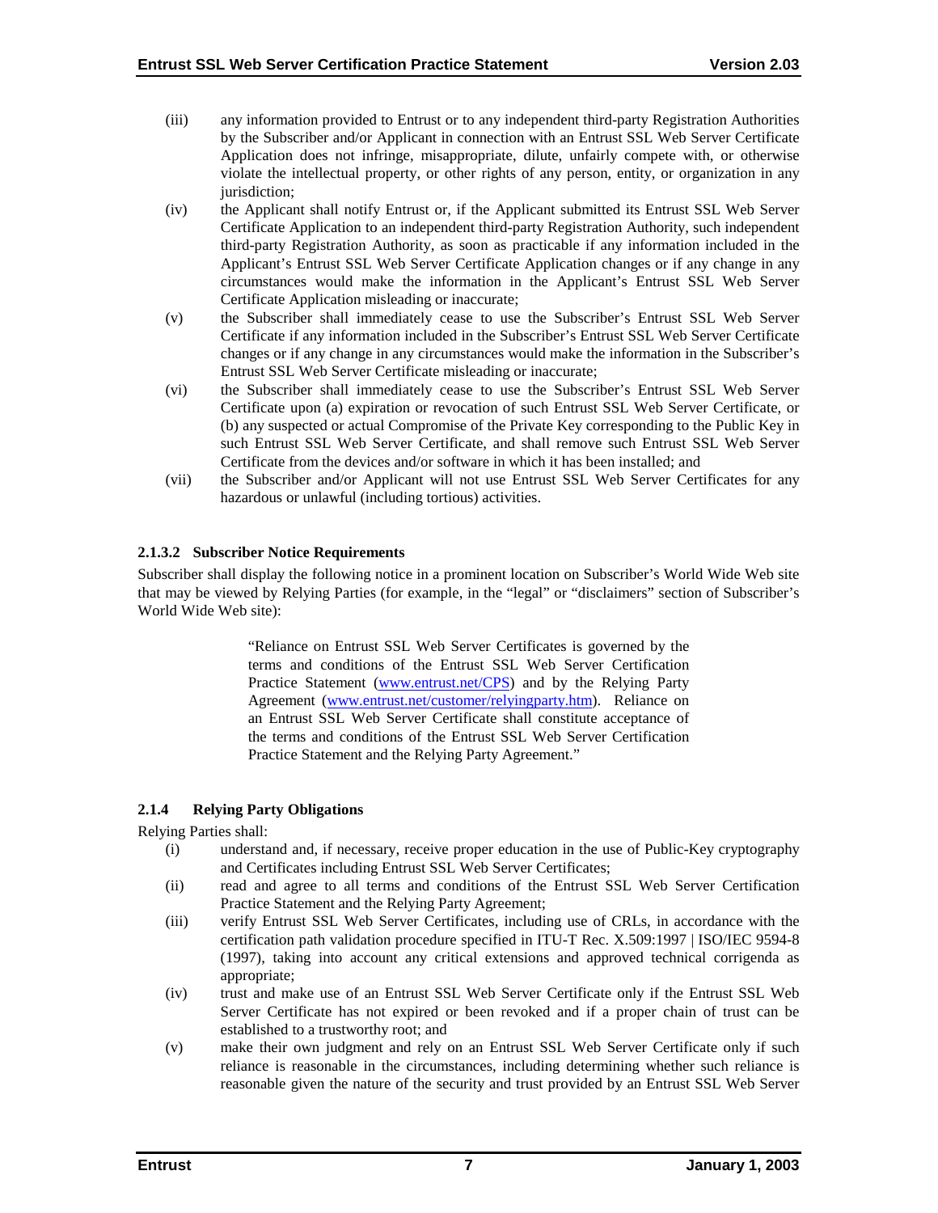(iii) any information provided to Entrust or to any independent third-party Registration Authorities by the Subscriber and/or Applicant in connection with an Entrust SSL Web Server Certificate Application does not infringe, misappropriate, dilute, unfairly compete with, or otherwise violate the intellectual property, or other rights of any person, entity, or organization in any jurisdiction;

(iv) the Applicant shall notify Entrust or, if the Applicant submitted its Entrust SSL Web Server Certificate Application to an independent third-party Registration Authority, such independent third-party Registration Authority, as soon as practicable if any information included in the Applicant's Entrust SSL Web Server Certificate Application changes or if any change in any circumstances would make the information in the Applicant's Entrust SSL Web Server Certificate Application misleading or inaccurate;

(v) the Subscriber shall immediately cease to use the Subscriber's Entrust SSL Web Server Certificate if any information included in the Subscriber's Entrust SSL Web Server Certificate changes or if any change in any circumstances would make the information in the Subscriber's Entrust SSL Web Server Certificate misleading or inaccurate;

(vi) the Subscriber shall immediately cease to use the Subscriber's Entrust SSL Web Server Certificate upon (a) expiration or revocation of such Entrust SSL Web Server Certificate, or (b) any suspected or actual Compromise of the Private Key corresponding to the Public Key in such Entrust SSL Web Server Certificate, and shall remove such Entrust SSL Web Server Certificate from the devices and/or software in which it has been installed; and

(vii) the Subscriber and/or Applicant will not use Entrust SSL Web Server Certificates for any hazardous or unlawful (including tortious) activities.

#### 2.1.3.2 Subscriber Notice Requirements

Subscriber shall display the following notice in a prominent location on Subscriber's World Wide Web site that may be viewed by Relying Parties (for example, in the "legal" or "disclaimers" section of Subscriber's World Wide Web site):

> "Reliance on Entrust SSL Web Server Certificates is governed by the terms and conditions of the Entrust SSL Web Server Certification Practice Statement (www.entrust.net/CPS) and by the Relying Party Agreement (www.entrust.net/customer/relyingparty.htm). Reliance on an Entrust SSL Web Server Certificate shall constitute acceptance of the terms and conditions of the Entrust SSL Web Server Certification Practice Statement and the Relying Party Agreement."

### 2.1.4 Relying Party Obligations

Relying Parties shall:

(i) understand and, if necessary, receive proper education in the use of Public-Key cryptography and Certificates including Entrust SSL Web Server Certificates;

(ii) read and agree to all terms and conditions of the Entrust SSL Web Server Certification Practice Statement and the Relying Party Agreement;

(iii) verify Entrust SSL Web Server Certificates, including use of CRLs, in accordance with the certification path validation procedure specified in ITU-T Rec. X.509:1997 | ISO/IEC 9594-8 (1997), taking into account any critical extensions and approved technical corrigenda as appropriate;

(iv) trust and make use of an Entrust SSL Web Server Certificate only if the Entrust SSL Web Server Certificate has not expired or been revoked and if a proper chain of trust can be established to a trustworthy root; and

(v) make their own judgment and rely on an Entrust SSL Web Server Certificate only if such reliance is reasonable in the circumstances, including determining whether such reliance is reasonable given the nature of the security and trust provided by an Entrust SSL Web Server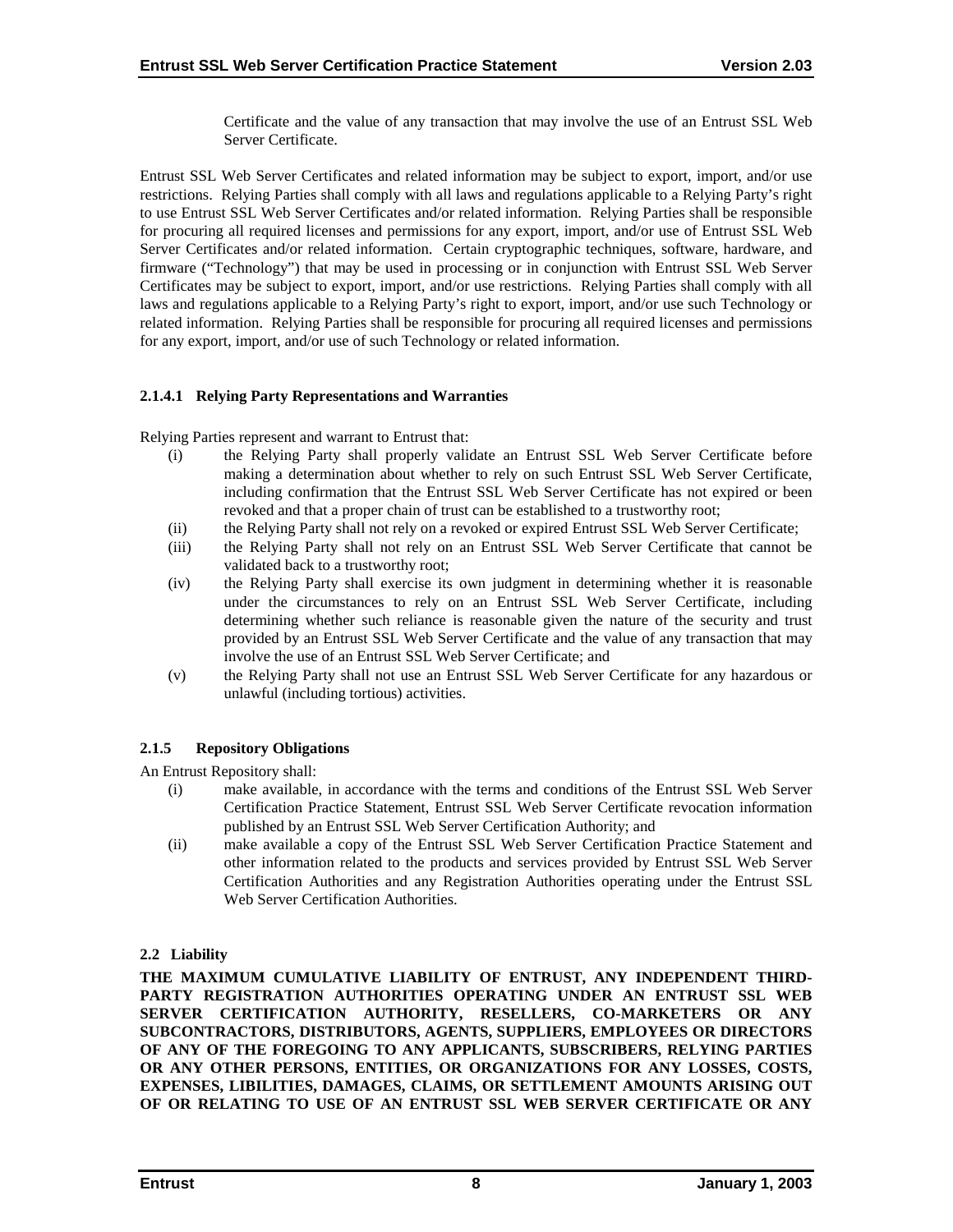Certificate and the value of any transaction that may involve the use of an Entrust SSL Web Server Certificate.

Entrust SSL Web Server Certificates and related information may be subject to export, import, and/or use restrictions. Relying Parties shall comply with all laws and regulations applicable to a Relying Party's right to use Entrust SSL Web Server Certificates and/or related information. Relying Parties shall be responsible for procuring all required licenses and permissions for any export, import, and/or use of Entrust SSL Web Server Certificates and/or related information. Certain cryptographic techniques, software, hardware, and firmware ("Technology") that may be used in processing or in conjunction with Entrust SSL Web Server Certificates may be subject to export, import, and/or use restrictions. Relying Parties shall comply with all laws and regulations applicable to a Relying Party's right to export, import, and/or use such Technology or related information. Relying Parties shall be responsible for procuring all required licenses and permissions for any export, import, and/or use of such Technology or related information.

#### 2.1.4.1 Relying Party Representations and Warranties

Relying Parties represent and warrant to Entrust that:

- (i) the Relying Party shall properly validate an Entrust SSL Web Server Certificate before making a determination about whether to rely on such Entrust SSL Web Server Certificate, including confirmation that the Entrust SSL Web Server Certificate has not expired or been revoked and that a proper chain of trust can be established to a trustworthy root;
- (ii) the Relying Party shall not rely on a revoked or expired Entrust SSL Web Server Certificate;
- (iii) the Relying Party shall not rely on an Entrust SSL Web Server Certificate that cannot be validated back to a trustworthy root;
- (iv) the Relying Party shall exercise its own judgment in determining whether it is reasonable under the circumstances to rely on an Entrust SSL Web Server Certificate, including determining whether such reliance is reasonable given the nature of the security and trust provided by an Entrust SSL Web Server Certificate and the value of any transaction that may involve the use of an Entrust SSL Web Server Certificate; and
- (v) the Relying Party shall not use an Entrust SSL Web Server Certificate for any hazardous or unlawful (including tortious) activities.

### 2.1.5 Repository Obligations

An Entrust Repository shall:

- (i) make available, in accordance with the terms and conditions of the Entrust SSL Web Server Certification Practice Statement, Entrust SSL Web Server Certificate revocation information published by an Entrust SSL Web Server Certification Authority; and
- (ii) make available a copy of the Entrust SSL Web Server Certification Practice Statement and other information related to the products and services provided by Entrust SSL Web Server Certification Authorities and any Registration Authorities operating under the Entrust SSL Web Server Certification Authorities.

## 2.2 Liability

**THE MAXIMUM CUMULATIVE LIABILITY OF ENTRUST, ANY INDEPENDENT THIRD-PARTY REGISTRATION AUTHORITIES OPERATING UNDER AN ENTRUST SSL WEB SERVER CERTIFICATION AUTHORITY, RESELLERS, CO-MARKETERS OR ANY SUBCONTRACTORS, DISTRIBUTORS, AGENTS, SUPPLIERS, EMPLOYEES OR DIRECTORS OF ANY OF THE FOREGOING TO ANY APPLICANTS, SUBSCRIBERS, RELYING PARTIES OR ANY OTHER PERSONS, ENTITIES, OR ORGANIZATIONS FOR ANY LOSSES, COSTS, EXPENSES, LIABILITIES, DAMAGES, CLAIMS, OR SETTLEMENT AMOUNTS ARISING OUT OF OR RELATING TO USE OF AN ENTRUST SSL WEB SERVER CERTIFICATE OR ANY**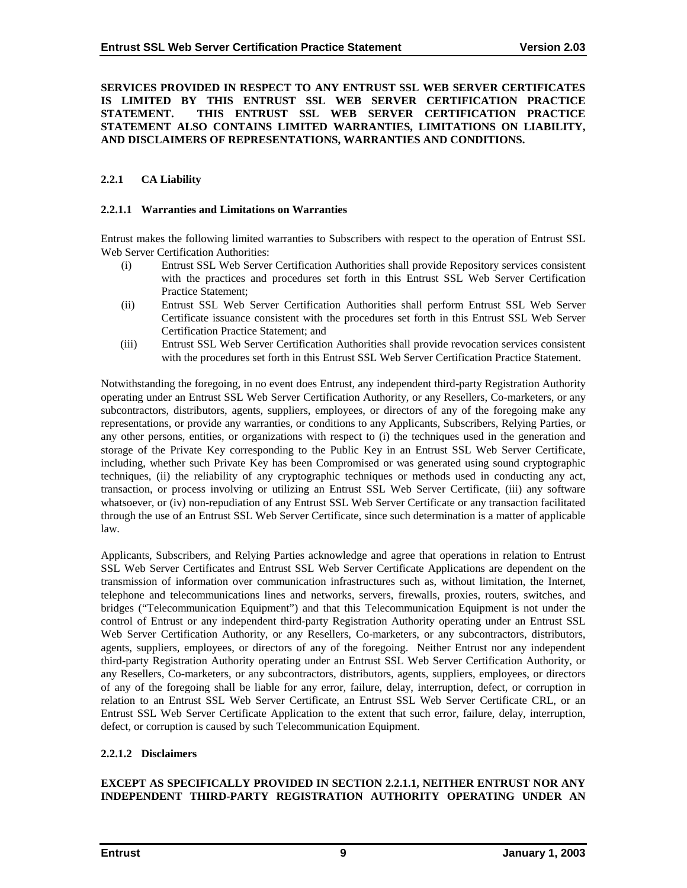**SERVICES PROVIDED IN RESPECT TO ANY ENTRUST SSL WEB SERVER CERTIFICATES IS LIMITED BY THIS ENTRUST SSL WEB SERVER CERTIFICATION PRACTICE STATEMENT. THIS ENTRUST SSL WEB SERVER CERTIFICATION PRACTICE STATEMENT ALSO CONTAINS LIMITED WARRANTIES, LIMITATIONS ON LIABILITY, AND DISCLAIMERS OF REPRESENTATIONS, WARRANTIES AND CONDITIONS.**

### 2.2.1 CA Liability

#### 2.2.1.1 Warranties and Limitations on Warranties

Entrust makes the following limited warranties to Subscribers with respect to the operation of Entrust SSL Web Server Certification Authorities:

(i) Entrust SSL Web Server Certification Authorities shall provide Repository services consistent with the practices and procedures set forth in this Entrust SSL Web Server Certification Practice Statement;

(ii) Entrust SSL Web Server Certification Authorities shall perform Entrust SSL Web Server Certificate issuance consistent with the procedures set forth in this Entrust SSL Web Server Certification Practice Statement; and

(iii) Entrust SSL Web Server Certification Authorities shall provide revocation services consistent with the procedures set forth in this Entrust SSL Web Server Certification Practice Statement.

Notwithstanding the foregoing, in no event does Entrust, any independent third-party Registration Authority operating under an Entrust SSL Web Server Certification Authority, or any Resellers, Co-marketers, or any subcontractors, distributors, agents, suppliers, employees, or directors of any of the foregoing make any representations, or provide any warranties, or conditions to any Applicants, Subscribers, Relying Parties, or any other persons, entities, or organizations with respect to (i) the techniques used in the generation and storage of the Private Key corresponding to the Public Key in an Entrust SSL Web Server Certificate, including, whether such Private Key has been Compromised or was generated using sound cryptographic techniques, (ii) the reliability of any cryptographic techniques or methods used in conducting any act, transaction, or process involving or utilizing an Entrust SSL Web Server Certificate, (iii) any software whatsoever, or (iv) non-repudiation of any Entrust SSL Web Server Certificate or any transaction facilitated through the use of an Entrust SSL Web Server Certificate, since such determination is a matter of applicable law.

Applicants, Subscribers, and Relying Parties acknowledge and agree that operations in relation to Entrust SSL Web Server Certificates and Entrust SSL Web Server Certificate Applications are dependent on the transmission of information over communication infrastructures such as, without limitation, the Internet, telephone and telecommunications lines and networks, servers, firewalls, proxies, routers, switches, and bridges ("Telecommunication Equipment") and that this Telecommunication Equipment is not under the control of Entrust or any independent third-party Registration Authority operating under an Entrust SSL Web Server Certification Authority, or any Resellers, Co-marketers, or any subcontractors, distributors, agents, suppliers, employees, or directors of any of the foregoing. Neither Entrust nor any independent third-party Registration Authority operating under an Entrust SSL Web Server Certification Authority, or any Resellers, Co-marketers, or any subcontractors, distributors, agents, suppliers, employees, or directors of any of the foregoing shall be liable for any error, failure, delay, interruption, defect, or corruption in relation to an Entrust SSL Web Server Certificate, an Entrust SSL Web Server Certificate CRL, or an Entrust SSL Web Server Certificate Application to the extent that such error, failure, delay, interruption, defect, or corruption is caused by such Telecommunication Equipment.

#### 2.2.1.2 Disclaimers

**EXCEPT AS SPECIFICALLY PROVIDED IN SECTION 2.2.1.1, NEITHER ENTRUST NOR ANY INDEPENDENT THIRD-PARTY REGISTRATION AUTHORITY OPERATING UNDER AN**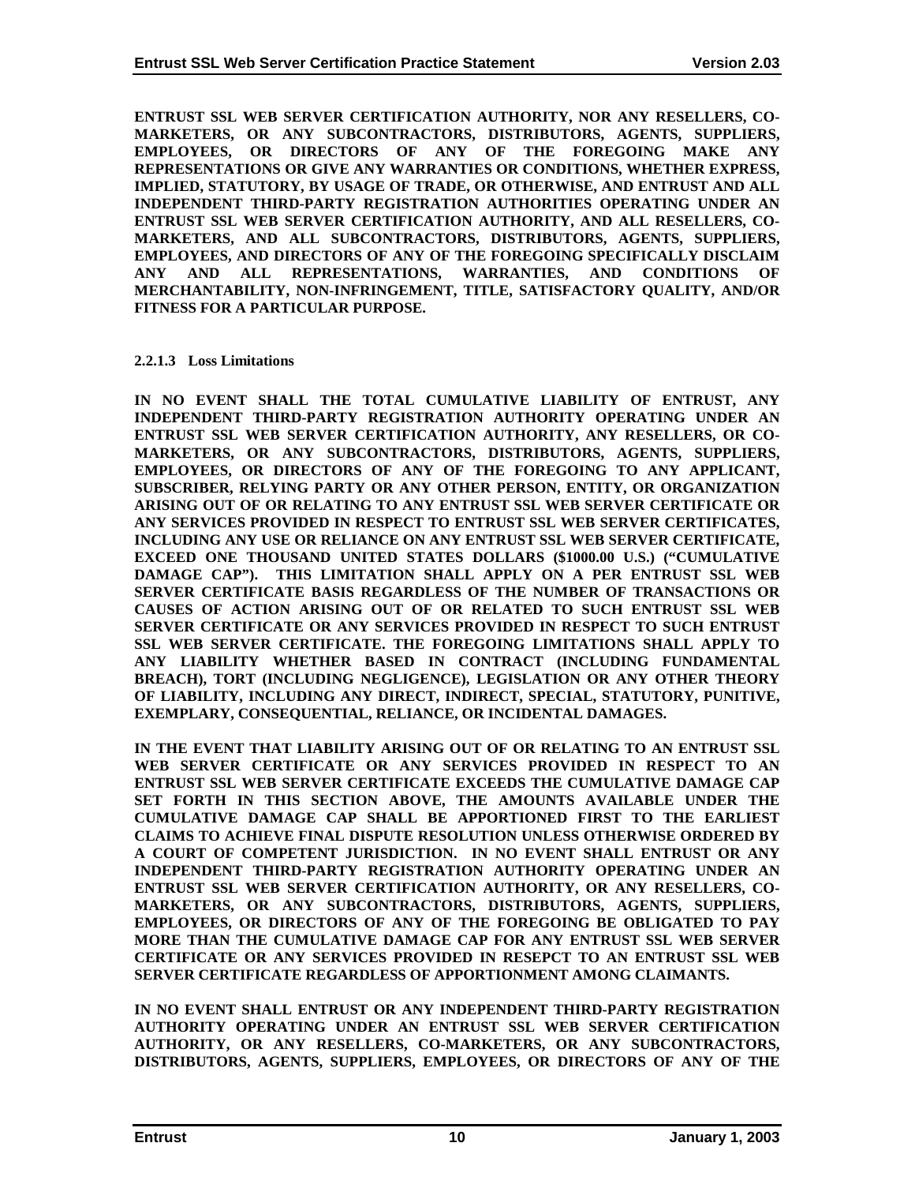**ENTRUST SSL WEB SERVER CERTIFICATION AUTHORITY, NOR ANY RESELLERS, CO-MARKETERS, OR ANY SUBCONTRACTORS, DISTRIBUTORS, AGENTS, SUPPLIERS, EMPLOYEES, OR DIRECTORS OF ANY OF THE FOREGOING MAKE ANY REPRESENTATIONS OR GIVE ANY WARRANTIES OR CONDITIONS, WHETHER EXPRESS, IMPLIED, STATUTORY, BY USAGE OF TRADE, OR OTHERWISE, AND ENTRUST AND ALL INDEPENDENT THIRD-PARTY REGISTRATION AUTHORITIES OPERATING UNDER AN ENTRUST SSL WEB SERVER CERTIFICATION AUTHORITY, AND ALL RESELLERS, CO-MARKETERS, AND ALL SUBCONTRACTORS, DISTRIBUTORS, AGENTS, SUPPLIERS, EMPLOYEES, AND DIRECTORS OF ANY OF THE FOREGOING SPECIFICALLY DISCLAIM ANY AND ALL REPRESENTATIONS, WARRANTIES, AND CONDITIONS OF MERCHANTABILITY, NON-INFRINGEMENT, TITLE, SATISFACTORY QUALITY, AND/OR FITNESS FOR A PARTICULAR PURPOSE.**

#### 2.2.1.3 Loss Limitations

**IN NO EVENT SHALL THE TOTAL CUMULATIVE LIABILITY OF ENTRUST, ANY INDEPENDENT THIRD-PARTY REGISTRATION AUTHORITY OPERATING UNDER AN ENTRUST SSL WEB SERVER CERTIFICATION AUTHORITY, ANY RESELLERS, OR CO-MARKETERS, OR ANY SUBCONTRACTORS, DISTRIBUTORS, AGENTS, SUPPLIERS, EMPLOYEES, OR DIRECTORS OF ANY OF THE FOREGOING TO ANY APPLICANT, SUBSCRIBER, RELYING PARTY OR ANY OTHER PERSON, ENTITY, OR ORGANIZATION ARISING OUT OF OR RELATING TO ANY ENTRUST SSL WEB SERVER CERTIFICATE OR ANY SERVICES PROVIDED IN RESPECT TO ENTRUST SSL WEB SERVER CERTIFICATES, INCLUDING ANY USE OR RELIANCE ON ANY ENTRUST SSL WEB SERVER CERTIFICATE, EXCEED ONE THOUSAND UNITED STATES DOLLARS ($1000.00 U.S.) ("CUMULATIVE DAMAGE CAP"). THIS LIMITATION SHALL APPLY ON A PER ENTRUST SSL WEB SERVER CERTIFICATE BASIS REGARDLESS OF THE NUMBER OF TRANSACTIONS OR CAUSES OF ACTION ARISING OUT OF OR RELATED TO SUCH ENTRUST SSL WEB SERVER CERTIFICATE OR ANY SERVICES PROVIDED IN RESPECT TO SUCH ENTRUST SSL WEB SERVER CERTIFICATE. THE FOREGOING LIMITATIONS SHALL APPLY TO ANY LIABILITY WHETHER BASED IN CONTRACT (INCLUDING FUNDAMENTAL BREACH), TORT (INCLUDING NEGLIGENCE), LEGISLATION OR ANY OTHER THEORY OF LIABILITY, INCLUDING ANY DIRECT, INDIRECT, SPECIAL, STATUTORY, PUNITIVE, EXEMPLARY, CONSEQUENTIAL, RELIANCE, OR INCIDENTAL DAMAGES.**

**IN THE EVENT THAT LIABILITY ARISING OUT OF OR RELATING TO AN ENTRUST SSL WEB SERVER CERTIFICATE OR ANY SERVICES PROVIDED IN RESPECT TO AN ENTRUST SSL WEB SERVER CERTIFICATE EXCEEDS THE CUMULATIVE DAMAGE CAP SET FORTH IN THIS SECTION ABOVE, THE AMOUNTS AVAILABLE UNDER THE CUMULATIVE DAMAGE CAP SHALL BE APPORTIONED FIRST TO THE EARLIEST CLAIMS TO ACHIEVE FINAL DISPUTE RESOLUTION UNLESS OTHERWISE ORDERED BY A COURT OF COMPETENT JURISDICTION. IN NO EVENT SHALL ENTRUST OR ANY INDEPENDENT THIRD-PARTY REGISTRATION AUTHORITY OPERATING UNDER AN ENTRUST SSL WEB SERVER CERTIFICATION AUTHORITY, OR ANY RESELLERS, CO-MARKETERS, OR ANY SUBCONTRACTORS, DISTRIBUTORS, AGENTS, SUPPLIERS, EMPLOYEES, OR DIRECTORS OF ANY OF THE FOREGOING BE OBLIGATED TO PAY MORE THAN THE CUMULATIVE DAMAGE CAP FOR ANY ENTRUST SSL WEB SERVER CERTIFICATE OR ANY SERVICES PROVIDED IN RESEPCT TO AN ENTRUST SSL WEB SERVER CERTIFICATE REGARDLESS OF APPORTIONMENT AMONG CLAIMANTS.**

**IN NO EVENT SHALL ENTRUST OR ANY INDEPENDENT THIRD-PARTY REGISTRATION AUTHORITY OPERATING UNDER AN ENTRUST SSL WEB SERVER CERTIFICATION AUTHORITY, OR ANY RESELLERS, CO-MARKETERS, OR ANY SUBCONTRACTORS, DISTRIBUTORS, AGENTS, SUPPLIERS, EMPLOYEES, OR DIRECTORS OF ANY OF THE**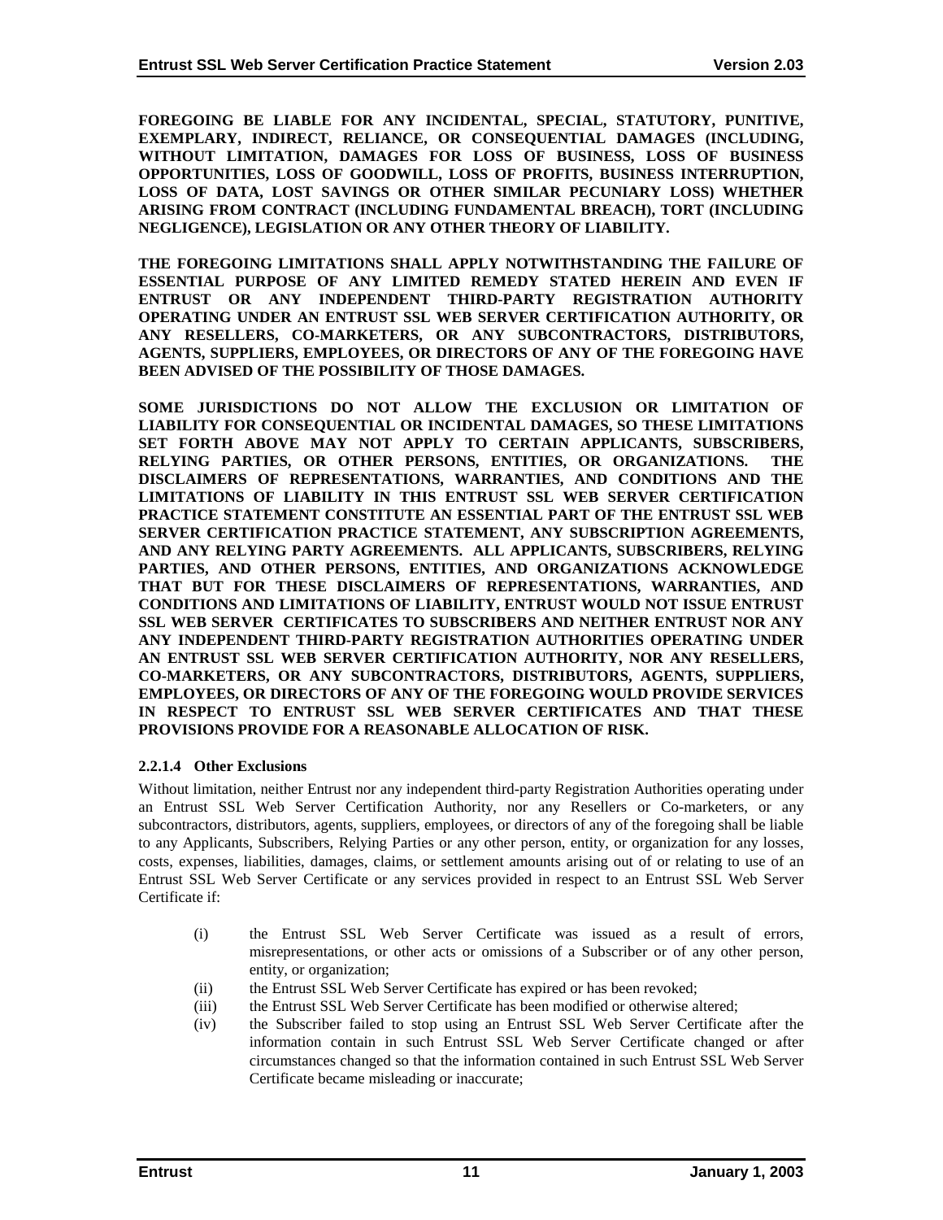**FOREGOING BE LIABLE FOR ANY INCIDENTAL, SPECIAL, STATUTORY, PUNITIVE, EXEMPLARY, INDIRECT, RELIANCE, OR CONSEQUENTIAL DAMAGES (INCLUDING, WITHOUT LIMITATION, DAMAGES FOR LOSS OF BUSINESS, LOSS OF BUSINESS OPPORTUNITIES, LOSS OF GOODWILL, LOSS OF PROFITS, BUSINESS INTERRUPTION, LOSS OF DATA, LOST SAVINGS OR OTHER SIMILAR PECUNIARY LOSS) WHETHER ARISING FROM CONTRACT (INCLUDING FUNDAMENTAL BREACH), TORT (INCLUDING NEGLIGENCE), LEGISLATION OR ANY OTHER THEORY OF LIABILITY.**

**THE FOREGOING LIMITATIONS SHALL APPLY NOTWITHSTANDING THE FAILURE OF ESSENTIAL PURPOSE OF ANY LIMITED REMEDY STATED HEREIN AND EVEN IF ENTRUST OR ANY INDEPENDENT THIRD-PARTY REGISTRATION AUTHORITY OPERATING UNDER AN ENTRUST SSL WEB SERVER CERTIFICATION AUTHORITY, OR ANY RESELLERS, CO-MARKETERS, OR ANY SUBCONTRACTORS, DISTRIBUTORS, AGENTS, SUPPLIERS, EMPLOYEES, OR DIRECTORS OF ANY OF THE FOREGOING HAVE BEEN ADVISED OF THE POSSIBILITY OF THOSE DAMAGES.**

**SOME JURISDICTIONS DO NOT ALLOW THE EXCLUSION OR LIMITATION OF LIABILITY FOR CONSEQUENTIAL OR INCIDENTAL DAMAGES, SO THESE LIMITATIONS SET FORTH ABOVE MAY NOT APPLY TO CERTAIN APPLICANTS, SUBSCRIBERS, RELYING PARTIES, OR OTHER PERSONS, ENTITIES, OR ORGANIZATIONS. THE DISCLAIMERS OF REPRESENTATIONS, WARRANTIES, AND CONDITIONS AND THE LIMITATIONS OF LIABILITY IN THIS ENTRUST SSL WEB SERVER CERTIFICATION PRACTICE STATEMENT CONSTITUTE AN ESSENTIAL PART OF THE ENTRUST SSL WEB SERVER CERTIFICATION PRACTICE STATEMENT, ANY SUBSCRIPTION AGREEMENTS, AND ANY RELYING PARTY AGREEMENTS. ALL APPLICANTS, SUBSCRIBERS, RELYING PARTIES, AND OTHER PERSONS, ENTITIES, AND ORGANIZATIONS ACKNOWLEDGE THAT BUT FOR THESE DISCLAIMERS OF REPRESENTATIONS, WARRANTIES, AND CONDITIONS AND LIMITATIONS OF LIABILITY, ENTRUST WOULD NOT ISSUE ENTRUST SSL WEB SERVER CERTIFICATES TO SUBSCRIBERS AND NEITHER ENTRUST NOR ANY ANY INDEPENDENT THIRD-PARTY REGISTRATION AUTHORITIES OPERATING UNDER AN ENTRUST SSL WEB SERVER CERTIFICATION AUTHORITY, NOR ANY RESELLERS, CO-MARKETERS, OR ANY SUBCONTRACTORS, DISTRIBUTORS, AGENTS, SUPPLIERS, EMPLOYEES, OR DIRECTORS OF ANY OF THE FOREGOING WOULD PROVIDE SERVICES IN RESPECT TO ENTRUST SSL WEB SERVER CERTIFICATES AND THAT THESE PROVISIONS PROVIDE FOR A REASONABLE ALLOCATION OF RISK.**

#### 2.2.1.4 Other Exclusions

Without limitation, neither Entrust nor any independent third-party Registration Authorities operating under an Entrust SSL Web Server Certification Authority, nor any Resellers or Co-marketers, or any subcontractors, distributors, agents, suppliers, employees, or directors of any of the foregoing shall be liable to any Applicants, Subscribers, Relying Parties or any other person, entity, or organization for any losses, costs, expenses, liabilities, damages, claims, or settlement amounts arising out of or relating to use of an Entrust SSL Web Server Certificate or any services provided in respect to an Entrust SSL Web Server Certificate if:

(i) the Entrust SSL Web Server Certificate was issued as a result of errors, misrepresentations, or other acts or omissions of a Subscriber or of any other person, entity, or organization;

(ii) the Entrust SSL Web Server Certificate has expired or has been revoked;

(iii) the Entrust SSL Web Server Certificate has been modified or otherwise altered;

(iv) the Subscriber failed to stop using an Entrust SSL Web Server Certificate after the information contain in such Entrust SSL Web Server Certificate changed or after circumstances changed so that the information contained in such Entrust SSL Web Server Certificate became misleading or inaccurate;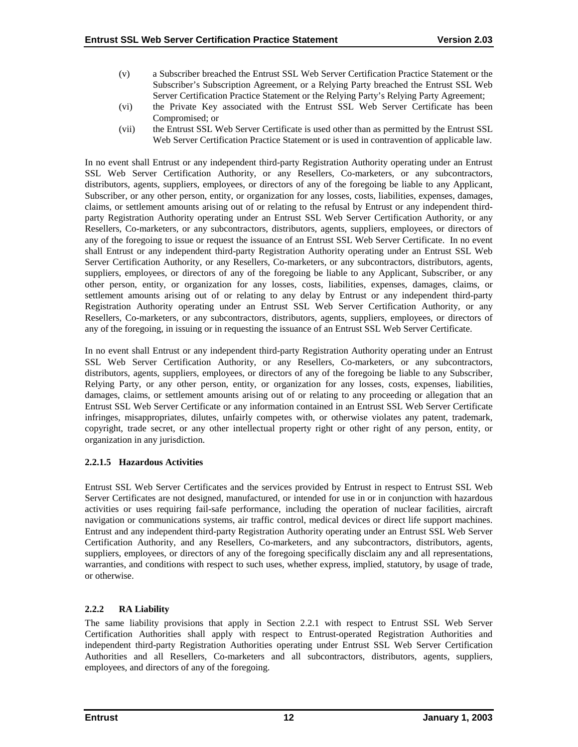(v) a Subscriber breached the Entrust SSL Web Server Certification Practice Statement or the Subscriber's Subscription Agreement, or a Relying Party breached the Entrust SSL Web Server Certification Practice Statement or the Relying Party's Relying Party Agreement;

(vi) the Private Key associated with the Entrust SSL Web Server Certificate has been Compromised; or

(vii) the Entrust SSL Web Server Certificate is used other than as permitted by the Entrust SSL Web Server Certification Practice Statement or is used in contravention of applicable law.

In no event shall Entrust or any independent third-party Registration Authority operating under an Entrust SSL Web Server Certification Authority, or any Resellers, Co-marketers, or any subcontractors, distributors, agents, suppliers, employees, or directors of any of the foregoing be liable to any Applicant, Subscriber, or any other person, entity, or organization for any losses, costs, liabilities, expenses, damages, claims, or settlement amounts arising out of or relating to the refusal by Entrust or any independent third-party Registration Authority operating under an Entrust SSL Web Server Certification Authority, or any Resellers, Co-marketers, or any subcontractors, distributors, agents, suppliers, employees, or directors of any of the foregoing to issue or request the issuance of an Entrust SSL Web Server Certificate. In no event shall Entrust or any independent third-party Registration Authority operating under an Entrust SSL Web Server Certification Authority, or any Resellers, Co-marketers, or any subcontractors, distributors, agents, suppliers, employees, or directors of any of the foregoing be liable to any Applicant, Subscriber, or any other person, entity, or organization for any losses, costs, liabilities, expenses, damages, claims, or settlement amounts arising out of or relating to any delay by Entrust or any independent third-party Registration Authority operating under an Entrust SSL Web Server Certification Authority, or any Resellers, Co-marketers, or any subcontractors, distributors, agents, suppliers, employees, or directors of any of the foregoing, in issuing or in requesting the issuance of an Entrust SSL Web Server Certificate.

In no event shall Entrust or any independent third-party Registration Authority operating under an Entrust SSL Web Server Certification Authority, or any Resellers, Co-marketers, or any subcontractors, distributors, agents, suppliers, employees, or directors of any of the foregoing be liable to any Subscriber, Relying Party, or any other person, entity, or organization for any losses, costs, expenses, liabilities, damages, claims, or settlement amounts arising out of or relating to any proceeding or allegation that an Entrust SSL Web Server Certificate or any information contained in an Entrust SSL Web Server Certificate infringes, misappropriates, dilutes, unfairly competes with, or otherwise violates any patent, trademark, copyright, trade secret, or any other intellectual property right or other right of any person, entity, or organization in any jurisdiction.

#### 2.2.1.5 Hazardous Activities

Entrust SSL Web Server Certificates and the services provided by Entrust in respect to Entrust SSL Web Server Certificates are not designed, manufactured, or intended for use in or in conjunction with hazardous activities or uses requiring fail-safe performance, including the operation of nuclear facilities, aircraft navigation or communications systems, air traffic control, medical devices or direct life support machines. Entrust and any independent third-party Registration Authority operating under an Entrust SSL Web Server Certification Authority, and any Resellers, Co-marketers, and any subcontractors, distributors, agents, suppliers, employees, or directors of any of the foregoing specifically disclaim any and all representations, warranties, and conditions with respect to such uses, whether express, implied, statutory, by usage of trade, or otherwise.

### 2.2.2 RA Liability

The same liability provisions that apply in Section 2.2.1 with respect to Entrust SSL Web Server Certification Authorities shall apply with respect to Entrust-operated Registration Authorities and independent third-party Registration Authorities operating under Entrust SSL Web Server Certification Authorities and all Resellers, Co-marketers and all subcontractors, distributors, agents, suppliers, employees, and directors of any of the foregoing.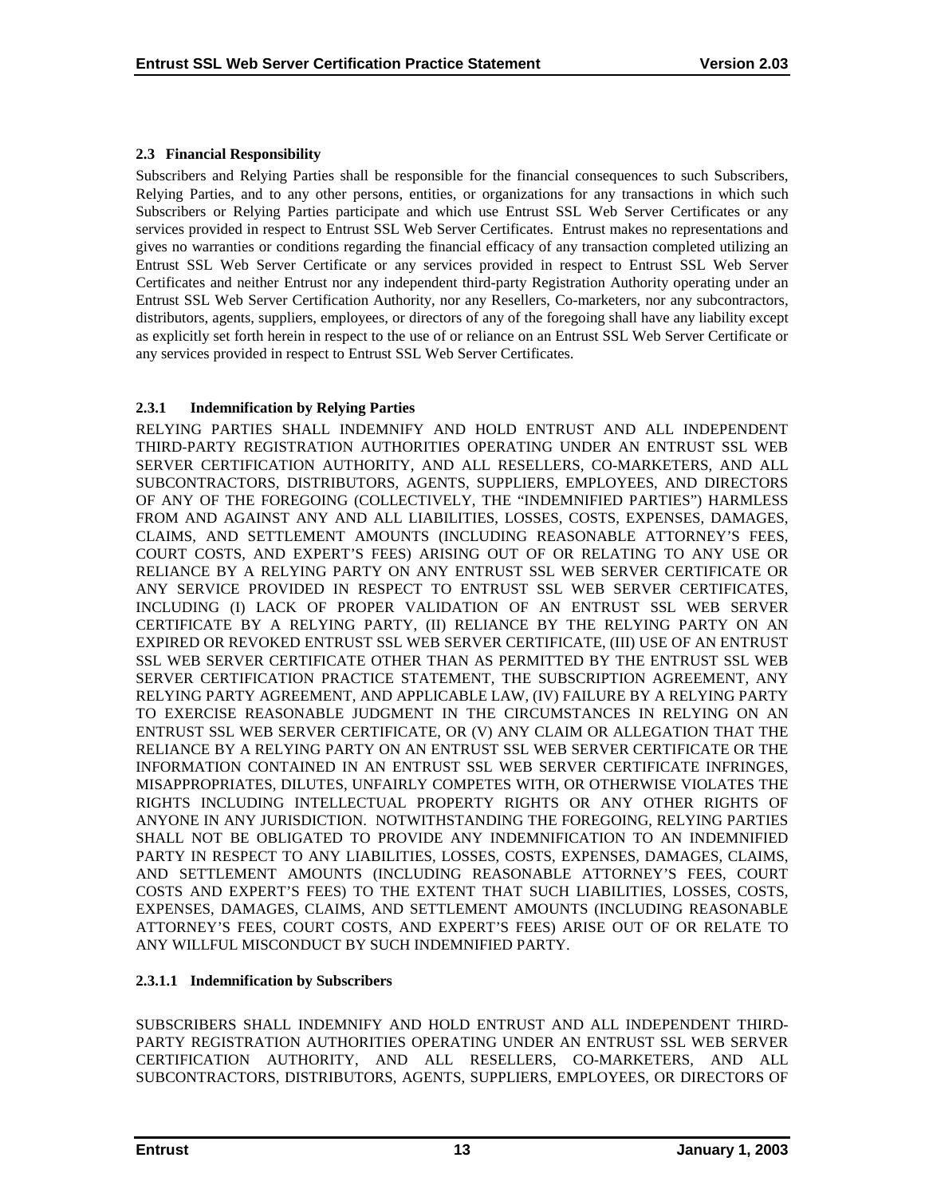### 2.3 Financial Responsibility

Subscribers and Relying Parties shall be responsible for the financial consequences to such Subscribers, Relying Parties, and to any other persons, entities, or organizations for any transactions in which such Subscribers or Relying Parties participate and which use Entrust SSL Web Server Certificates or any services provided in respect to Entrust SSL Web Server Certificates. Entrust makes no representations and gives no warranties or conditions regarding the financial efficacy of any transaction completed utilizing an Entrust SSL Web Server Certificate or any services provided in respect to Entrust SSL Web Server Certificates and neither Entrust nor any independent third-party Registration Authority operating under an Entrust SSL Web Server Certification Authority, nor any Resellers, Co-marketers, nor any subcontractors, distributors, agents, suppliers, employees, or directors of any of the foregoing shall have any liability except as explicitly set forth herein in respect to the use of or reliance on an Entrust SSL Web Server Certificate or any services provided in respect to Entrust SSL Web Server Certificates.

#### 2.3.1 Indemnification by Relying Parties

RELYING PARTIES SHALL INDEMNIFY AND HOLD ENTRUST AND ALL INDEPENDENT THIRD-PARTY REGISTRATION AUTHORITIES OPERATING UNDER AN ENTRUST SSL WEB SERVER CERTIFICATION AUTHORITY, AND ALL RESELLERS, CO-MARKETERS, AND ALL SUBCONTRACTORS, DISTRIBUTORS, AGENTS, SUPPLIERS, EMPLOYEES, AND DIRECTORS OF ANY OF THE FOREGOING (COLLECTIVELY, THE "INDEMNIFIED PARTIES") HARMLESS FROM AND AGAINST ANY AND ALL LIABILITIES, LOSSES, COSTS, EXPENSES, DAMAGES, CLAIMS, AND SETTLEMENT AMOUNTS (INCLUDING REASONABLE ATTORNEY'S FEES, COURT COSTS, AND EXPERT'S FEES) ARISING OUT OF OR RELATING TO ANY USE OR RELIANCE BY A RELYING PARTY ON ANY ENTRUST SSL WEB SERVER CERTIFICATE OR ANY SERVICE PROVIDED IN RESPECT TO ENTRUST SSL WEB SERVER CERTIFICATES, INCLUDING (I) LACK OF PROPER VALIDATION OF AN ENTRUST SSL WEB SERVER CERTIFICATE BY A RELYING PARTY, (II) RELIANCE BY THE RELYING PARTY ON AN EXPIRED OR REVOKED ENTRUST SSL WEB SERVER CERTIFICATE, (III) USE OF AN ENTRUST SSL WEB SERVER CERTIFICATE OTHER THAN AS PERMITTED BY THE ENTRUST SSL WEB SERVER CERTIFICATION PRACTICE STATEMENT, THE SUBSCRIPTION AGREEMENT, ANY RELYING PARTY AGREEMENT, AND APPLICABLE LAW, (IV) FAILURE BY A RELYING PARTY TO EXERCISE REASONABLE JUDGMENT IN THE CIRCUMSTANCES IN RELYING ON AN ENTRUST SSL WEB SERVER CERTIFICATE, OR (V) ANY CLAIM OR ALLEGATION THAT THE RELIANCE BY A RELYING PARTY ON AN ENTRUST SSL WEB SERVER CERTIFICATE OR THE INFORMATION CONTAINED IN AN ENTRUST SSL WEB SERVER CERTIFICATE INFRINGES, MISAPPROPRIATES, DILUTES, UNFAIRLY COMPETES WITH, OR OTHERWISE VIOLATES THE RIGHTS INCLUDING INTELLECTUAL PROPERTY RIGHTS OR ANY OTHER RIGHTS OF ANYONE IN ANY JURISDICTION. NOTWITHSTANDING THE FOREGOING, RELYING PARTIES SHALL NOT BE OBLIGATED TO PROVIDE ANY INDEMNIFICATION TO AN INDEMNIFIED PARTY IN RESPECT TO ANY LIABILITIES, LOSSES, COSTS, EXPENSES, DAMAGES, CLAIMS, AND SETTLEMENT AMOUNTS (INCLUDING REASONABLE ATTORNEY'S FEES, COURT COSTS AND EXPERT'S FEES) TO THE EXTENT THAT SUCH LIABILITIES, LOSSES, COSTS, EXPENSES, DAMAGES, CLAIMS, AND SETTLEMENT AMOUNTS (INCLUDING REASONABLE ATTORNEY'S FEES, COURT COSTS, AND EXPERT'S FEES) ARISE OUT OF OR RELATE TO ANY WILLFUL MISCONDUCT BY SUCH INDEMNIFIED PARTY.

##### 2.3.1.1 Indemnification by Subscribers

SUBSCRIBERS SHALL INDEMNIFY AND HOLD ENTRUST AND ALL INDEPENDENT THIRD-PARTY REGISTRATION AUTHORITIES OPERATING UNDER AN ENTRUST SSL WEB SERVER CERTIFICATION AUTHORITY, AND ALL RESELLERS, CO-MARKETERS, AND ALL SUBCONTRACTORS, DISTRIBUTORS, AGENTS, SUPPLIERS, EMPLOYEES, OR DIRECTORS OF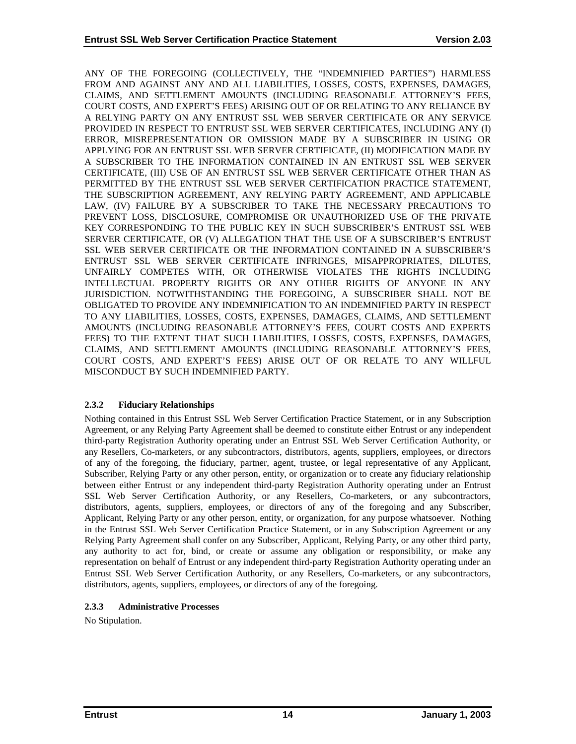ANY OF THE FOREGOING (COLLECTIVELY, THE "INDEMNIFIED PARTIES") HARMLESS FROM AND AGAINST ANY AND ALL LIABILITIES, LOSSES, COSTS, EXPENSES, DAMAGES, CLAIMS, AND SETTLEMENT AMOUNTS (INCLUDING REASONABLE ATTORNEY'S FEES, COURT COSTS, AND EXPERT'S FEES) ARISING OUT OF OR RELATING TO ANY RELIANCE BY A RELYING PARTY ON ANY ENTRUST SSL WEB SERVER CERTIFICATE OR ANY SERVICE PROVIDED IN RESPECT TO ENTRUST SSL WEB SERVER CERTIFICATES, INCLUDING ANY (I) ERROR, MISREPRESENTATION OR OMISSION MADE BY A SUBSCRIBER IN USING OR APPLYING FOR AN ENTRUST SSL WEB SERVER CERTIFICATE, (II) MODIFICATION MADE BY A SUBSCRIBER TO THE INFORMATION CONTAINED IN AN ENTRUST SSL WEB SERVER CERTIFICATE, (III) USE OF AN ENTRUST SSL WEB SERVER CERTIFICATE OTHER THAN AS PERMITTED BY THE ENTRUST SSL WEB SERVER CERTIFICATION PRACTICE STATEMENT, THE SUBSCRIPTION AGREEMENT, ANY RELYING PARTY AGREEMENT, AND APPLICABLE LAW, (IV) FAILURE BY A SUBSCRIBER TO TAKE THE NECESSARY PRECAUTIONS TO PREVENT LOSS, DISCLOSURE, COMPROMISE OR UNAUTHORIZED USE OF THE PRIVATE KEY CORRESPONDING TO THE PUBLIC KEY IN SUCH SUBSCRIBER'S ENTRUST SSL WEB SERVER CERTIFICATE, OR (V) ALLEGATION THAT THE USE OF A SUBSCRIBER'S ENTRUST SSL WEB SERVER CERTIFICATE OR THE INFORMATION CONTAINED IN A SUBSCRIBER'S ENTRUST SSL WEB SERVER CERTIFICATE INFRINGES, MISAPPROPRIATES, DILUTES, UNFAIRLY COMPETES WITH, OR OTHERWISE VIOLATES THE RIGHTS INCLUDING INTELLECTUAL PROPERTY RIGHTS OR ANY OTHER RIGHTS OF ANYONE IN ANY JURISDICTION. NOTWITHSTANDING THE FOREGOING, A SUBSCRIBER SHALL NOT BE OBLIGATED TO PROVIDE ANY INDEMNIFICATION TO AN INDEMNIFIED PARTY IN RESPECT TO ANY LIABILITIES, LOSSES, COSTS, EXPENSES, DAMAGES, CLAIMS, AND SETTLEMENT AMOUNTS (INCLUDING REASONABLE ATTORNEY'S FEES, COURT COSTS AND EXPERTS FEES) TO THE EXTENT THAT SUCH LIABILITIES, LOSSES, COSTS, EXPENSES, DAMAGES, CLAIMS, AND SETTLEMENT AMOUNTS (INCLUDING REASONABLE ATTORNEY'S FEES, COURT COSTS, AND EXPERT'S FEES) ARISE OUT OF OR RELATE TO ANY WILLFUL MISCONDUCT BY SUCH INDEMNIFIED PARTY.

### 2.3.2 Fiduciary Relationships

Nothing contained in this Entrust SSL Web Server Certification Practice Statement, or in any Subscription Agreement, or any Relying Party Agreement shall be deemed to constitute either Entrust or any independent third-party Registration Authority operating under an Entrust SSL Web Server Certification Authority, or any Resellers, Co-marketers, or any subcontractors, distributors, agents, suppliers, employees, or directors of any of the foregoing, the fiduciary, partner, agent, trustee, or legal representative of any Applicant, Subscriber, Relying Party or any other person, entity, or organization or to create any fiduciary relationship between either Entrust or any independent third-party Registration Authority operating under an Entrust SSL Web Server Certification Authority, or any Resellers, Co-marketers, or any subcontractors, distributors, agents, suppliers, employees, or directors of any of the foregoing and any Subscriber, Applicant, Relying Party or any other person, entity, or organization, for any purpose whatsoever. Nothing in the Entrust SSL Web Server Certification Practice Statement, or in any Subscription Agreement or any Relying Party Agreement shall confer on any Subscriber, Applicant, Relying Party, or any other third party, any authority to act for, bind, or create or assume any obligation or responsibility, or make any representation on behalf of Entrust or any independent third-party Registration Authority operating under an Entrust SSL Web Server Certification Authority, or any Resellers, Co-marketers, or any subcontractors, distributors, agents, suppliers, employees, or directors of any of the foregoing.

### 2.3.3 Administrative Processes

No Stipulation.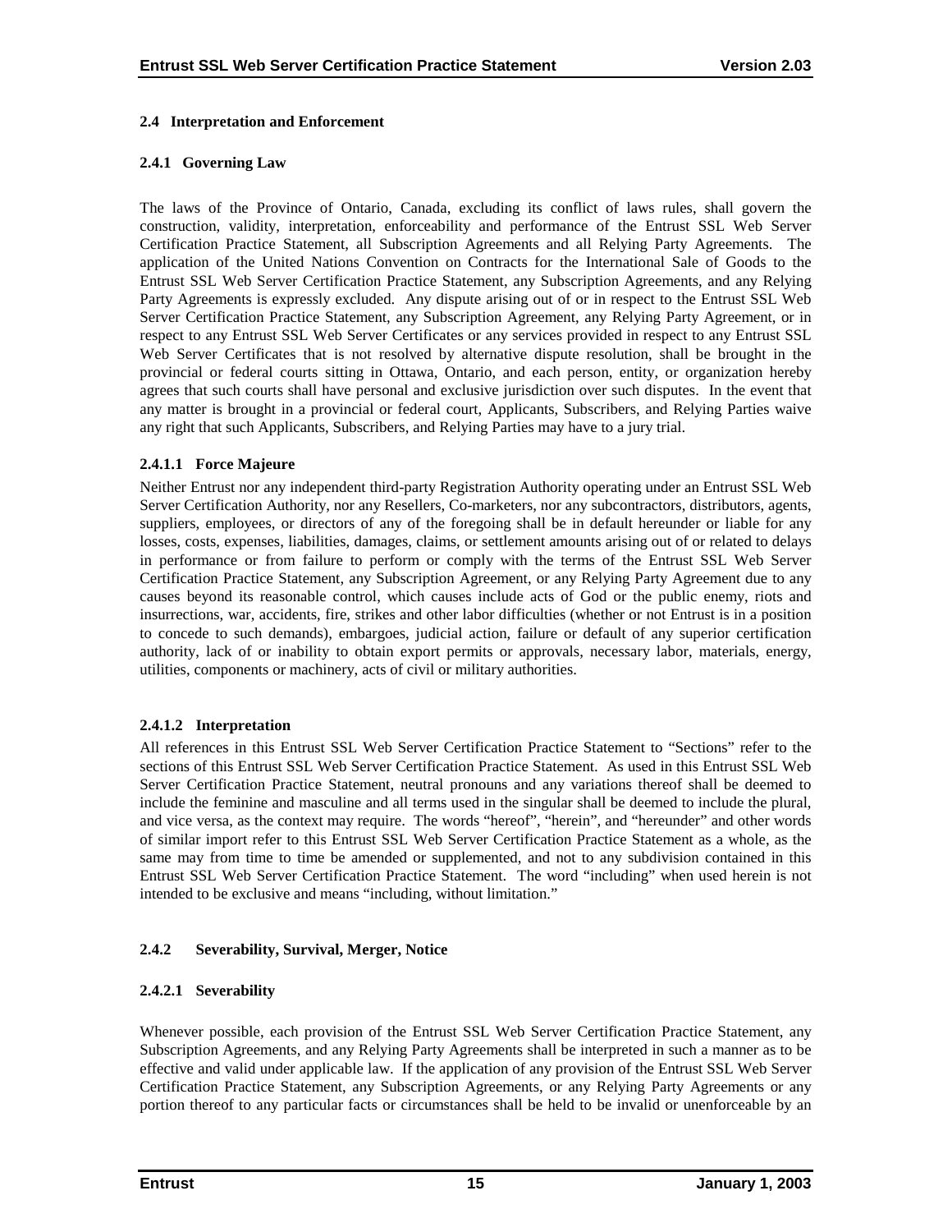### 2.4 Interpretation and Enforcement

#### 2.4.1 Governing Law

The laws of the Province of Ontario, Canada, excluding its conflict of laws rules, shall govern the construction, validity, interpretation, enforceability and performance of the Entrust SSL Web Server Certification Practice Statement, all Subscription Agreements and all Relying Party Agreements. The application of the United Nations Convention on Contracts for the International Sale of Goods to the Entrust SSL Web Server Certification Practice Statement, any Subscription Agreements, and any Relying Party Agreements is expressly excluded. Any dispute arising out of or in respect to the Entrust SSL Web Server Certification Practice Statement, any Subscription Agreement, any Relying Party Agreement, or in respect to any Entrust SSL Web Server Certificates or any services provided in respect to any Entrust SSL Web Server Certificates that is not resolved by alternative dispute resolution, shall be brought in the provincial or federal courts sitting in Ottawa, Ontario, and each person, entity, or organization hereby agrees that such courts shall have personal and exclusive jurisdiction over such disputes. In the event that any matter is brought in a provincial or federal court, Applicants, Subscribers, and Relying Parties waive any right that such Applicants, Subscribers, and Relying Parties may have to a jury trial.

##### 2.4.1.1 Force Majeure

Neither Entrust nor any independent third-party Registration Authority operating under an Entrust SSL Web Server Certification Authority, nor any Resellers, Co-marketers, nor any subcontractors, distributors, agents, suppliers, employees, or directors of any of the foregoing shall be in default hereunder or liable for any losses, costs, expenses, liabilities, damages, claims, or settlement amounts arising out of or related to delays in performance or from failure to perform or comply with the terms of the Entrust SSL Web Server Certification Practice Statement, any Subscription Agreement, or any Relying Party Agreement due to any causes beyond its reasonable control, which causes include acts of God or the public enemy, riots and insurrections, war, accidents, fire, strikes and other labor difficulties (whether or not Entrust is in a position to concede to such demands), embargoes, judicial action, failure or default of any superior certification authority, lack of or inability to obtain export permits or approvals, necessary labor, materials, energy, utilities, components or machinery, acts of civil or military authorities.

##### 2.4.1.2 Interpretation

All references in this Entrust SSL Web Server Certification Practice Statement to "Sections" refer to the sections of this Entrust SSL Web Server Certification Practice Statement. As used in this Entrust SSL Web Server Certification Practice Statement, neutral pronouns and any variations thereof shall be deemed to include the feminine and masculine and all terms used in the singular shall be deemed to include the plural, and vice versa, as the context may require. The words "hereof", "herein", and "hereunder" and other words of similar import refer to this Entrust SSL Web Server Certification Practice Statement as a whole, as the same may from time to time be amended or supplemented, and not to any subdivision contained in this Entrust SSL Web Server Certification Practice Statement. The word "including" when used herein is not intended to be exclusive and means "including, without limitation."

#### 2.4.2 Severability, Survival, Merger, Notice

##### 2.4.2.1 Severability

Whenever possible, each provision of the Entrust SSL Web Server Certification Practice Statement, any Subscription Agreements, and any Relying Party Agreements shall be interpreted in such a manner as to be effective and valid under applicable law. If the application of any provision of the Entrust SSL Web Server Certification Practice Statement, any Subscription Agreements, or any Relying Party Agreements or any portion thereof to any particular facts or circumstances shall be held to be invalid or unenforceable by an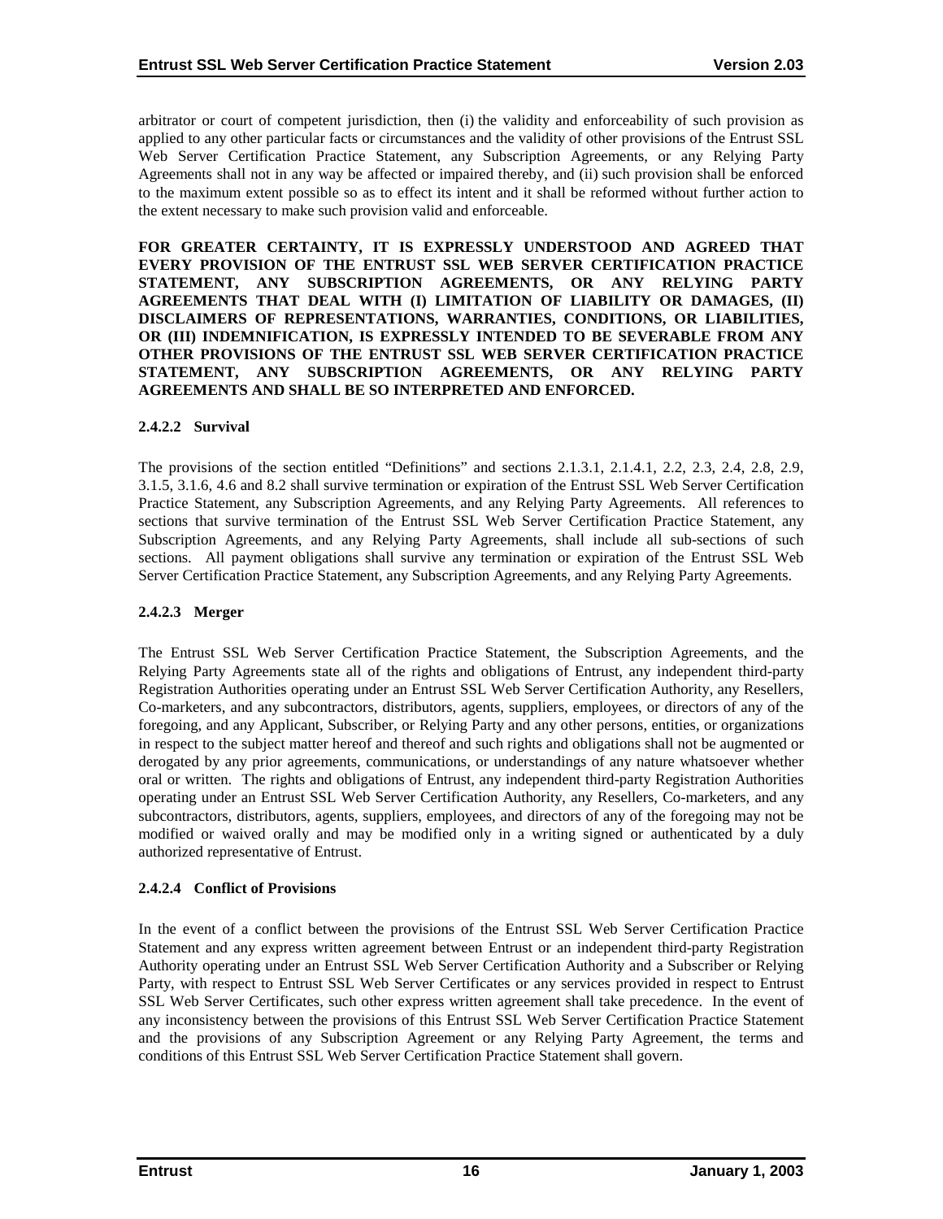arbitrator or court of competent jurisdiction, then (i) the validity and enforceability of such provision as applied to any other particular facts or circumstances and the validity of other provisions of the Entrust SSL Web Server Certification Practice Statement, any Subscription Agreements, or any Relying Party Agreements shall not in any way be affected or impaired thereby, and (ii) such provision shall be enforced to the maximum extent possible so as to effect its intent and it shall be reformed without further action to the extent necessary to make such provision valid and enforceable.

**FOR GREATER CERTAINTY, IT IS EXPRESSLY UNDERSTOOD AND AGREED THAT EVERY PROVISION OF THE ENTRUST SSL WEB SERVER CERTIFICATION PRACTICE STATEMENT, ANY SUBSCRIPTION AGREEMENTS, OR ANY RELYING PARTY AGREEMENTS THAT DEAL WITH (I) LIMITATION OF LIABILITY OR DAMAGES, (II) DISCLAIMERS OF REPRESENTATIONS, WARRANTIES, CONDITIONS, OR LIABILITIES, OR (III) INDEMNIFICATION, IS EXPRESSLY INTENDED TO BE SEVERABLE FROM ANY OTHER PROVISIONS OF THE ENTRUST SSL WEB SERVER CERTIFICATION PRACTICE STATEMENT, ANY SUBSCRIPTION AGREEMENTS, OR ANY RELYING PARTY AGREEMENTS AND SHALL BE SO INTERPRETED AND ENFORCED.**

#### 2.4.2.2 Survival

The provisions of the section entitled "Definitions" and sections 2.1.3.1, 2.1.4.1, 2.2, 2.3, 2.4, 2.8, 2.9, 3.1.5, 3.1.6, 4.6 and 8.2 shall survive termination or expiration of the Entrust SSL Web Server Certification Practice Statement, any Subscription Agreements, and any Relying Party Agreements. All references to sections that survive termination of the Entrust SSL Web Server Certification Practice Statement, any Subscription Agreements, and any Relying Party Agreements, shall include all sub-sections of such sections. All payment obligations shall survive any termination or expiration of the Entrust SSL Web Server Certification Practice Statement, any Subscription Agreements, and any Relying Party Agreements.

#### 2.4.2.3 Merger

The Entrust SSL Web Server Certification Practice Statement, the Subscription Agreements, and the Relying Party Agreements state all of the rights and obligations of Entrust, any independent third-party Registration Authorities operating under an Entrust SSL Web Server Certification Authority, any Resellers, Co-marketers, and any subcontractors, distributors, agents, suppliers, employees, or directors of any of the foregoing, and any Applicant, Subscriber, or Relying Party and any other persons, entities, or organizations in respect to the subject matter hereof and thereof and such rights and obligations shall not be augmented or derogated by any prior agreements, communications, or understandings of any nature whatsoever whether oral or written. The rights and obligations of Entrust, any independent third-party Registration Authorities operating under an Entrust SSL Web Server Certification Authority, any Resellers, Co-marketers, and any subcontractors, distributors, agents, suppliers, employees, and directors of any of the foregoing may not be modified or waived orally and may be modified only in a writing signed or authenticated by a duly authorized representative of Entrust.

#### 2.4.2.4 Conflict of Provisions

In the event of a conflict between the provisions of the Entrust SSL Web Server Certification Practice Statement and any express written agreement between Entrust or an independent third-party Registration Authority operating under an Entrust SSL Web Server Certification Authority and a Subscriber or Relying Party, with respect to Entrust SSL Web Server Certificates or any services provided in respect to Entrust SSL Web Server Certificates, such other express written agreement shall take precedence. In the event of any inconsistency between the provisions of this Entrust SSL Web Server Certification Practice Statement and the provisions of any Subscription Agreement or any Relying Party Agreement, the terms and conditions of this Entrust SSL Web Server Certification Practice Statement shall govern.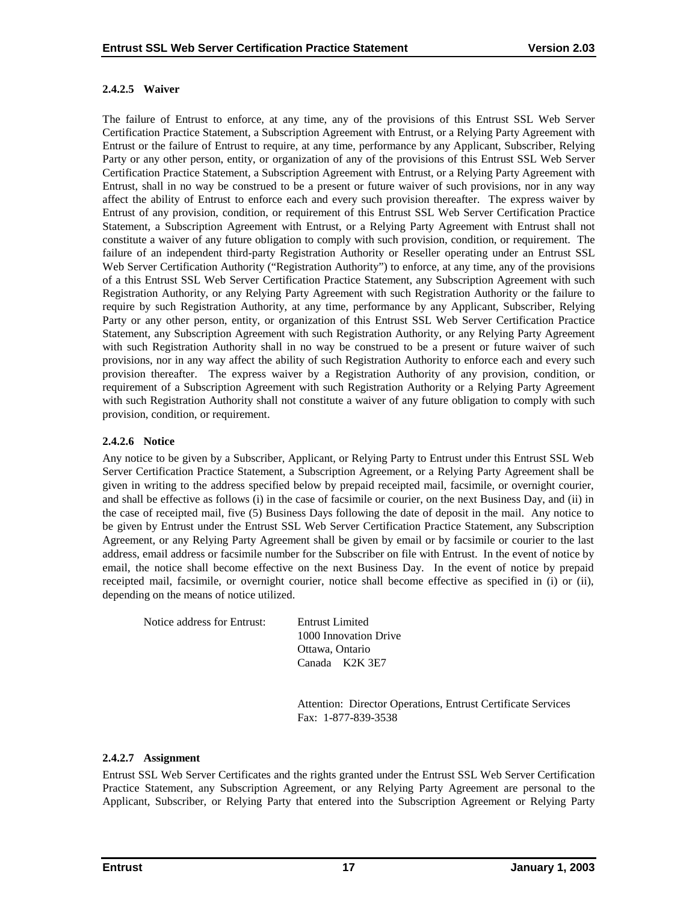#### 2.4.2.5 Waiver

The failure of Entrust to enforce, at any time, any of the provisions of this Entrust SSL Web Server Certification Practice Statement, a Subscription Agreement with Entrust, or a Relying Party Agreement with Entrust or the failure of Entrust to require, at any time, performance by any Applicant, Subscriber, Relying Party or any other person, entity, or organization of any of the provisions of this Entrust SSL Web Server Certification Practice Statement, a Subscription Agreement with Entrust, or a Relying Party Agreement with Entrust, shall in no way be construed to be a present or future waiver of such provisions, nor in any way affect the ability of Entrust to enforce each and every such provision thereafter. The express waiver by Entrust of any provision, condition, or requirement of this Entrust SSL Web Server Certification Practice Statement, a Subscription Agreement with Entrust, or a Relying Party Agreement with Entrust shall not constitute a waiver of any future obligation to comply with such provision, condition, or requirement. The failure of an independent third-party Registration Authority or Reseller operating under an Entrust SSL Web Server Certification Authority ("Registration Authority") to enforce, at any time, any of the provisions of a this Entrust SSL Web Server Certification Practice Statement, any Subscription Agreement with such Registration Authority, or any Relying Party Agreement with such Registration Authority or the failure to require by such Registration Authority, at any time, performance by any Applicant, Subscriber, Relying Party or any other person, entity, or organization of this Entrust SSL Web Server Certification Practice Statement, any Subscription Agreement with such Registration Authority, or any Relying Party Agreement with such Registration Authority shall in no way be construed to be a present or future waiver of such provisions, nor in any way affect the ability of such Registration Authority to enforce each and every such provision thereafter. The express waiver by a Registration Authority of any provision, condition, or requirement of a Subscription Agreement with such Registration Authority or a Relying Party Agreement with such Registration Authority shall not constitute a waiver of any future obligation to comply with such provision, condition, or requirement.

#### 2.4.2.6 Notice

Any notice to be given by a Subscriber, Applicant, or Relying Party to Entrust under this Entrust SSL Web Server Certification Practice Statement, a Subscription Agreement, or a Relying Party Agreement shall be given in writing to the address specified below by prepaid receipted mail, facsimile, or overnight courier, and shall be effective as follows (i) in the case of facsimile or courier, on the next Business Day, and (ii) in the case of receipted mail, five (5) Business Days following the date of deposit in the mail. Any notice to be given by Entrust under the Entrust SSL Web Server Certification Practice Statement, any Subscription Agreement, or any Relying Party Agreement shall be given by email or by facsimile or courier to the last address, email address or facsimile number for the Subscriber on file with Entrust. In the event of notice by email, the notice shall become effective on the next Business Day. In the event of notice by prepaid receipted mail, facsimile, or overnight courier, notice shall become effective as specified in (i) or (ii), depending on the means of notice utilized.

Notice address for Entrust:

Entrust Limited
1000 Innovation Drive
Ottawa, Ontario
Canada K2K 3E7

Attention: Director Operations, Entrust Certificate Services
Fax: 1-877-839-3538

#### 2.4.2.7 Assignment

Entrust SSL Web Server Certificates and the rights granted under the Entrust SSL Web Server Certification Practice Statement, any Subscription Agreement, or any Relying Party Agreement are personal to the Applicant, Subscriber, or Relying Party that entered into the Subscription Agreement or Relying Party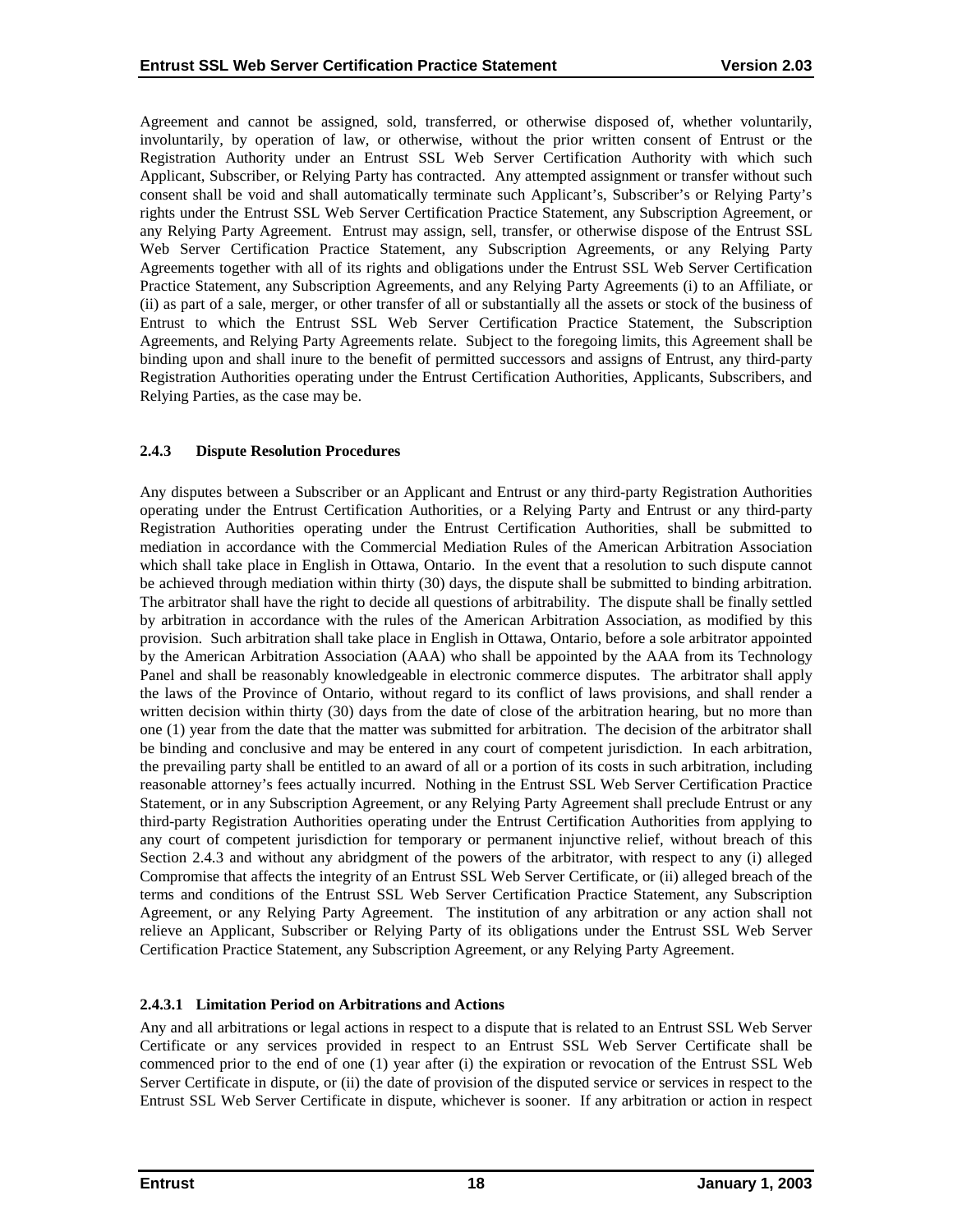Agreement and cannot be assigned, sold, transferred, or otherwise disposed of, whether voluntarily, involuntarily, by operation of law, or otherwise, without the prior written consent of Entrust or the Registration Authority under an Entrust SSL Web Server Certification Authority with which such Applicant, Subscriber, or Relying Party has contracted. Any attempted assignment or transfer without such consent shall be void and shall automatically terminate such Applicant's, Subscriber's or Relying Party's rights under the Entrust SSL Web Server Certification Practice Statement, any Subscription Agreement, or any Relying Party Agreement. Entrust may assign, sell, transfer, or otherwise dispose of the Entrust SSL Web Server Certification Practice Statement, any Subscription Agreements, or any Relying Party Agreements together with all of its rights and obligations under the Entrust SSL Web Server Certification Practice Statement, any Subscription Agreements, and any Relying Party Agreements (i) to an Affiliate, or (ii) as part of a sale, merger, or other transfer of all or substantially all the assets or stock of the business of Entrust to which the Entrust SSL Web Server Certification Practice Statement, the Subscription Agreements, and Relying Party Agreements relate. Subject to the foregoing limits, this Agreement shall be binding upon and shall inure to the benefit of permitted successors and assigns of Entrust, any third-party Registration Authorities operating under the Entrust Certification Authorities, Applicants, Subscribers, and Relying Parties, as the case may be.

### 2.4.3 Dispute Resolution Procedures

Any disputes between a Subscriber or an Applicant and Entrust or any third-party Registration Authorities operating under the Entrust Certification Authorities, or a Relying Party and Entrust or any third-party Registration Authorities operating under the Entrust Certification Authorities, shall be submitted to mediation in accordance with the Commercial Mediation Rules of the American Arbitration Association which shall take place in English in Ottawa, Ontario. In the event that a resolution to such dispute cannot be achieved through mediation within thirty (30) days, the dispute shall be submitted to binding arbitration. The arbitrator shall have the right to decide all questions of arbitrability. The dispute shall be finally settled by arbitration in accordance with the rules of the American Arbitration Association, as modified by this provision. Such arbitration shall take place in English in Ottawa, Ontario, before a sole arbitrator appointed by the American Arbitration Association (AAA) who shall be appointed by the AAA from its Technology Panel and shall be reasonably knowledgeable in electronic commerce disputes. The arbitrator shall apply the laws of the Province of Ontario, without regard to its conflict of laws provisions, and shall render a written decision within thirty (30) days from the date of close of the arbitration hearing, but no more than one (1) year from the date that the matter was submitted for arbitration. The decision of the arbitrator shall be binding and conclusive and may be entered in any court of competent jurisdiction. In each arbitration, the prevailing party shall be entitled to an award of all or a portion of its costs in such arbitration, including reasonable attorney's fees actually incurred. Nothing in the Entrust SSL Web Server Certification Practice Statement, or in any Subscription Agreement, or any Relying Party Agreement shall preclude Entrust or any third-party Registration Authorities operating under the Entrust Certification Authorities from applying to any court of competent jurisdiction for temporary or permanent injunctive relief, without breach of this Section 2.4.3 and without any abridgment of the powers of the arbitrator, with respect to any (i) alleged Compromise that affects the integrity of an Entrust SSL Web Server Certificate, or (ii) alleged breach of the terms and conditions of the Entrust SSL Web Server Certification Practice Statement, any Subscription Agreement, or any Relying Party Agreement. The institution of any arbitration or any action shall not relieve an Applicant, Subscriber or Relying Party of its obligations under the Entrust SSL Web Server Certification Practice Statement, any Subscription Agreement, or any Relying Party Agreement.

#### 2.4.3.1 Limitation Period on Arbitrations and Actions

Any and all arbitrations or legal actions in respect to a dispute that is related to an Entrust SSL Web Server Certificate or any services provided in respect to an Entrust SSL Web Server Certificate shall be commenced prior to the end of one (1) year after (i) the expiration or revocation of the Entrust SSL Web Server Certificate in dispute, or (ii) the date of provision of the disputed service or services in respect to the Entrust SSL Web Server Certificate in dispute, whichever is sooner. If any arbitration or action in respect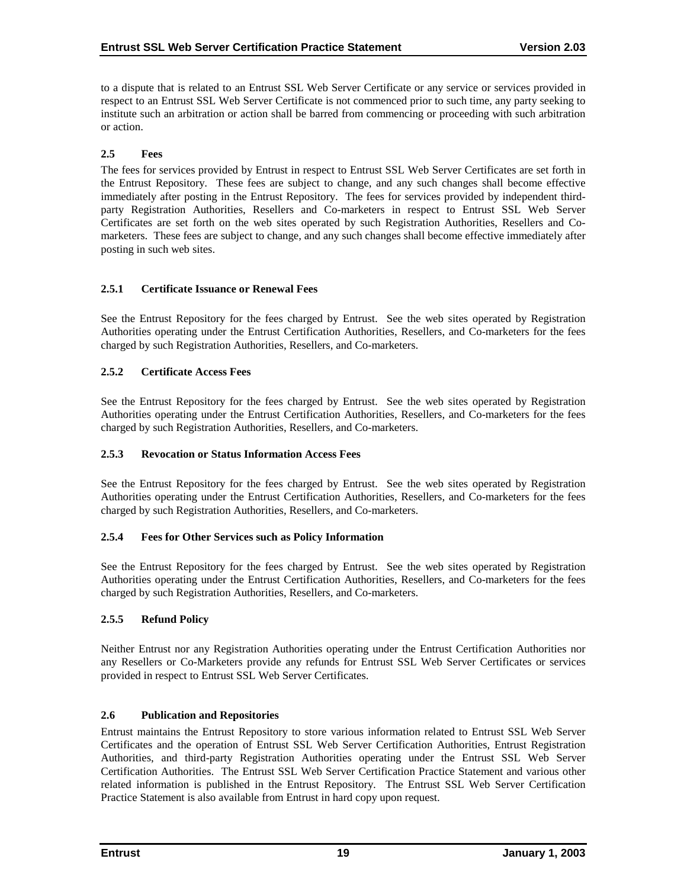to a dispute that is related to an Entrust SSL Web Server Certificate or any service or services provided in respect to an Entrust SSL Web Server Certificate is not commenced prior to such time, any party seeking to institute such an arbitration or action shall be barred from commencing or proceeding with such arbitration or action.

### 2.5 Fees

The fees for services provided by Entrust in respect to Entrust SSL Web Server Certificates are set forth in the Entrust Repository. These fees are subject to change, and any such changes shall become effective immediately after posting in the Entrust Repository. The fees for services provided by independent third-party Registration Authorities, Resellers and Co-marketers in respect to Entrust SSL Web Server Certificates are set forth on the web sites operated by such Registration Authorities, Resellers and Co-marketers. These fees are subject to change, and any such changes shall become effective immediately after posting in such web sites.

#### 2.5.1 Certificate Issuance or Renewal Fees

See the Entrust Repository for the fees charged by Entrust. See the web sites operated by Registration Authorities operating under the Entrust Certification Authorities, Resellers, and Co-marketers for the fees charged by such Registration Authorities, Resellers, and Co-marketers.

#### 2.5.2 Certificate Access Fees

See the Entrust Repository for the fees charged by Entrust. See the web sites operated by Registration Authorities operating under the Entrust Certification Authorities, Resellers, and Co-marketers for the fees charged by such Registration Authorities, Resellers, and Co-marketers.

#### 2.5.3 Revocation or Status Information Access Fees

See the Entrust Repository for the fees charged by Entrust. See the web sites operated by Registration Authorities operating under the Entrust Certification Authorities, Resellers, and Co-marketers for the fees charged by such Registration Authorities, Resellers, and Co-marketers.

#### 2.5.4 Fees for Other Services such as Policy Information

See the Entrust Repository for the fees charged by Entrust. See the web sites operated by Registration Authorities operating under the Entrust Certification Authorities, Resellers, and Co-marketers for the fees charged by such Registration Authorities, Resellers, and Co-marketers.

#### 2.5.5 Refund Policy

Neither Entrust nor any Registration Authorities operating under the Entrust Certification Authorities nor any Resellers or Co-Marketers provide any refunds for Entrust SSL Web Server Certificates or services provided in respect to Entrust SSL Web Server Certificates.

### 2.6 Publication and Repositories

Entrust maintains the Entrust Repository to store various information related to Entrust SSL Web Server Certificates and the operation of Entrust SSL Web Server Certification Authorities, Entrust Registration Authorities, and third-party Registration Authorities operating under the Entrust SSL Web Server Certification Authorities. The Entrust SSL Web Server Certification Practice Statement and various other related information is published in the Entrust Repository. The Entrust SSL Web Server Certification Practice Statement is also available from Entrust in hard copy upon request.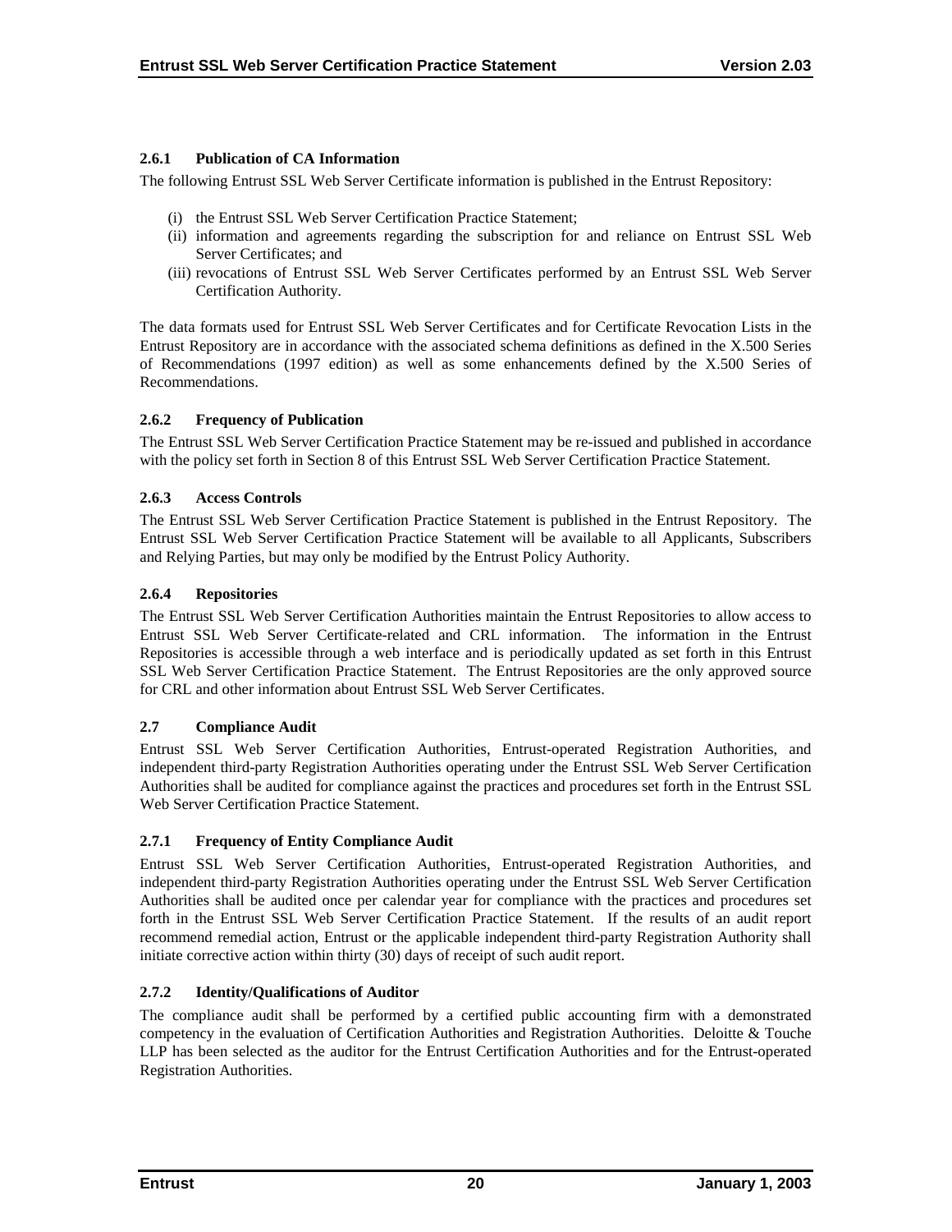#### 2.6.1 Publication of CA Information

The following Entrust SSL Web Server Certificate information is published in the Entrust Repository:

(i) the Entrust SSL Web Server Certification Practice Statement;
(ii) information and agreements regarding the subscription for and reliance on Entrust SSL Web Server Certificates; and
(iii) revocations of Entrust SSL Web Server Certificates performed by an Entrust SSL Web Server Certification Authority.

The data formats used for Entrust SSL Web Server Certificates and for Certificate Revocation Lists in the Entrust Repository are in accordance with the associated schema definitions as defined in the X.500 Series of Recommendations (1997 edition) as well as some enhancements defined by the X.500 Series of Recommendations.

#### 2.6.2 Frequency of Publication

The Entrust SSL Web Server Certification Practice Statement may be re-issued and published in accordance with the policy set forth in Section 8 of this Entrust SSL Web Server Certification Practice Statement.

#### 2.6.3 Access Controls

The Entrust SSL Web Server Certification Practice Statement is published in the Entrust Repository. The Entrust SSL Web Server Certification Practice Statement will be available to all Applicants, Subscribers and Relying Parties, but may only be modified by the Entrust Policy Authority.

#### 2.6.4 Repositories

The Entrust SSL Web Server Certification Authorities maintain the Entrust Repositories to allow access to Entrust SSL Web Server Certificate-related and CRL information. The information in the Entrust Repositories is accessible through a web interface and is periodically updated as set forth in this Entrust SSL Web Server Certification Practice Statement. The Entrust Repositories are the only approved source for CRL and other information about Entrust SSL Web Server Certificates.

### 2.7 Compliance Audit

Entrust SSL Web Server Certification Authorities, Entrust-operated Registration Authorities, and independent third-party Registration Authorities operating under the Entrust SSL Web Server Certification Authorities shall be audited for compliance against the practices and procedures set forth in the Entrust SSL Web Server Certification Practice Statement.

#### 2.7.1 Frequency of Entity Compliance Audit

Entrust SSL Web Server Certification Authorities, Entrust-operated Registration Authorities, and independent third-party Registration Authorities operating under the Entrust SSL Web Server Certification Authorities shall be audited once per calendar year for compliance with the practices and procedures set forth in the Entrust SSL Web Server Certification Practice Statement. If the results of an audit report recommend remedial action, Entrust or the applicable independent third-party Registration Authority shall initiate corrective action within thirty (30) days of receipt of such audit report.

#### 2.7.2 Identity/Qualifications of Auditor

The compliance audit shall be performed by a certified public accounting firm with a demonstrated competency in the evaluation of Certification Authorities and Registration Authorities. Deloitte & Touche LLP has been selected as the auditor for the Entrust Certification Authorities and for the Entrust-operated Registration Authorities.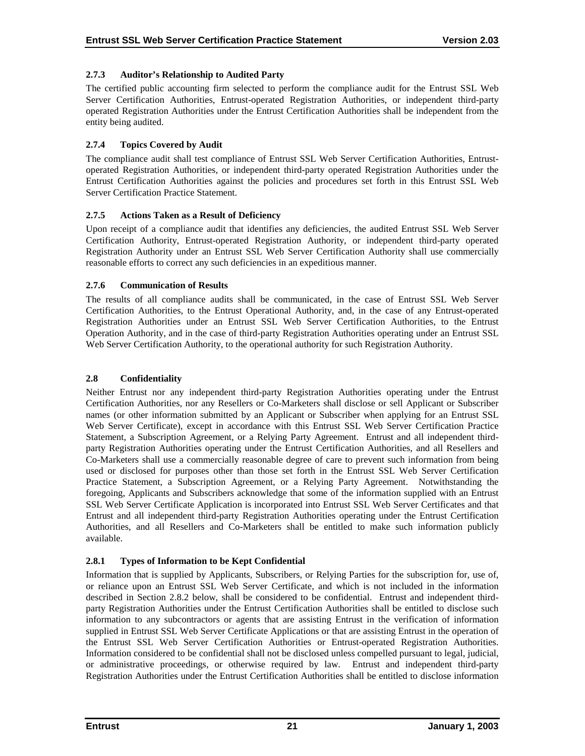### 2.7.3 Auditor's Relationship to Audited Party

The certified public accounting firm selected to perform the compliance audit for the Entrust SSL Web Server Certification Authorities, Entrust-operated Registration Authorities, or independent third-party operated Registration Authorities under the Entrust Certification Authorities shall be independent from the entity being audited.

### 2.7.4 Topics Covered by Audit

The compliance audit shall test compliance of Entrust SSL Web Server Certification Authorities, Entrust-operated Registration Authorities, or independent third-party operated Registration Authorities under the Entrust Certification Authorities against the policies and procedures set forth in this Entrust SSL Web Server Certification Practice Statement.

### 2.7.5 Actions Taken as a Result of Deficiency

Upon receipt of a compliance audit that identifies any deficiencies, the audited Entrust SSL Web Server Certification Authority, Entrust-operated Registration Authority, or independent third-party operated Registration Authority under an Entrust SSL Web Server Certification Authority shall use commercially reasonable efforts to correct any such deficiencies in an expeditious manner.

### 2.7.6 Communication of Results

The results of all compliance audits shall be communicated, in the case of Entrust SSL Web Server Certification Authorities, to the Entrust Operational Authority, and, in the case of any Entrust-operated Registration Authorities under an Entrust SSL Web Server Certification Authorities, to the Entrust Operation Authority, and in the case of third-party Registration Authorities operating under an Entrust SSL Web Server Certification Authority, to the operational authority for such Registration Authority.

## 2.8 Confidentiality

Neither Entrust nor any independent third-party Registration Authorities operating under the Entrust Certification Authorities, nor any Resellers or Co-Marketers shall disclose or sell Applicant or Subscriber names (or other information submitted by an Applicant or Subscriber when applying for an Entrust SSL Web Server Certificate), except in accordance with this Entrust SSL Web Server Certification Practice Statement, a Subscription Agreement, or a Relying Party Agreement. Entrust and all independent third-party Registration Authorities operating under the Entrust Certification Authorities, and all Resellers and Co-Marketers shall use a commercially reasonable degree of care to prevent such information from being used or disclosed for purposes other than those set forth in the Entrust SSL Web Server Certification Practice Statement, a Subscription Agreement, or a Relying Party Agreement. Notwithstanding the foregoing, Applicants and Subscribers acknowledge that some of the information supplied with an Entrust SSL Web Server Certificate Application is incorporated into Entrust SSL Web Server Certificates and that Entrust and all independent third-party Registration Authorities operating under the Entrust Certification Authorities, and all Resellers and Co-Marketers shall be entitled to make such information publicly available.

### 2.8.1 Types of Information to be Kept Confidential

Information that is supplied by Applicants, Subscribers, or Relying Parties for the subscription for, use of, or reliance upon an Entrust SSL Web Server Certificate, and which is not included in the information described in Section 2.8.2 below, shall be considered to be confidential. Entrust and independent third-party Registration Authorities under the Entrust Certification Authorities shall be entitled to disclose such information to any subcontractors or agents that are assisting Entrust in the verification of information supplied in Entrust SSL Web Server Certificate Applications or that are assisting Entrust in the operation of the Entrust SSL Web Server Certification Authorities or Entrust-operated Registration Authorities. Information considered to be confidential shall not be disclosed unless compelled pursuant to legal, judicial, or administrative proceedings, or otherwise required by law. Entrust and independent third-party Registration Authorities under the Entrust Certification Authorities shall be entitled to disclose information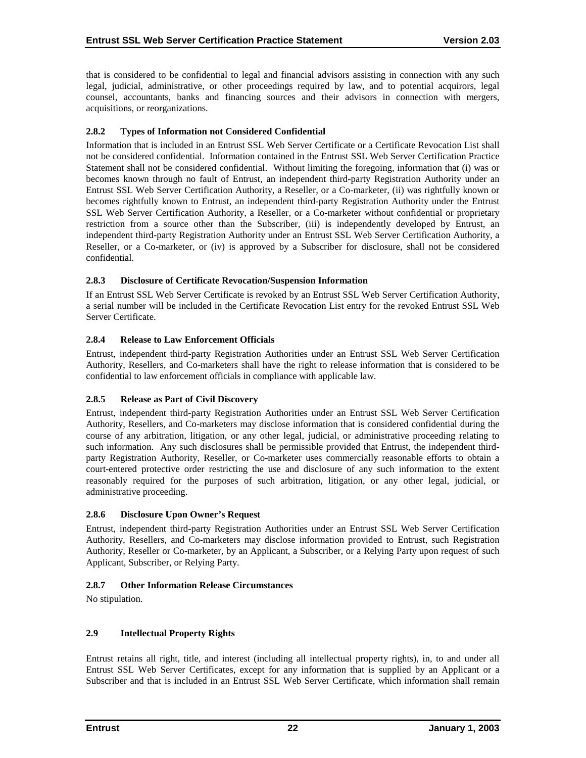that is considered to be confidential to legal and financial advisors assisting in connection with any such legal, judicial, administrative, or other proceedings required by law, and to potential acquirors, legal counsel, accountants, banks and financing sources and their advisors in connection with mergers, acquisitions, or reorganizations.

### 2.8.2 Types of Information not Considered Confidential

Information that is included in an Entrust SSL Web Server Certificate or a Certificate Revocation List shall not be considered confidential. Information contained in the Entrust SSL Web Server Certification Practice Statement shall not be considered confidential. Without limiting the foregoing, information that (i) was or becomes known through no fault of Entrust, an independent third-party Registration Authority under an Entrust SSL Web Server Certification Authority, a Reseller, or a Co-marketer, (ii) was rightfully known or becomes rightfully known to Entrust, an independent third-party Registration Authority under the Entrust SSL Web Server Certification Authority, a Reseller, or a Co-marketer without confidential or proprietary restriction from a source other than the Subscriber, (iii) is independently developed by Entrust, an independent third-party Registration Authority under an Entrust SSL Web Server Certification Authority, a Reseller, or a Co-marketer, or (iv) is approved by a Subscriber for disclosure, shall not be considered confidential.

### 2.8.3 Disclosure of Certificate Revocation/Suspension Information

If an Entrust SSL Web Server Certificate is revoked by an Entrust SSL Web Server Certification Authority, a serial number will be included in the Certificate Revocation List entry for the revoked Entrust SSL Web Server Certificate.

### 2.8.4 Release to Law Enforcement Officials

Entrust, independent third-party Registration Authorities under an Entrust SSL Web Server Certification Authority, Resellers, and Co-marketers shall have the right to release information that is considered to be confidential to law enforcement officials in compliance with applicable law.

### 2.8.5 Release as Part of Civil Discovery

Entrust, independent third-party Registration Authorities under an Entrust SSL Web Server Certification Authority, Resellers, and Co-marketers may disclose information that is considered confidential during the course of any arbitration, litigation, or any other legal, judicial, or administrative proceeding relating to such information. Any such disclosures shall be permissible provided that Entrust, the independent third-party Registration Authority, Reseller, or Co-marketer uses commercially reasonable efforts to obtain a court-entered protective order restricting the use and disclosure of any such information to the extent reasonably required for the purposes of such arbitration, litigation, or any other legal, judicial, or administrative proceeding.

### 2.8.6 Disclosure Upon Owner's Request

Entrust, independent third-party Registration Authorities under an Entrust SSL Web Server Certification Authority, Resellers, and Co-marketers may disclose information provided to Entrust, such Registration Authority, Reseller or Co-marketer, by an Applicant, a Subscriber, or a Relying Party upon request of such Applicant, Subscriber, or Relying Party.

### 2.8.7 Other Information Release Circumstances

No stipulation.

## 2.9 Intellectual Property Rights

Entrust retains all right, title, and interest (including all intellectual property rights), in, to and under all Entrust SSL Web Server Certificates, except for any information that is supplied by an Applicant or a Subscriber and that is included in an Entrust SSL Web Server Certificate, which information shall remain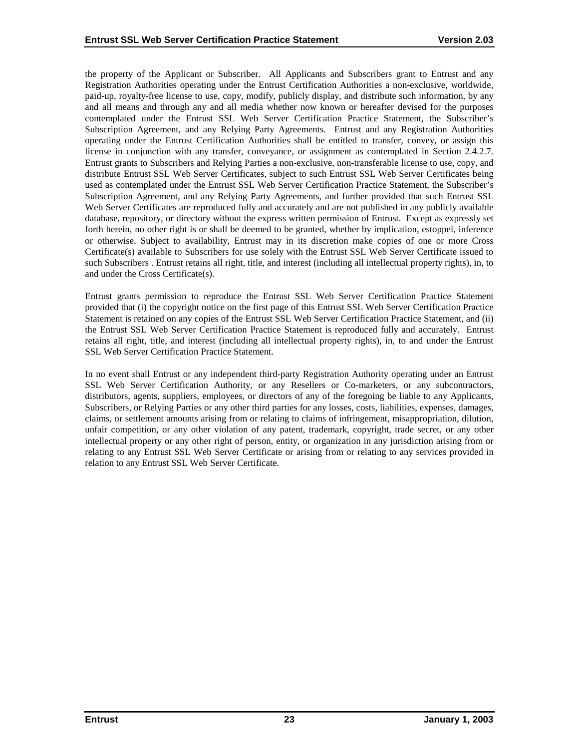the property of the Applicant or Subscriber. All Applicants and Subscribers grant to Entrust and any Registration Authorities operating under the Entrust Certification Authorities a non-exclusive, worldwide, paid-up, royalty-free license to use, copy, modify, publicly display, and distribute such information, by any and all means and through any and all media whether now known or hereafter devised for the purposes contemplated under the Entrust SSL Web Server Certification Practice Statement, the Subscriber's Subscription Agreement, and any Relying Party Agreements. Entrust and any Registration Authorities operating under the Entrust Certification Authorities shall be entitled to transfer, convey, or assign this license in conjunction with any transfer, conveyance, or assignment as contemplated in Section 2.4.2.7. Entrust grants to Subscribers and Relying Parties a non-exclusive, non-transferable license to use, copy, and distribute Entrust SSL Web Server Certificates, subject to such Entrust SSL Web Server Certificates being used as contemplated under the Entrust SSL Web Server Certification Practice Statement, the Subscriber's Subscription Agreement, and any Relying Party Agreements, and further provided that such Entrust SSL Web Server Certificates are reproduced fully and accurately and are not published in any publicly available database, repository, or directory without the express written permission of Entrust. Except as expressly set forth herein, no other right is or shall be deemed to be granted, whether by implication, estoppel, inference or otherwise. Subject to availability, Entrust may in its discretion make copies of one or more Cross Certificate(s) available to Subscribers for use solely with the Entrust SSL Web Server Certificate issued to such Subscribers . Entrust retains all right, title, and interest (including all intellectual property rights), in, to and under the Cross Certificate(s).

Entrust grants permission to reproduce the Entrust SSL Web Server Certification Practice Statement provided that (i) the copyright notice on the first page of this Entrust SSL Web Server Certification Practice Statement is retained on any copies of the Entrust SSL Web Server Certification Practice Statement, and (ii) the Entrust SSL Web Server Certification Practice Statement is reproduced fully and accurately. Entrust retains all right, title, and interest (including all intellectual property rights), in, to and under the Entrust SSL Web Server Certification Practice Statement.

In no event shall Entrust or any independent third-party Registration Authority operating under an Entrust SSL Web Server Certification Authority, or any Resellers or Co-marketers, or any subcontractors, distributors, agents, suppliers, employees, or directors of any of the foregoing be liable to any Applicants, Subscribers, or Relying Parties or any other third parties for any losses, costs, liabilities, expenses, damages, claims, or settlement amounts arising from or relating to claims of infringement, misappropriation, dilution, unfair competition, or any other violation of any patent, trademark, copyright, trade secret, or any other intellectual property or any other right of person, entity, or organization in any jurisdiction arising from or relating to any Entrust SSL Web Server Certificate or arising from or relating to any services provided in relation to any Entrust SSL Web Server Certificate.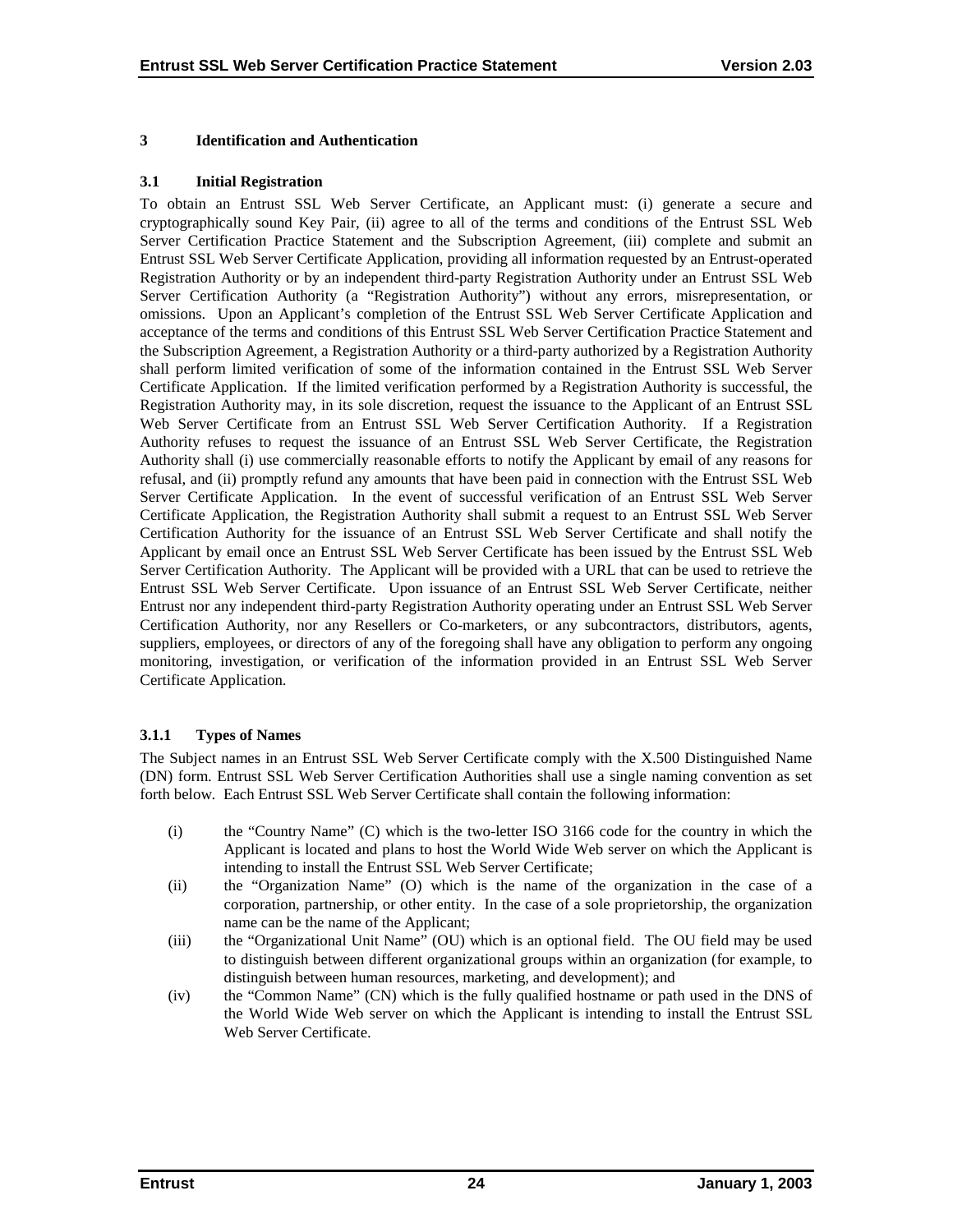# 3 Identification and Authentication

## 3.1 Initial Registration

To obtain an Entrust SSL Web Server Certificate, an Applicant must: (i) generate a secure and cryptographically sound Key Pair, (ii) agree to all of the terms and conditions of the Entrust SSL Web Server Certification Practice Statement and the Subscription Agreement, (iii) complete and submit an Entrust SSL Web Server Certificate Application, providing all information requested by an Entrust-operated Registration Authority or by an independent third-party Registration Authority under an Entrust SSL Web Server Certification Authority (a "Registration Authority") without any errors, misrepresentation, or omissions. Upon an Applicant's completion of the Entrust SSL Web Server Certificate Application and acceptance of the terms and conditions of this Entrust SSL Web Server Certification Practice Statement and the Subscription Agreement, a Registration Authority or a third-party authorized by a Registration Authority shall perform limited verification of some of the information contained in the Entrust SSL Web Server Certificate Application. If the limited verification performed by a Registration Authority is successful, the Registration Authority may, in its sole discretion, request the issuance to the Applicant of an Entrust SSL Web Server Certificate from an Entrust SSL Web Server Certification Authority. If a Registration Authority refuses to request the issuance of an Entrust SSL Web Server Certificate, the Registration Authority shall (i) use commercially reasonable efforts to notify the Applicant by email of any reasons for refusal, and (ii) promptly refund any amounts that have been paid in connection with the Entrust SSL Web Server Certificate Application. In the event of successful verification of an Entrust SSL Web Server Certificate Application, the Registration Authority shall submit a request to an Entrust SSL Web Server Certification Authority for the issuance of an Entrust SSL Web Server Certificate and shall notify the Applicant by email once an Entrust SSL Web Server Certificate has been issued by the Entrust SSL Web Server Certification Authority. The Applicant will be provided with a URL that can be used to retrieve the Entrust SSL Web Server Certificate. Upon issuance of an Entrust SSL Web Server Certificate, neither Entrust nor any independent third-party Registration Authority operating under an Entrust SSL Web Server Certification Authority, nor any Resellers or Co-marketers, or any subcontractors, distributors, agents, suppliers, employees, or directors of any of the foregoing shall have any obligation to perform any ongoing monitoring, investigation, or verification of the information provided in an Entrust SSL Web Server Certificate Application.

### 3.1.1 Types of Names

The Subject names in an Entrust SSL Web Server Certificate comply with the X.500 Distinguished Name (DN) form. Entrust SSL Web Server Certification Authorities shall use a single naming convention as set forth below. Each Entrust SSL Web Server Certificate shall contain the following information:

(i) the "Country Name" (C) which is the two-letter ISO 3166 code for the country in which the Applicant is located and plans to host the World Wide Web server on which the Applicant is intending to install the Entrust SSL Web Server Certificate;

(ii) the "Organization Name" (O) which is the name of the organization in the case of a corporation, partnership, or other entity. In the case of a sole proprietorship, the organization name can be the name of the Applicant;

(iii) the "Organizational Unit Name" (OU) which is an optional field. The OU field may be used to distinguish between different organizational groups within an organization (for example, to distinguish between human resources, marketing, and development); and

(iv) the "Common Name" (CN) which is the fully qualified hostname or path used in the DNS of the World Wide Web server on which the Applicant is intending to install the Entrust SSL Web Server Certificate.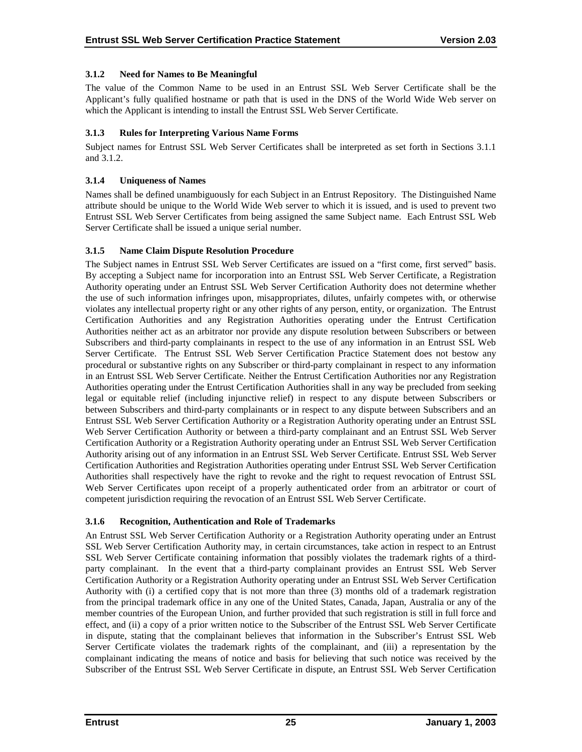### 3.1.2 Need for Names to Be Meaningful

The value of the Common Name to be used in an Entrust SSL Web Server Certificate shall be the Applicant's fully qualified hostname or path that is used in the DNS of the World Wide Web server on which the Applicant is intending to install the Entrust SSL Web Server Certificate.

### 3.1.3 Rules for Interpreting Various Name Forms

Subject names for Entrust SSL Web Server Certificates shall be interpreted as set forth in Sections 3.1.1 and 3.1.2.

### 3.1.4 Uniqueness of Names

Names shall be defined unambiguously for each Subject in an Entrust Repository. The Distinguished Name attribute should be unique to the World Wide Web server to which it is issued, and is used to prevent two Entrust SSL Web Server Certificates from being assigned the same Subject name. Each Entrust SSL Web Server Certificate shall be issued a unique serial number.

### 3.1.5 Name Claim Dispute Resolution Procedure

The Subject names in Entrust SSL Web Server Certificates are issued on a "first come, first served" basis. By accepting a Subject name for incorporation into an Entrust SSL Web Server Certificate, a Registration Authority operating under an Entrust SSL Web Server Certification Authority does not determine whether the use of such information infringes upon, misappropriates, dilutes, unfairly competes with, or otherwise violates any intellectual property right or any other rights of any person, entity, or organization. The Entrust Certification Authorities and any Registration Authorities operating under the Entrust Certification Authorities neither act as an arbitrator nor provide any dispute resolution between Subscribers or between Subscribers and third-party complainants in respect to the use of any information in an Entrust SSL Web Server Certificate. The Entrust SSL Web Server Certification Practice Statement does not bestow any procedural or substantive rights on any Subscriber or third-party complainant in respect to any information in an Entrust SSL Web Server Certificate. Neither the Entrust Certification Authorities nor any Registration Authorities operating under the Entrust Certification Authorities shall in any way be precluded from seeking legal or equitable relief (including injunctive relief) in respect to any dispute between Subscribers or between Subscribers and third-party complainants or in respect to any dispute between Subscribers and an Entrust SSL Web Server Certification Authority or a Registration Authority operating under an Entrust SSL Web Server Certification Authority or between a third-party complainant and an Entrust SSL Web Server Certification Authority or a Registration Authority operating under an Entrust SSL Web Server Certification Authority arising out of any information in an Entrust SSL Web Server Certificate. Entrust SSL Web Server Certification Authorities and Registration Authorities operating under Entrust SSL Web Server Certification Authorities shall respectively have the right to revoke and the right to request revocation of Entrust SSL Web Server Certificates upon receipt of a properly authenticated order from an arbitrator or court of competent jurisdiction requiring the revocation of an Entrust SSL Web Server Certificate.

### 3.1.6 Recognition, Authentication and Role of Trademarks

An Entrust SSL Web Server Certification Authority or a Registration Authority operating under an Entrust SSL Web Server Certification Authority may, in certain circumstances, take action in respect to an Entrust SSL Web Server Certificate containing information that possibly violates the trademark rights of a third-party complainant. In the event that a third-party complainant provides an Entrust SSL Web Server Certification Authority or a Registration Authority operating under an Entrust SSL Web Server Certification Authority with (i) a certified copy that is not more than three (3) months old of a trademark registration from the principal trademark office in any one of the United States, Canada, Japan, Australia or any of the member countries of the European Union, and further provided that such registration is still in full force and effect, and (ii) a copy of a prior written notice to the Subscriber of the Entrust SSL Web Server Certificate in dispute, stating that the complainant believes that information in the Subscriber's Entrust SSL Web Server Certificate violates the trademark rights of the complainant, and (iii) a representation by the complainant indicating the means of notice and basis for believing that such notice was received by the Subscriber of the Entrust SSL Web Server Certificate in dispute, an Entrust SSL Web Server Certification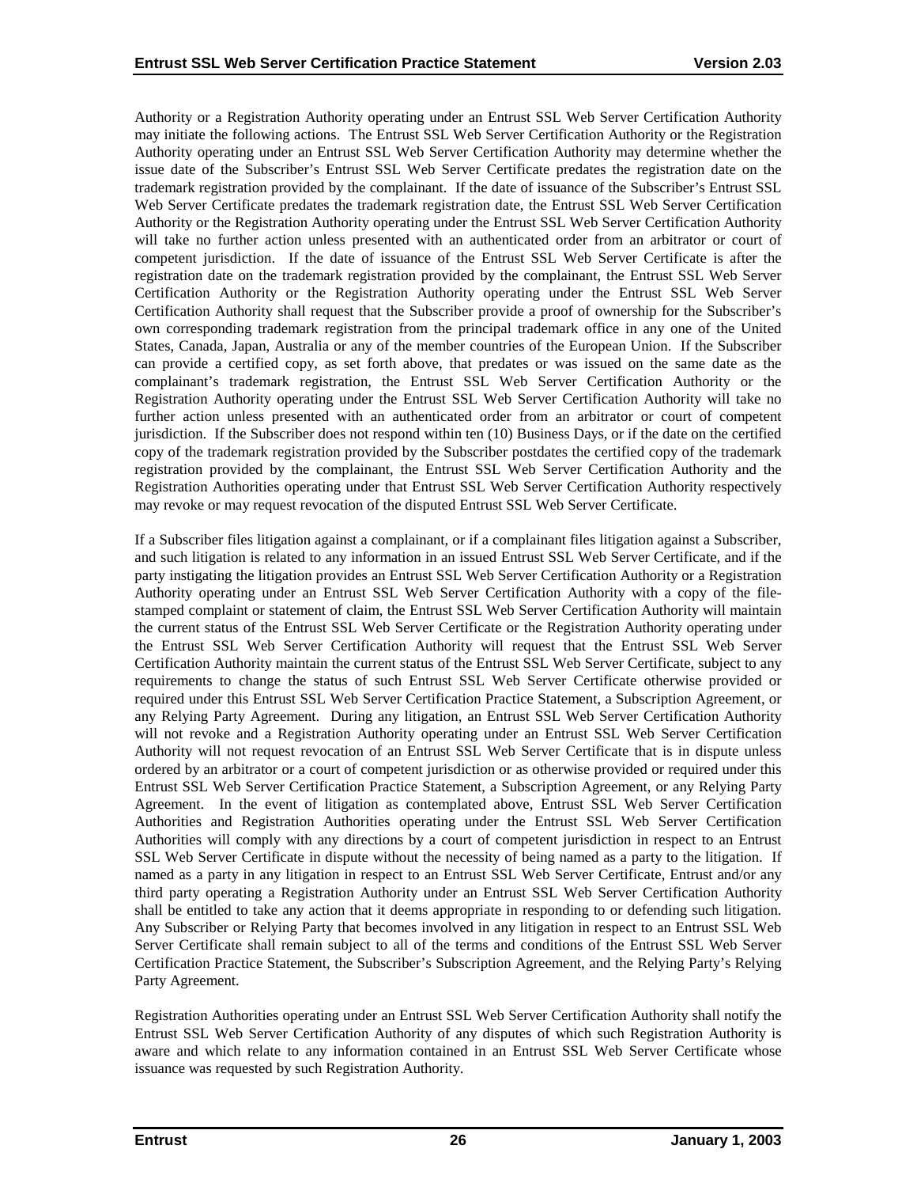Authority or a Registration Authority operating under an Entrust SSL Web Server Certification Authority may initiate the following actions. The Entrust SSL Web Server Certification Authority or the Registration Authority operating under an Entrust SSL Web Server Certification Authority may determine whether the issue date of the Subscriber's Entrust SSL Web Server Certificate predates the registration date on the trademark registration provided by the complainant. If the date of issuance of the Subscriber's Entrust SSL Web Server Certificate predates the trademark registration date, the Entrust SSL Web Server Certification Authority or the Registration Authority operating under the Entrust SSL Web Server Certification Authority will take no further action unless presented with an authenticated order from an arbitrator or court of competent jurisdiction. If the date of issuance of the Entrust SSL Web Server Certificate is after the registration date on the trademark registration provided by the complainant, the Entrust SSL Web Server Certification Authority or the Registration Authority operating under the Entrust SSL Web Server Certification Authority shall request that the Subscriber provide a proof of ownership for the Subscriber's own corresponding trademark registration from the principal trademark office in any one of the United States, Canada, Japan, Australia or any of the member countries of the European Union. If the Subscriber can provide a certified copy, as set forth above, that predates or was issued on the same date as the complainant's trademark registration, the Entrust SSL Web Server Certification Authority or the Registration Authority operating under the Entrust SSL Web Server Certification Authority will take no further action unless presented with an authenticated order from an arbitrator or court of competent jurisdiction. If the Subscriber does not respond within ten (10) Business Days, or if the date on the certified copy of the trademark registration provided by the Subscriber postdates the certified copy of the trademark registration provided by the complainant, the Entrust SSL Web Server Certification Authority and the Registration Authorities operating under that Entrust SSL Web Server Certification Authority respectively may revoke or may request revocation of the disputed Entrust SSL Web Server Certificate.

If a Subscriber files litigation against a complainant, or if a complainant files litigation against a Subscriber, and such litigation is related to any information in an issued Entrust SSL Web Server Certificate, and if the party instigating the litigation provides an Entrust SSL Web Server Certification Authority or a Registration Authority operating under an Entrust SSL Web Server Certification Authority with a copy of the file-stamped complaint or statement of claim, the Entrust SSL Web Server Certification Authority will maintain the current status of the Entrust SSL Web Server Certificate or the Registration Authority operating under the Entrust SSL Web Server Certification Authority will request that the Entrust SSL Web Server Certification Authority maintain the current status of the Entrust SSL Web Server Certificate, subject to any requirements to change the status of such Entrust SSL Web Server Certificate otherwise provided or required under this Entrust SSL Web Server Certification Practice Statement, a Subscription Agreement, or any Relying Party Agreement. During any litigation, an Entrust SSL Web Server Certification Authority will not revoke and a Registration Authority operating under an Entrust SSL Web Server Certification Authority will not request revocation of an Entrust SSL Web Server Certificate that is in dispute unless ordered by an arbitrator or a court of competent jurisdiction or as otherwise provided or required under this Entrust SSL Web Server Certification Practice Statement, a Subscription Agreement, or any Relying Party Agreement. In the event of litigation as contemplated above, Entrust SSL Web Server Certification Authorities and Registration Authorities operating under the Entrust SSL Web Server Certification Authorities will comply with any directions by a court of competent jurisdiction in respect to an Entrust SSL Web Server Certificate in dispute without the necessity of being named as a party to the litigation. If named as a party in any litigation in respect to an Entrust SSL Web Server Certificate, Entrust and/or any third party operating a Registration Authority under an Entrust SSL Web Server Certification Authority shall be entitled to take any action that it deems appropriate in responding to or defending such litigation. Any Subscriber or Relying Party that becomes involved in any litigation in respect to an Entrust SSL Web Server Certificate shall remain subject to all of the terms and conditions of the Entrust SSL Web Server Certification Practice Statement, the Subscriber's Subscription Agreement, and the Relying Party's Relying Party Agreement.

Registration Authorities operating under an Entrust SSL Web Server Certification Authority shall notify the Entrust SSL Web Server Certification Authority of any disputes of which such Registration Authority is aware and which relate to any information contained in an Entrust SSL Web Server Certificate whose issuance was requested by such Registration Authority.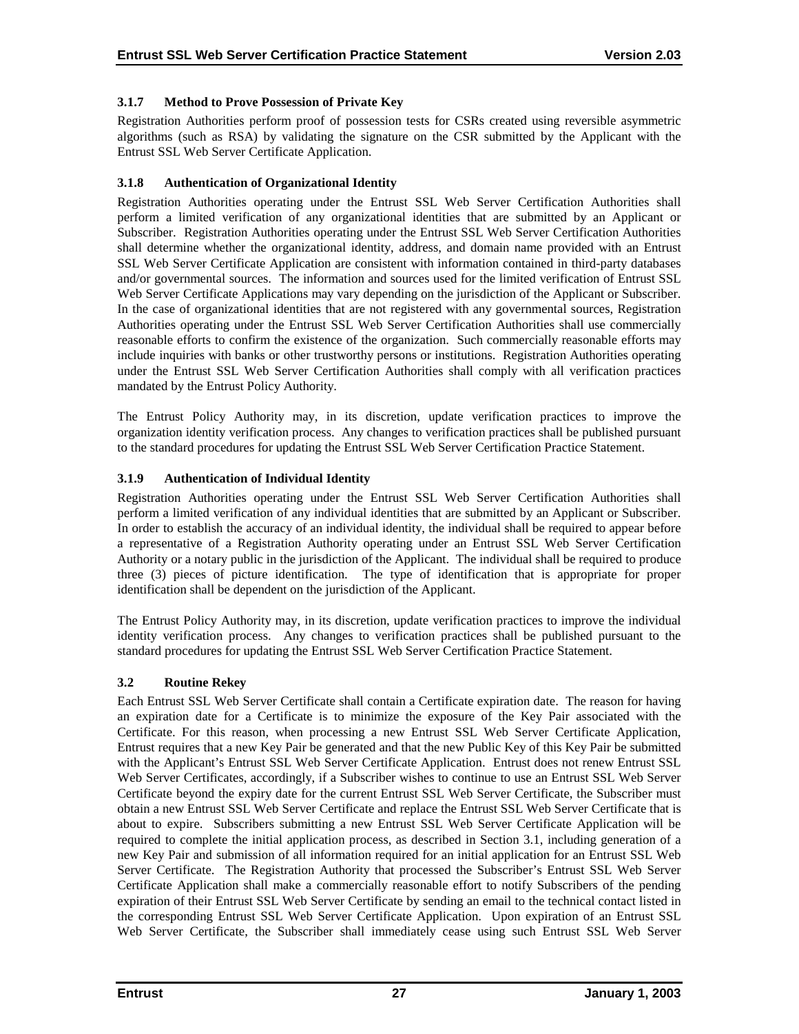### 3.1.7 Method to Prove Possession of Private Key

Registration Authorities perform proof of possession tests for CSRs created using reversible asymmetric algorithms (such as RSA) by validating the signature on the CSR submitted by the Applicant with the Entrust SSL Web Server Certificate Application.

### 3.1.8 Authentication of Organizational Identity

Registration Authorities operating under the Entrust SSL Web Server Certification Authorities shall perform a limited verification of any organizational identities that are submitted by an Applicant or Subscriber. Registration Authorities operating under the Entrust SSL Web Server Certification Authorities shall determine whether the organizational identity, address, and domain name provided with an Entrust SSL Web Server Certificate Application are consistent with information contained in third-party databases and/or governmental sources. The information and sources used for the limited verification of Entrust SSL Web Server Certificate Applications may vary depending on the jurisdiction of the Applicant or Subscriber. In the case of organizational identities that are not registered with any governmental sources, Registration Authorities operating under the Entrust SSL Web Server Certification Authorities shall use commercially reasonable efforts to confirm the existence of the organization. Such commercially reasonable efforts may include inquiries with banks or other trustworthy persons or institutions. Registration Authorities operating under the Entrust SSL Web Server Certification Authorities shall comply with all verification practices mandated by the Entrust Policy Authority.

The Entrust Policy Authority may, in its discretion, update verification practices to improve the organization identity verification process. Any changes to verification practices shall be published pursuant to the standard procedures for updating the Entrust SSL Web Server Certification Practice Statement.

### 3.1.9 Authentication of Individual Identity

Registration Authorities operating under the Entrust SSL Web Server Certification Authorities shall perform a limited verification of any individual identities that are submitted by an Applicant or Subscriber. In order to establish the accuracy of an individual identity, the individual shall be required to appear before a representative of a Registration Authority operating under an Entrust SSL Web Server Certification Authority or a notary public in the jurisdiction of the Applicant. The individual shall be required to produce three (3) pieces of picture identification. The type of identification that is appropriate for proper identification shall be dependent on the jurisdiction of the Applicant.

The Entrust Policy Authority may, in its discretion, update verification practices to improve the individual identity verification process. Any changes to verification practices shall be published pursuant to the standard procedures for updating the Entrust SSL Web Server Certification Practice Statement.

## 3.2 Routine Rekey

Each Entrust SSL Web Server Certificate shall contain a Certificate expiration date. The reason for having an expiration date for a Certificate is to minimize the exposure of the Key Pair associated with the Certificate. For this reason, when processing a new Entrust SSL Web Server Certificate Application, Entrust requires that a new Key Pair be generated and that the new Public Key of this Key Pair be submitted with the Applicant's Entrust SSL Web Server Certificate Application. Entrust does not renew Entrust SSL Web Server Certificates, accordingly, if a Subscriber wishes to continue to use an Entrust SSL Web Server Certificate beyond the expiry date for the current Entrust SSL Web Server Certificate, the Subscriber must obtain a new Entrust SSL Web Server Certificate and replace the Entrust SSL Web Server Certificate that is about to expire. Subscribers submitting a new Entrust SSL Web Server Certificate Application will be required to complete the initial application process, as described in Section 3.1, including generation of a new Key Pair and submission of all information required for an initial application for an Entrust SSL Web Server Certificate. The Registration Authority that processed the Subscriber's Entrust SSL Web Server Certificate Application shall make a commercially reasonable effort to notify Subscribers of the pending expiration of their Entrust SSL Web Server Certificate by sending an email to the technical contact listed in the corresponding Entrust SSL Web Server Certificate Application. Upon expiration of an Entrust SSL Web Server Certificate, the Subscriber shall immediately cease using such Entrust SSL Web Server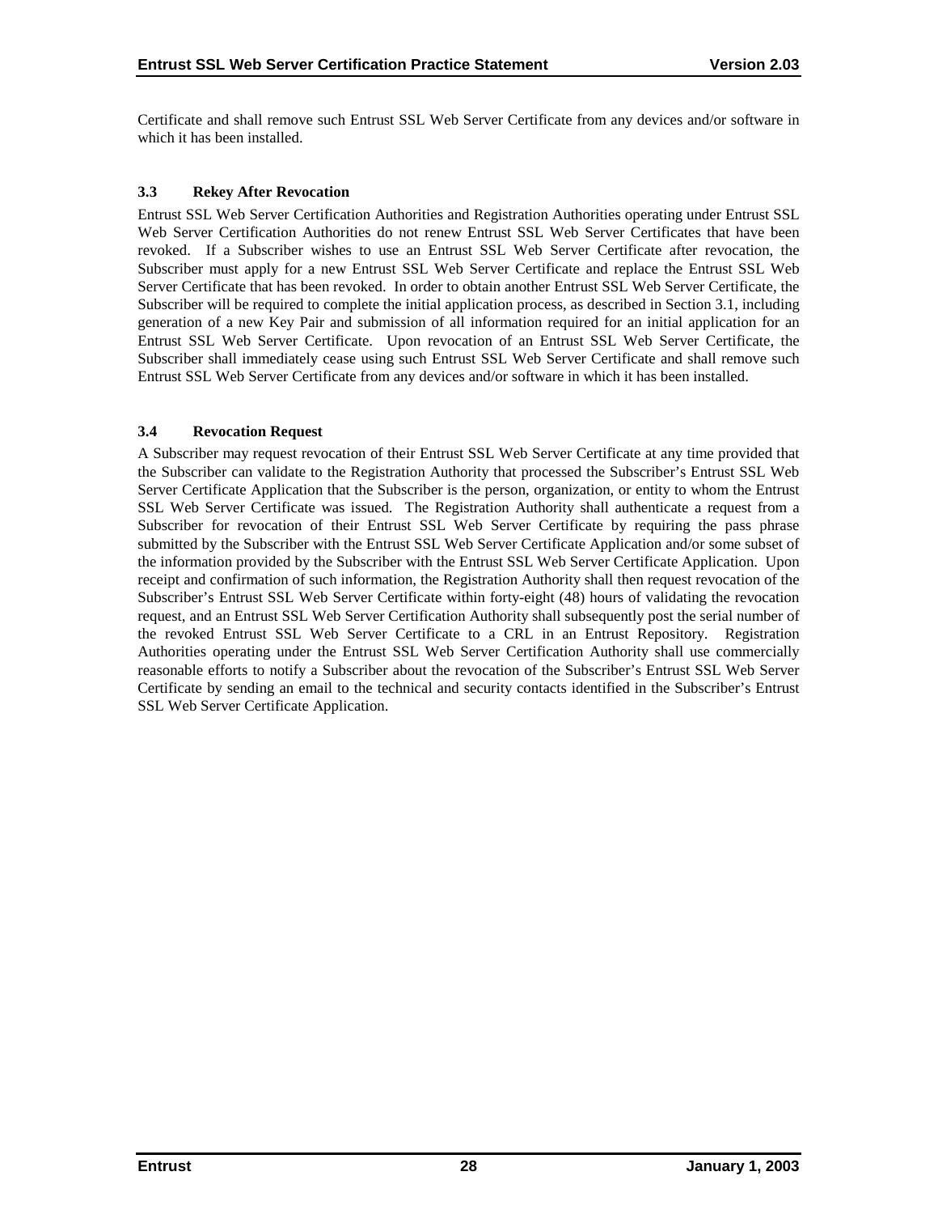Certificate and shall remove such Entrust SSL Web Server Certificate from any devices and/or software in which it has been installed.

### 3.3 Rekey After Revocation

Entrust SSL Web Server Certification Authorities and Registration Authorities operating under Entrust SSL Web Server Certification Authorities do not renew Entrust SSL Web Server Certificates that have been revoked. If a Subscriber wishes to use an Entrust SSL Web Server Certificate after revocation, the Subscriber must apply for a new Entrust SSL Web Server Certificate and replace the Entrust SSL Web Server Certificate that has been revoked. In order to obtain another Entrust SSL Web Server Certificate, the Subscriber will be required to complete the initial application process, as described in Section 3.1, including generation of a new Key Pair and submission of all information required for an initial application for an Entrust SSL Web Server Certificate. Upon revocation of an Entrust SSL Web Server Certificate, the Subscriber shall immediately cease using such Entrust SSL Web Server Certificate and shall remove such Entrust SSL Web Server Certificate from any devices and/or software in which it has been installed.

### 3.4 Revocation Request

A Subscriber may request revocation of their Entrust SSL Web Server Certificate at any time provided that the Subscriber can validate to the Registration Authority that processed the Subscriber's Entrust SSL Web Server Certificate Application that the Subscriber is the person, organization, or entity to whom the Entrust SSL Web Server Certificate was issued. The Registration Authority shall authenticate a request from a Subscriber for revocation of their Entrust SSL Web Server Certificate by requiring the pass phrase submitted by the Subscriber with the Entrust SSL Web Server Certificate Application and/or some subset of the information provided by the Subscriber with the Entrust SSL Web Server Certificate Application. Upon receipt and confirmation of such information, the Registration Authority shall then request revocation of the Subscriber's Entrust SSL Web Server Certificate within forty-eight (48) hours of validating the revocation request, and an Entrust SSL Web Server Certification Authority shall subsequently post the serial number of the revoked Entrust SSL Web Server Certificate to a CRL in an Entrust Repository. Registration Authorities operating under the Entrust SSL Web Server Certification Authority shall use commercially reasonable efforts to notify a Subscriber about the revocation of the Subscriber's Entrust SSL Web Server Certificate by sending an email to the technical and security contacts identified in the Subscriber's Entrust SSL Web Server Certificate Application.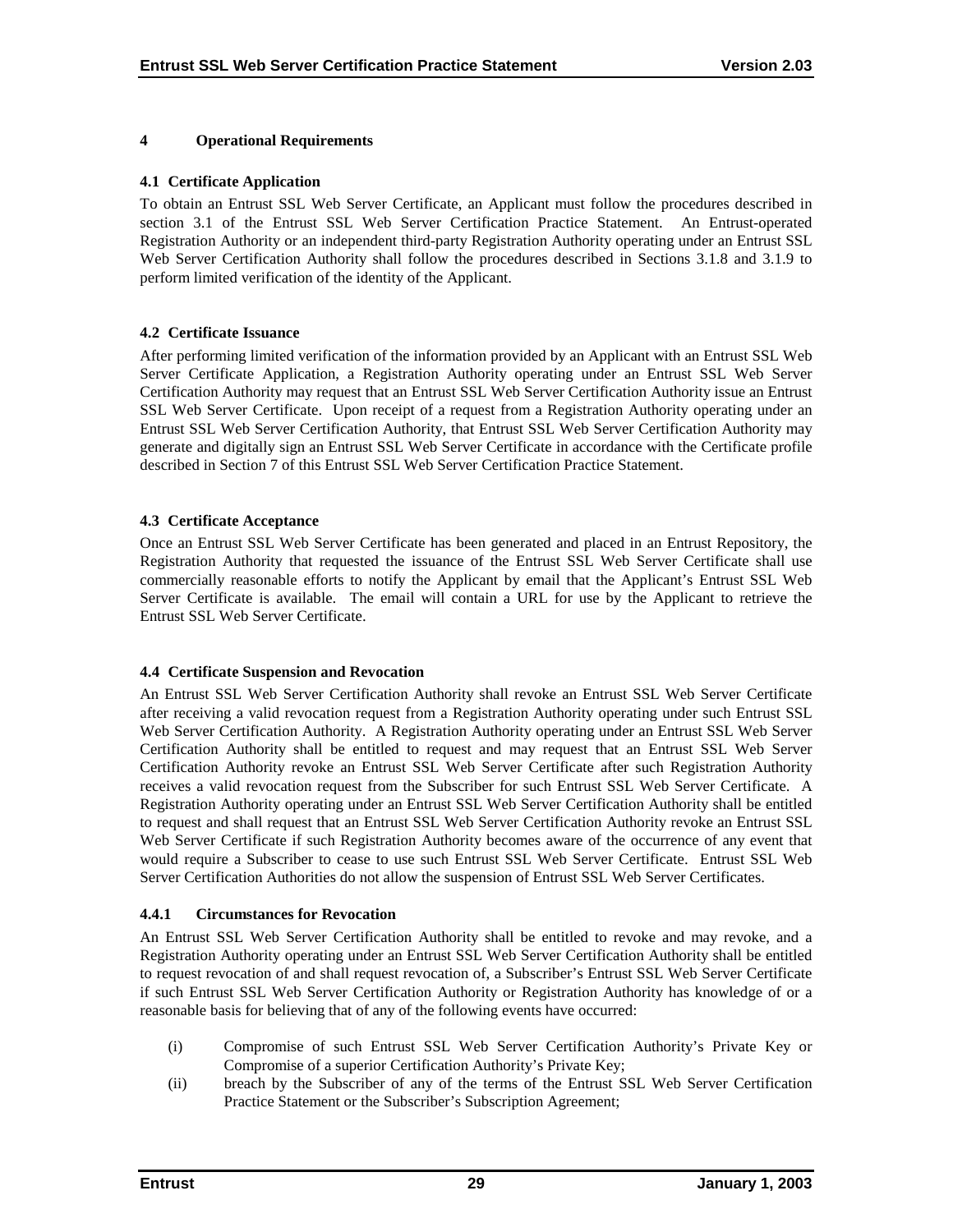# 4 Operational Requirements

## 4.1 Certificate Application

To obtain an Entrust SSL Web Server Certificate, an Applicant must follow the procedures described in section 3.1 of the Entrust SSL Web Server Certification Practice Statement. An Entrust-operated Registration Authority or an independent third-party Registration Authority operating under an Entrust SSL Web Server Certification Authority shall follow the procedures described in Sections 3.1.8 and 3.1.9 to perform limited verification of the identity of the Applicant.

## 4.2 Certificate Issuance

After performing limited verification of the information provided by an Applicant with an Entrust SSL Web Server Certificate Application, a Registration Authority operating under an Entrust SSL Web Server Certification Authority may request that an Entrust SSL Web Server Certification Authority issue an Entrust SSL Web Server Certificate. Upon receipt of a request from a Registration Authority operating under an Entrust SSL Web Server Certification Authority, that Entrust SSL Web Server Certification Authority may generate and digitally sign an Entrust SSL Web Server Certificate in accordance with the Certificate profile described in Section 7 of this Entrust SSL Web Server Certification Practice Statement.

## 4.3 Certificate Acceptance

Once an Entrust SSL Web Server Certificate has been generated and placed in an Entrust Repository, the Registration Authority that requested the issuance of the Entrust SSL Web Server Certificate shall use commercially reasonable efforts to notify the Applicant by email that the Applicant's Entrust SSL Web Server Certificate is available. The email will contain a URL for use by the Applicant to retrieve the Entrust SSL Web Server Certificate.

## 4.4 Certificate Suspension and Revocation

An Entrust SSL Web Server Certification Authority shall revoke an Entrust SSL Web Server Certificate after receiving a valid revocation request from a Registration Authority operating under such Entrust SSL Web Server Certification Authority. A Registration Authority operating under an Entrust SSL Web Server Certification Authority shall be entitled to request and may request that an Entrust SSL Web Server Certification Authority revoke an Entrust SSL Web Server Certificate after such Registration Authority receives a valid revocation request from the Subscriber for such Entrust SSL Web Server Certificate. A Registration Authority operating under an Entrust SSL Web Server Certification Authority shall be entitled to request and shall request that an Entrust SSL Web Server Certification Authority revoke an Entrust SSL Web Server Certificate if such Registration Authority becomes aware of the occurrence of any event that would require a Subscriber to cease to use such Entrust SSL Web Server Certificate. Entrust SSL Web Server Certification Authorities do not allow the suspension of Entrust SSL Web Server Certificates.

### 4.4.1 Circumstances for Revocation

An Entrust SSL Web Server Certification Authority shall be entitled to revoke and may revoke, and a Registration Authority operating under an Entrust SSL Web Server Certification Authority shall be entitled to request revocation of and shall request revocation of, a Subscriber's Entrust SSL Web Server Certificate if such Entrust SSL Web Server Certification Authority or Registration Authority has knowledge of or a reasonable basis for believing that of any of the following events have occurred:

(i) Compromise of such Entrust SSL Web Server Certification Authority's Private Key or Compromise of a superior Certification Authority's Private Key;

(ii) breach by the Subscriber of any of the terms of the Entrust SSL Web Server Certification Practice Statement or the Subscriber's Subscription Agreement;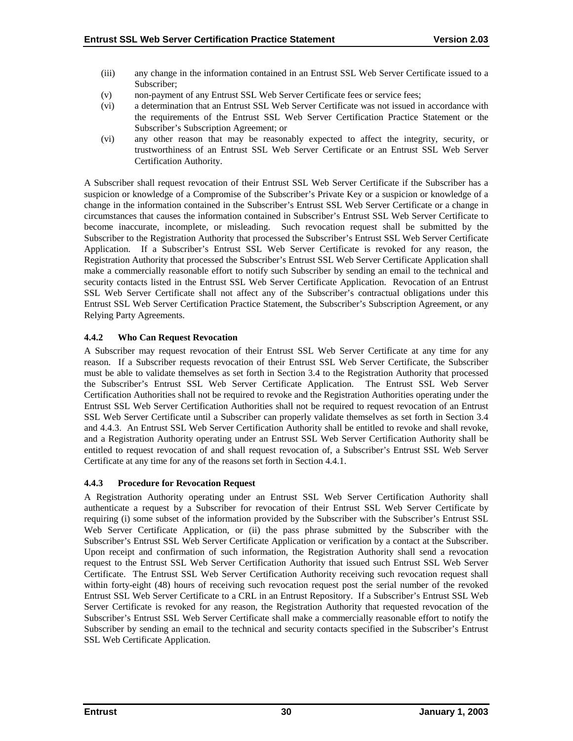(iii) any change in the information contained in an Entrust SSL Web Server Certificate issued to a Subscriber;

(v) non-payment of any Entrust SSL Web Server Certificate fees or service fees;

(vi) a determination that an Entrust SSL Web Server Certificate was not issued in accordance with the requirements of the Entrust SSL Web Server Certification Practice Statement or the Subscriber's Subscription Agreement; or

(vi) any other reason that may be reasonably expected to affect the integrity, security, or trustworthiness of an Entrust SSL Web Server Certificate or an Entrust SSL Web Server Certification Authority.

A Subscriber shall request revocation of their Entrust SSL Web Server Certificate if the Subscriber has a suspicion or knowledge of a Compromise of the Subscriber's Private Key or a suspicion or knowledge of a change in the information contained in the Subscriber's Entrust SSL Web Server Certificate or a change in circumstances that causes the information contained in Subscriber's Entrust SSL Web Server Certificate to become inaccurate, incomplete, or misleading. Such revocation request shall be submitted by the Subscriber to the Registration Authority that processed the Subscriber's Entrust SSL Web Server Certificate Application. If a Subscriber's Entrust SSL Web Server Certificate is revoked for any reason, the Registration Authority that processed the Subscriber's Entrust SSL Web Server Certificate Application shall make a commercially reasonable effort to notify such Subscriber by sending an email to the technical and security contacts listed in the Entrust SSL Web Server Certificate Application. Revocation of an Entrust SSL Web Server Certificate shall not affect any of the Subscriber's contractual obligations under this Entrust SSL Web Server Certification Practice Statement, the Subscriber's Subscription Agreement, or any Relying Party Agreements.

### 4.4.2 Who Can Request Revocation

A Subscriber may request revocation of their Entrust SSL Web Server Certificate at any time for any reason. If a Subscriber requests revocation of their Entrust SSL Web Server Certificate, the Subscriber must be able to validate themselves as set forth in Section 3.4 to the Registration Authority that processed the Subscriber's Entrust SSL Web Server Certificate Application. The Entrust SSL Web Server Certification Authorities shall not be required to revoke and the Registration Authorities operating under the Entrust SSL Web Server Certification Authorities shall not be required to request revocation of an Entrust SSL Web Server Certificate until a Subscriber can properly validate themselves as set forth in Section 3.4 and 4.4.3. An Entrust SSL Web Server Certification Authority shall be entitled to revoke and shall revoke, and a Registration Authority operating under an Entrust SSL Web Server Certification Authority shall be entitled to request revocation of and shall request revocation of, a Subscriber's Entrust SSL Web Server Certificate at any time for any of the reasons set forth in Section 4.4.1.

### 4.4.3 Procedure for Revocation Request

A Registration Authority operating under an Entrust SSL Web Server Certification Authority shall authenticate a request by a Subscriber for revocation of their Entrust SSL Web Server Certificate by requiring (i) some subset of the information provided by the Subscriber with the Subscriber's Entrust SSL Web Server Certificate Application, or (ii) the pass phrase submitted by the Subscriber with the Subscriber's Entrust SSL Web Server Certificate Application or verification by a contact at the Subscriber. Upon receipt and confirmation of such information, the Registration Authority shall send a revocation request to the Entrust SSL Web Server Certification Authority that issued such Entrust SSL Web Server Certificate. The Entrust SSL Web Server Certification Authority receiving such revocation request shall within forty-eight (48) hours of receiving such revocation request post the serial number of the revoked Entrust SSL Web Server Certificate to a CRL in an Entrust Repository. If a Subscriber's Entrust SSL Web Server Certificate is revoked for any reason, the Registration Authority that requested revocation of the Subscriber's Entrust SSL Web Server Certificate shall make a commercially reasonable effort to notify the Subscriber by sending an email to the technical and security contacts specified in the Subscriber's Entrust SSL Web Certificate Application.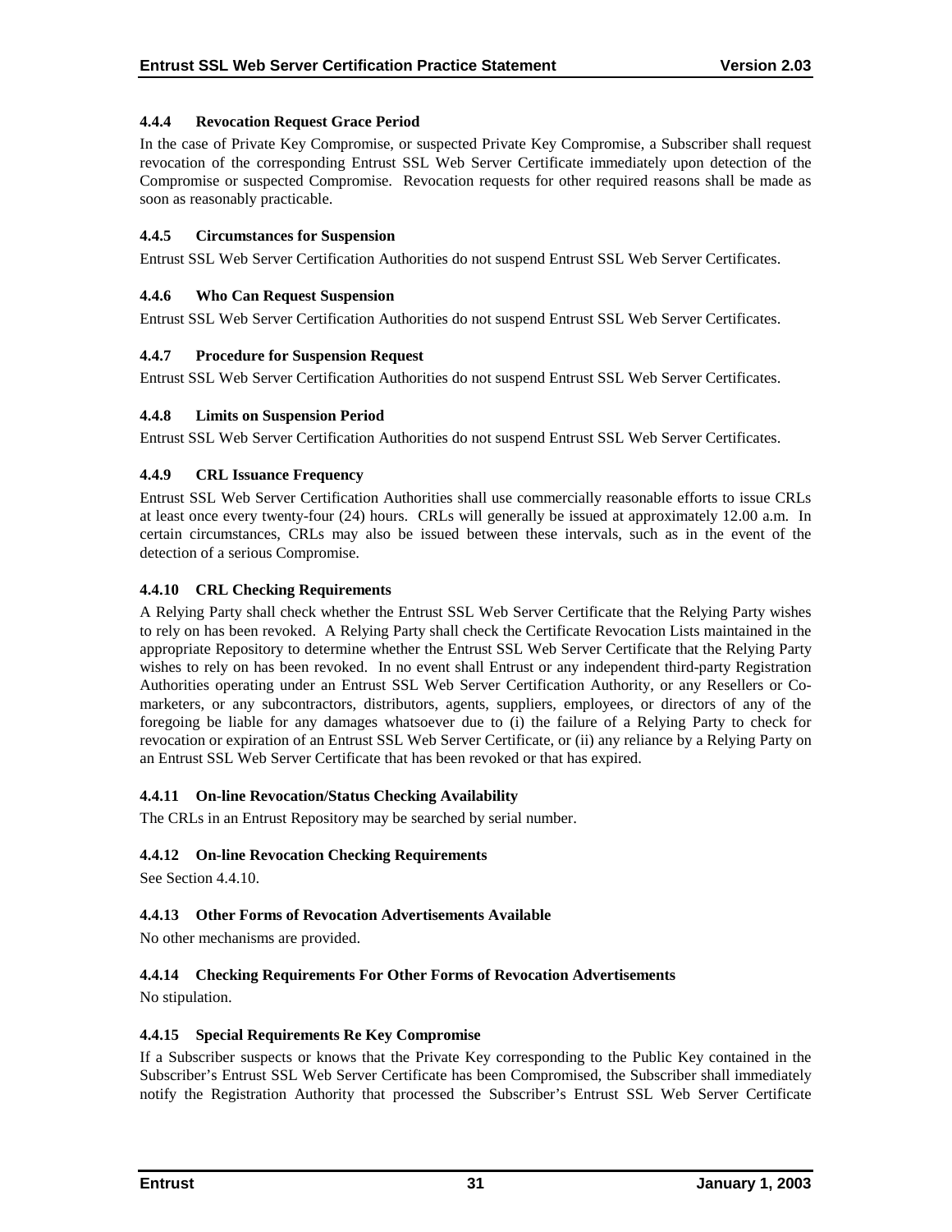#### 4.4.4 Revocation Request Grace Period

In the case of Private Key Compromise, or suspected Private Key Compromise, a Subscriber shall request revocation of the corresponding Entrust SSL Web Server Certificate immediately upon detection of the Compromise or suspected Compromise. Revocation requests for other required reasons shall be made as soon as reasonably practicable.

#### 4.4.5 Circumstances for Suspension

Entrust SSL Web Server Certification Authorities do not suspend Entrust SSL Web Server Certificates.

#### 4.4.6 Who Can Request Suspension

Entrust SSL Web Server Certification Authorities do not suspend Entrust SSL Web Server Certificates.

#### 4.4.7 Procedure for Suspension Request

Entrust SSL Web Server Certification Authorities do not suspend Entrust SSL Web Server Certificates.

#### 4.4.8 Limits on Suspension Period

Entrust SSL Web Server Certification Authorities do not suspend Entrust SSL Web Server Certificates.

#### 4.4.9 CRL Issuance Frequency

Entrust SSL Web Server Certification Authorities shall use commercially reasonable efforts to issue CRLs at least once every twenty-four (24) hours. CRLs will generally be issued at approximately 12.00 a.m. In certain circumstances, CRLs may also be issued between these intervals, such as in the event of the detection of a serious Compromise.

#### 4.4.10 CRL Checking Requirements

A Relying Party shall check whether the Entrust SSL Web Server Certificate that the Relying Party wishes to rely on has been revoked. A Relying Party shall check the Certificate Revocation Lists maintained in the appropriate Repository to determine whether the Entrust SSL Web Server Certificate that the Relying Party wishes to rely on has been revoked. In no event shall Entrust or any independent third-party Registration Authorities operating under an Entrust SSL Web Server Certification Authority, or any Resellers or Co-marketers, or any subcontractors, distributors, agents, suppliers, employees, or directors of any of the foregoing be liable for any damages whatsoever due to (i) the failure of a Relying Party to check for revocation or expiration of an Entrust SSL Web Server Certificate, or (ii) any reliance by a Relying Party on an Entrust SSL Web Server Certificate that has been revoked or that has expired.

#### 4.4.11 On-line Revocation/Status Checking Availability

The CRLs in an Entrust Repository may be searched by serial number.

#### 4.4.12 On-line Revocation Checking Requirements

See Section 4.4.10.

#### 4.4.13 Other Forms of Revocation Advertisements Available

No other mechanisms are provided.

#### 4.4.14 Checking Requirements For Other Forms of Revocation Advertisements

No stipulation.

#### 4.4.15 Special Requirements Re Key Compromise

If a Subscriber suspects or knows that the Private Key corresponding to the Public Key contained in the Subscriber's Entrust SSL Web Server Certificate has been Compromised, the Subscriber shall immediately notify the Registration Authority that processed the Subscriber's Entrust SSL Web Server Certificate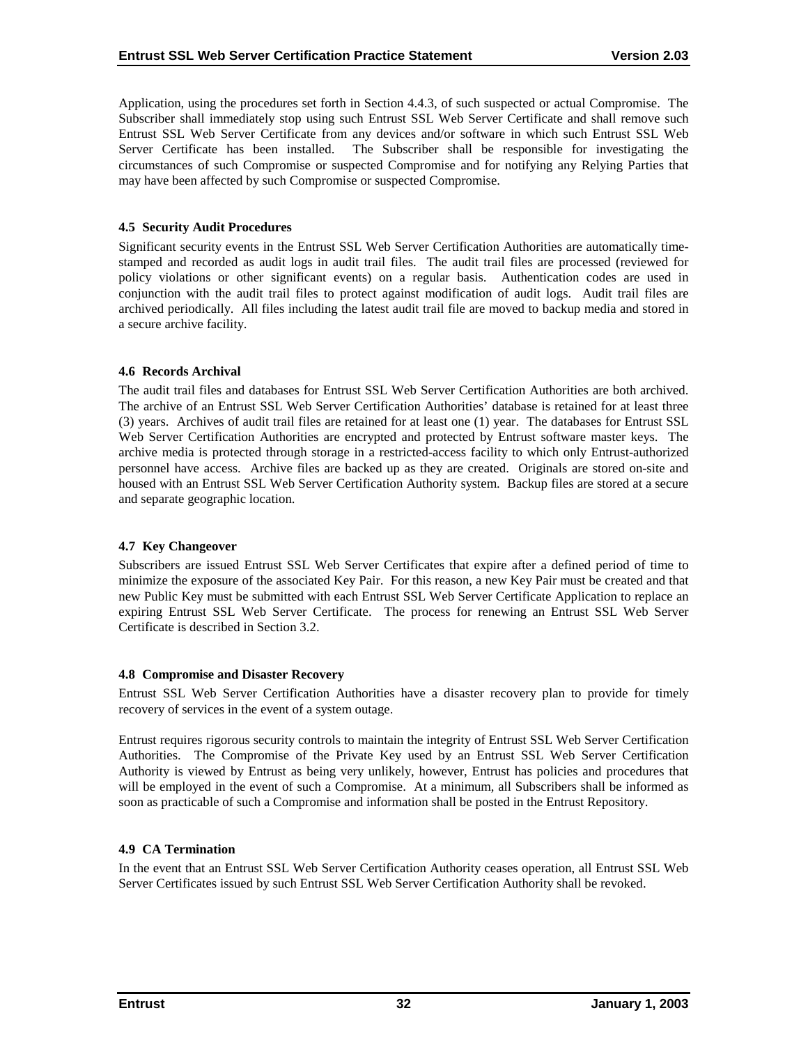Application, using the procedures set forth in Section 4.4.3, of such suspected or actual Compromise. The Subscriber shall immediately stop using such Entrust SSL Web Server Certificate and shall remove such Entrust SSL Web Server Certificate from any devices and/or software in which such Entrust SSL Web Server Certificate has been installed. The Subscriber shall be responsible for investigating the circumstances of such Compromise or suspected Compromise and for notifying any Relying Parties that may have been affected by such Compromise or suspected Compromise.

### 4.5 Security Audit Procedures

Significant security events in the Entrust SSL Web Server Certification Authorities are automatically time-stamped and recorded as audit logs in audit trail files. The audit trail files are processed (reviewed for policy violations or other significant events) on a regular basis. Authentication codes are used in conjunction with the audit trail files to protect against modification of audit logs. Audit trail files are archived periodically. All files including the latest audit trail file are moved to backup media and stored in a secure archive facility.

### 4.6 Records Archival

The audit trail files and databases for Entrust SSL Web Server Certification Authorities are both archived. The archive of an Entrust SSL Web Server Certification Authorities' database is retained for at least three (3) years. Archives of audit trail files are retained for at least one (1) year. The databases for Entrust SSL Web Server Certification Authorities are encrypted and protected by Entrust software master keys. The archive media is protected through storage in a restricted-access facility to which only Entrust-authorized personnel have access. Archive files are backed up as they are created. Originals are stored on-site and housed with an Entrust SSL Web Server Certification Authority system. Backup files are stored at a secure and separate geographic location.

### 4.7 Key Changeover

Subscribers are issued Entrust SSL Web Server Certificates that expire after a defined period of time to minimize the exposure of the associated Key Pair. For this reason, a new Key Pair must be created and that new Public Key must be submitted with each Entrust SSL Web Server Certificate Application to replace an expiring Entrust SSL Web Server Certificate. The process for renewing an Entrust SSL Web Server Certificate is described in Section 3.2.

### 4.8 Compromise and Disaster Recovery

Entrust SSL Web Server Certification Authorities have a disaster recovery plan to provide for timely recovery of services in the event of a system outage.

Entrust requires rigorous security controls to maintain the integrity of Entrust SSL Web Server Certification Authorities. The Compromise of the Private Key used by an Entrust SSL Web Server Certification Authority is viewed by Entrust as being very unlikely, however, Entrust has policies and procedures that will be employed in the event of such a Compromise. At a minimum, all Subscribers shall be informed as soon as practicable of such a Compromise and information shall be posted in the Entrust Repository.

### 4.9 CA Termination

In the event that an Entrust SSL Web Server Certification Authority ceases operation, all Entrust SSL Web Server Certificates issued by such Entrust SSL Web Server Certification Authority shall be revoked.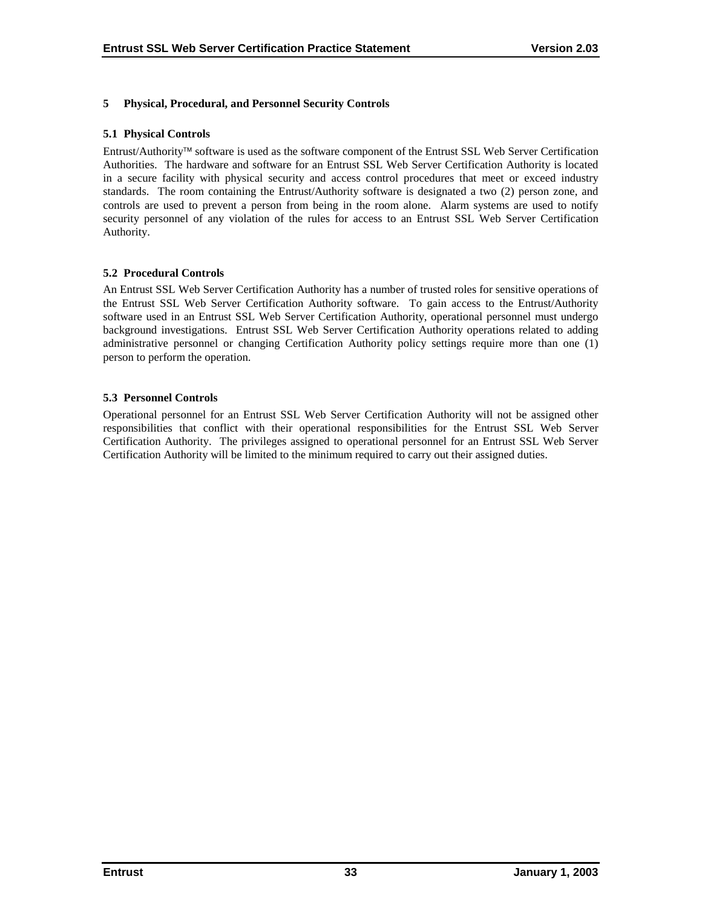# 5 Physical, Procedural, and Personnel Security Controls

## 5.1 Physical Controls

Entrust/Authority™ software is used as the software component of the Entrust SSL Web Server Certification Authorities. The hardware and software for an Entrust SSL Web Server Certification Authority is located in a secure facility with physical security and access control procedures that meet or exceed industry standards. The room containing the Entrust/Authority software is designated a two (2) person zone, and controls are used to prevent a person from being in the room alone. Alarm systems are used to notify security personnel of any violation of the rules for access to an Entrust SSL Web Server Certification Authority.

## 5.2 Procedural Controls

An Entrust SSL Web Server Certification Authority has a number of trusted roles for sensitive operations of the Entrust SSL Web Server Certification Authority software. To gain access to the Entrust/Authority software used in an Entrust SSL Web Server Certification Authority, operational personnel must undergo background investigations. Entrust SSL Web Server Certification Authority operations related to adding administrative personnel or changing Certification Authority policy settings require more than one (1) person to perform the operation.

## 5.3 Personnel Controls

Operational personnel for an Entrust SSL Web Server Certification Authority will not be assigned other responsibilities that conflict with their operational responsibilities for the Entrust SSL Web Server Certification Authority. The privileges assigned to operational personnel for an Entrust SSL Web Server Certification Authority will be limited to the minimum required to carry out their assigned duties.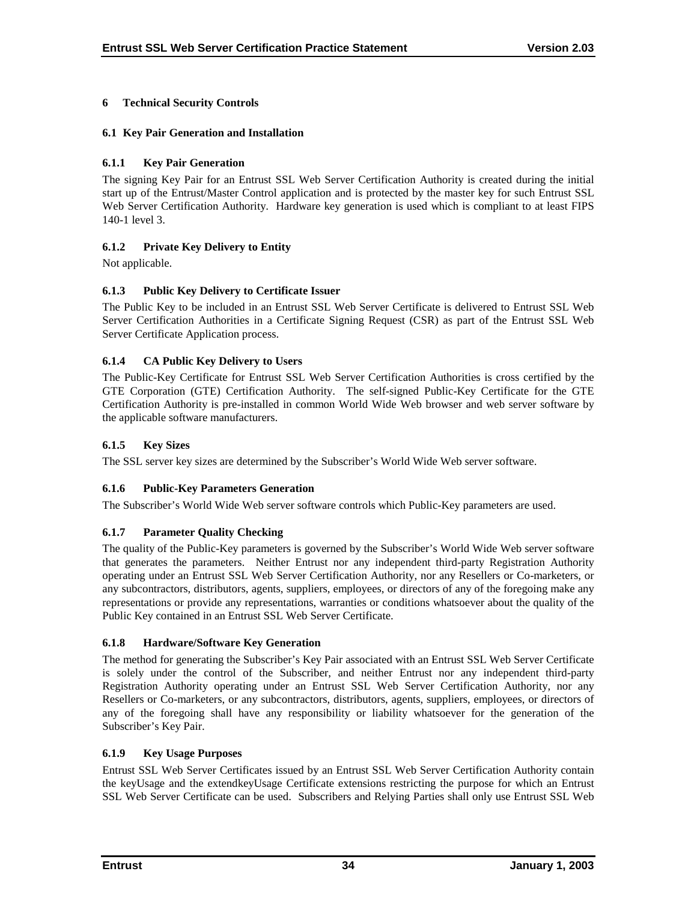# 6 Technical Security Controls

## 6.1 Key Pair Generation and Installation

### 6.1.1 Key Pair Generation

The signing Key Pair for an Entrust SSL Web Server Certification Authority is created during the initial start up of the Entrust/Master Control application and is protected by the master key for such Entrust SSL Web Server Certification Authority. Hardware key generation is used which is compliant to at least FIPS 140-1 level 3.

### 6.1.2 Private Key Delivery to Entity

Not applicable.

### 6.1.3 Public Key Delivery to Certificate Issuer

The Public Key to be included in an Entrust SSL Web Server Certificate is delivered to Entrust SSL Web Server Certification Authorities in a Certificate Signing Request (CSR) as part of the Entrust SSL Web Server Certificate Application process.

### 6.1.4 CA Public Key Delivery to Users

The Public-Key Certificate for Entrust SSL Web Server Certification Authorities is cross certified by the GTE Corporation (GTE) Certification Authority. The self-signed Public-Key Certificate for the GTE Certification Authority is pre-installed in common World Wide Web browser and web server software by the applicable software manufacturers.

### 6.1.5 Key Sizes

The SSL server key sizes are determined by the Subscriber's World Wide Web server software.

### 6.1.6 Public-Key Parameters Generation

The Subscriber's World Wide Web server software controls which Public-Key parameters are used.

### 6.1.7 Parameter Quality Checking

The quality of the Public-Key parameters is governed by the Subscriber's World Wide Web server software that generates the parameters. Neither Entrust nor any independent third-party Registration Authority operating under an Entrust SSL Web Server Certification Authority, nor any Resellers or Co-marketers, or any subcontractors, distributors, agents, suppliers, employees, or directors of any of the foregoing make any representations or provide any representations, warranties or conditions whatsoever about the quality of the Public Key contained in an Entrust SSL Web Server Certificate.

### 6.1.8 Hardware/Software Key Generation

The method for generating the Subscriber's Key Pair associated with an Entrust SSL Web Server Certificate is solely under the control of the Subscriber, and neither Entrust nor any independent third-party Registration Authority operating under an Entrust SSL Web Server Certification Authority, nor any Resellers or Co-marketers, or any subcontractors, distributors, agents, suppliers, employees, or directors of any of the foregoing shall have any responsibility or liability whatsoever for the generation of the Subscriber's Key Pair.

### 6.1.9 Key Usage Purposes

Entrust SSL Web Server Certificates issued by an Entrust SSL Web Server Certification Authority contain the keyUsage and the extendkeyUsage Certificate extensions restricting the purpose for which an Entrust SSL Web Server Certificate can be used. Subscribers and Relying Parties shall only use Entrust SSL Web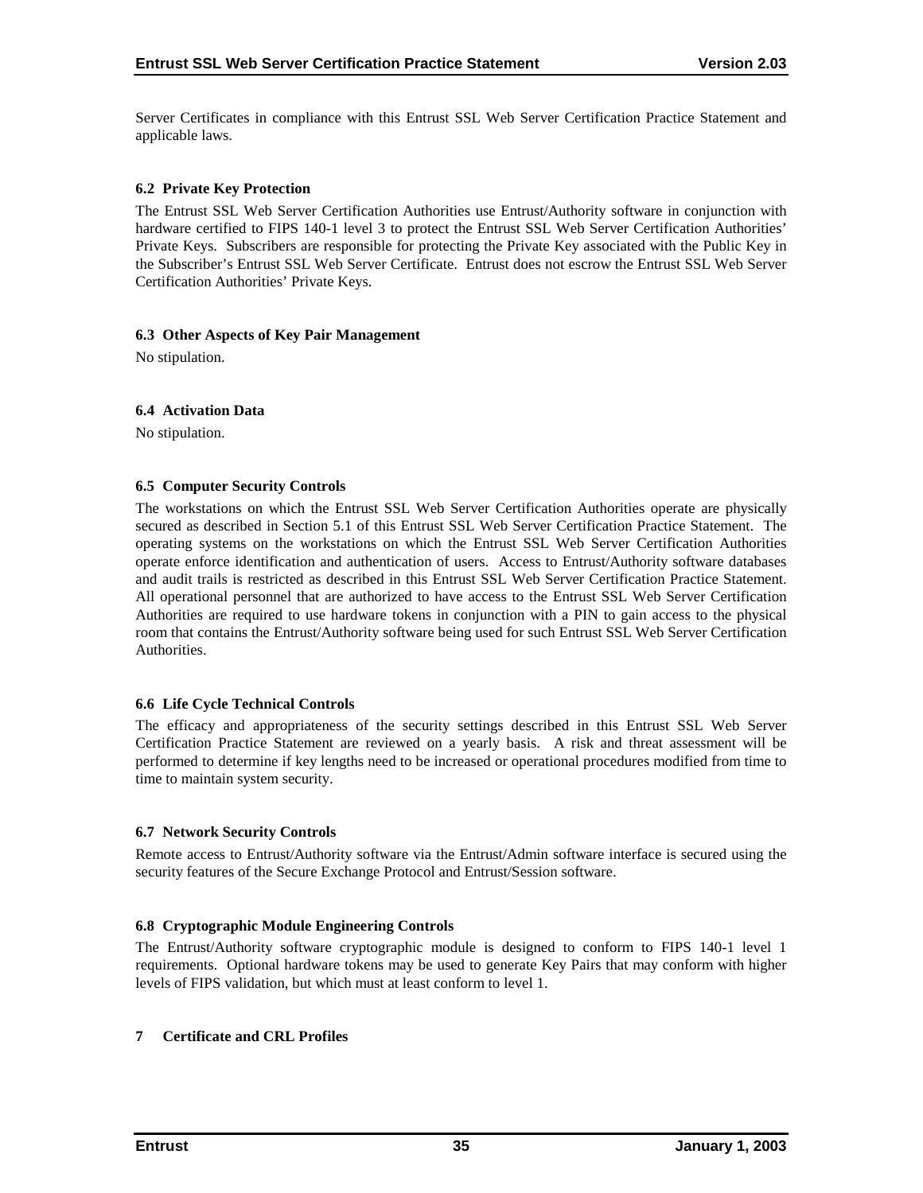Server Certificates in compliance with this Entrust SSL Web Server Certification Practice Statement and applicable laws.

### 6.2 Private Key Protection

The Entrust SSL Web Server Certification Authorities use Entrust/Authority software in conjunction with hardware certified to FIPS 140-1 level 3 to protect the Entrust SSL Web Server Certification Authorities' Private Keys. Subscribers are responsible for protecting the Private Key associated with the Public Key in the Subscriber's Entrust SSL Web Server Certificate. Entrust does not escrow the Entrust SSL Web Server Certification Authorities' Private Keys.

### 6.3 Other Aspects of Key Pair Management

No stipulation.

### 6.4 Activation Data

No stipulation.

### 6.5 Computer Security Controls

The workstations on which the Entrust SSL Web Server Certification Authorities operate are physically secured as described in Section 5.1 of this Entrust SSL Web Server Certification Practice Statement. The operating systems on the workstations on which the Entrust SSL Web Server Certification Authorities operate enforce identification and authentication of users. Access to Entrust/Authority software databases and audit trails is restricted as described in this Entrust SSL Web Server Certification Practice Statement. All operational personnel that are authorized to have access to the Entrust SSL Web Server Certification Authorities are required to use hardware tokens in conjunction with a PIN to gain access to the physical room that contains the Entrust/Authority software being used for such Entrust SSL Web Server Certification Authorities.

### 6.6 Life Cycle Technical Controls

The efficacy and appropriateness of the security settings described in this Entrust SSL Web Server Certification Practice Statement are reviewed on a yearly basis. A risk and threat assessment will be performed to determine if key lengths need to be increased or operational procedures modified from time to time to maintain system security.

### 6.7 Network Security Controls

Remote access to Entrust/Authority software via the Entrust/Admin software interface is secured using the security features of the Secure Exchange Protocol and Entrust/Session software.

### 6.8 Cryptographic Module Engineering Controls

The Entrust/Authority software cryptographic module is designed to conform to FIPS 140-1 level 1 requirements. Optional hardware tokens may be used to generate Key Pairs that may conform with higher levels of FIPS validation, but which must at least conform to level 1.

## 7 Certificate and CRL Profiles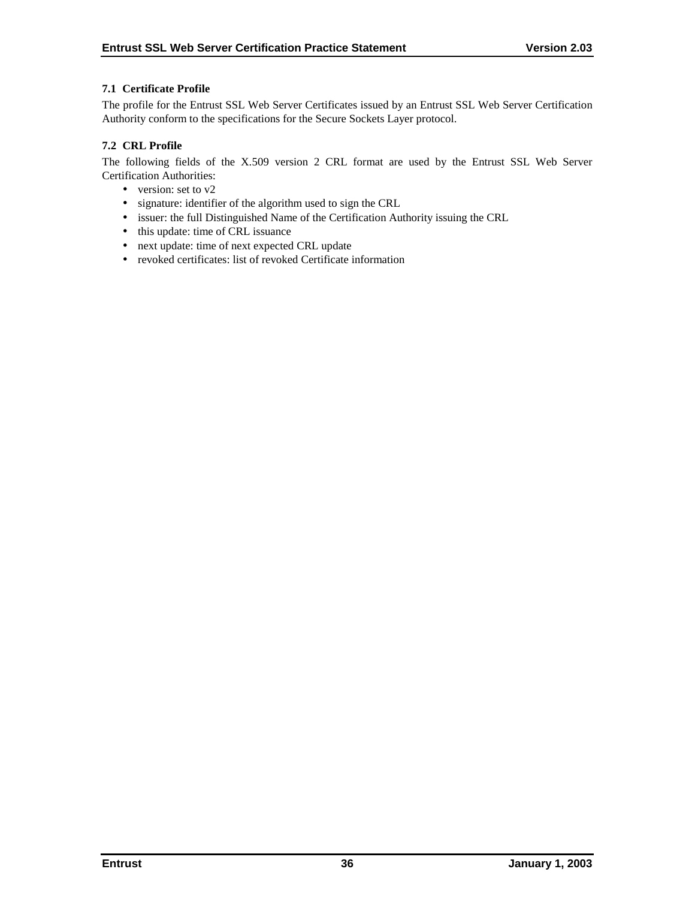### 7.1 Certificate Profile

The profile for the Entrust SSL Web Server Certificates issued by an Entrust SSL Web Server Certification Authority conform to the specifications for the Secure Sockets Layer protocol.

### 7.2 CRL Profile

The following fields of the X.509 version 2 CRL format are used by the Entrust SSL Web Server Certification Authorities:

- version: set to v2
- signature: identifier of the algorithm used to sign the CRL
- issuer: the full Distinguished Name of the Certification Authority issuing the CRL
- this update: time of CRL issuance
- next update: time of next expected CRL update
- revoked certificates: list of revoked Certificate information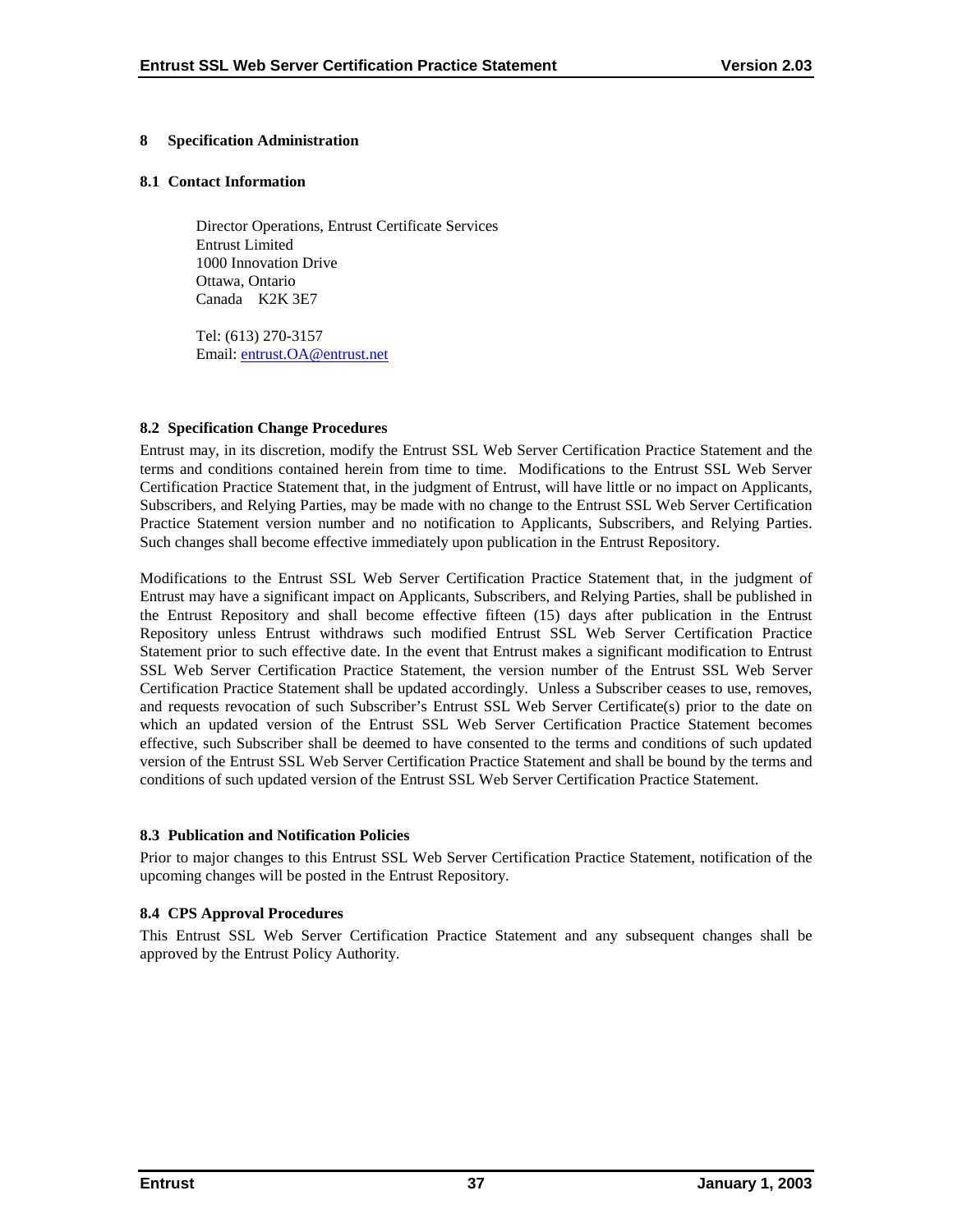# 8 Specification Administration

## 8.1 Contact Information

Director Operations, Entrust Certificate Services
Entrust Limited
1000 Innovation Drive
Ottawa, Ontario
Canada K2K 3E7

Tel: (613) 270-3157
Email: entrust.OA@entrust.net

## 8.2 Specification Change Procedures

Entrust may, in its discretion, modify the Entrust SSL Web Server Certification Practice Statement and the terms and conditions contained herein from time to time. Modifications to the Entrust SSL Web Server Certification Practice Statement that, in the judgment of Entrust, will have little or no impact on Applicants, Subscribers, and Relying Parties, may be made with no change to the Entrust SSL Web Server Certification Practice Statement version number and no notification to Applicants, Subscribers, and Relying Parties. Such changes shall become effective immediately upon publication in the Entrust Repository.

Modifications to the Entrust SSL Web Server Certification Practice Statement that, in the judgment of Entrust may have a significant impact on Applicants, Subscribers, and Relying Parties, shall be published in the Entrust Repository and shall become effective fifteen (15) days after publication in the Entrust Repository unless Entrust withdraws such modified Entrust SSL Web Server Certification Practice Statement prior to such effective date. In the event that Entrust makes a significant modification to Entrust SSL Web Server Certification Practice Statement, the version number of the Entrust SSL Web Server Certification Practice Statement shall be updated accordingly. Unless a Subscriber ceases to use, removes, and requests revocation of such Subscriber's Entrust SSL Web Server Certificate(s) prior to the date on which an updated version of the Entrust SSL Web Server Certification Practice Statement becomes effective, such Subscriber shall be deemed to have consented to the terms and conditions of such updated version of the Entrust SSL Web Server Certification Practice Statement and shall be bound by the terms and conditions of such updated version of the Entrust SSL Web Server Certification Practice Statement.

## 8.3 Publication and Notification Policies

Prior to major changes to this Entrust SSL Web Server Certification Practice Statement, notification of the upcoming changes will be posted in the Entrust Repository.

## 8.4 CPS Approval Procedures

This Entrust SSL Web Server Certification Practice Statement and any subsequent changes shall be approved by the Entrust Policy Authority.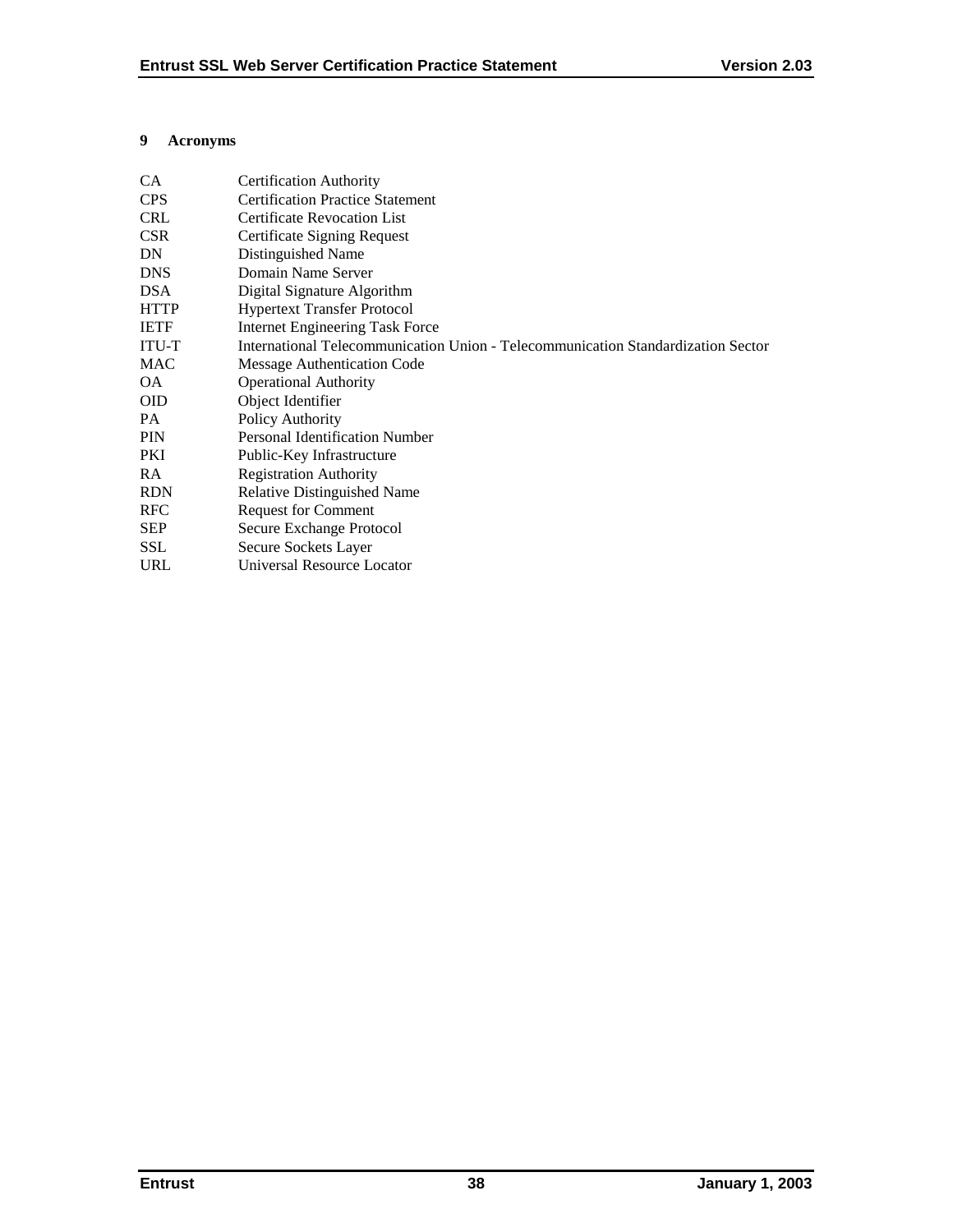# 9 Acronyms

| | |
|---|---|
| CA | Certification Authority |
| CPS | Certification Practice Statement |
| CRL | Certificate Revocation List |
| CSR | Certificate Signing Request |
| DN | Distinguished Name |
| DNS | Domain Name Server |
| DSA | Digital Signature Algorithm |
| HTTP | Hypertext Transfer Protocol |
| IETF | Internet Engineering Task Force |
| ITU-T | International Telecommunication Union - Telecommunication Standardization Sector |
| MAC | Message Authentication Code |
| OA | Operational Authority |
| OID | Object Identifier |
| PA | Policy Authority |
| PIN | Personal Identification Number |
| PKI | Public-Key Infrastructure |
| RA | Registration Authority |
| RDN | Relative Distinguished Name |
| RFC | Request for Comment |
| SEP | Secure Exchange Protocol |
| SSL | Secure Sockets Layer |
| URL | Universal Resource Locator |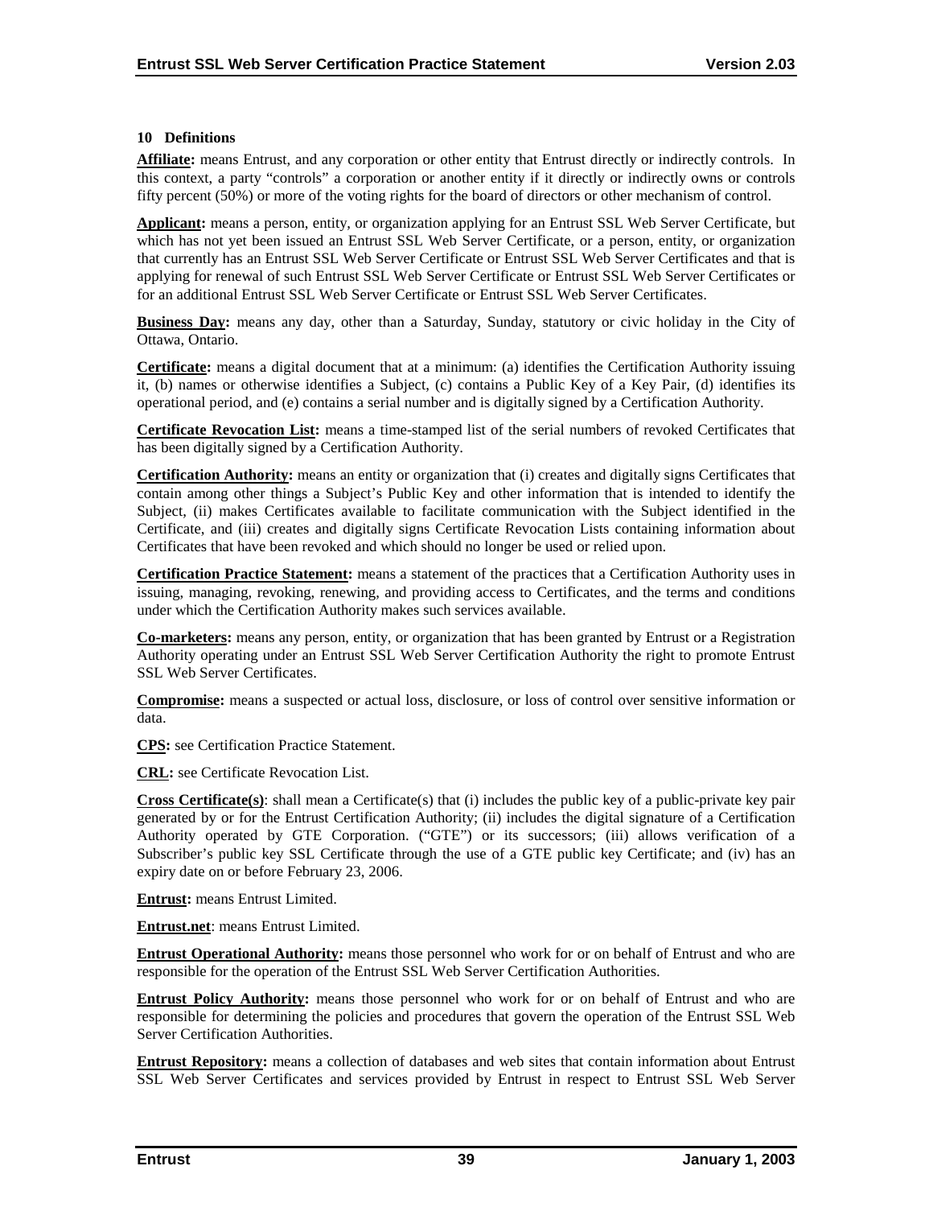## 10 Definitions

**Affiliate:** means Entrust, and any corporation or other entity that Entrust directly or indirectly controls. In this context, a party "controls" a corporation or another entity if it directly or indirectly owns or controls fifty percent (50%) or more of the voting rights for the board of directors or other mechanism of control.

**Applicant:** means a person, entity, or organization applying for an Entrust SSL Web Server Certificate, but which has not yet been issued an Entrust SSL Web Server Certificate, or a person, entity, or organization that currently has an Entrust SSL Web Server Certificate or Entrust SSL Web Server Certificates and that is applying for renewal of such Entrust SSL Web Server Certificate or Entrust SSL Web Server Certificates or for an additional Entrust SSL Web Server Certificate or Entrust SSL Web Server Certificates.

**Business Day:** means any day, other than a Saturday, Sunday, statutory or civic holiday in the City of Ottawa, Ontario.

**Certificate:** means a digital document that at a minimum: (a) identifies the Certification Authority issuing it, (b) names or otherwise identifies a Subject, (c) contains a Public Key of a Key Pair, (d) identifies its operational period, and (e) contains a serial number and is digitally signed by a Certification Authority.

**Certificate Revocation List:** means a time-stamped list of the serial numbers of revoked Certificates that has been digitally signed by a Certification Authority.

**Certification Authority:** means an entity or organization that (i) creates and digitally signs Certificates that contain among other things a Subject's Public Key and other information that is intended to identify the Subject, (ii) makes Certificates available to facilitate communication with the Subject identified in the Certificate, and (iii) creates and digitally signs Certificate Revocation Lists containing information about Certificates that have been revoked and which should no longer be used or relied upon.

**Certification Practice Statement:** means a statement of the practices that a Certification Authority uses in issuing, managing, revoking, renewing, and providing access to Certificates, and the terms and conditions under which the Certification Authority makes such services available.

**Co-marketers:** means any person, entity, or organization that has been granted by Entrust or a Registration Authority operating under an Entrust SSL Web Server Certification Authority the right to promote Entrust SSL Web Server Certificates.

**Compromise:** means a suspected or actual loss, disclosure, or loss of control over sensitive information or data.

**CPS:** see Certification Practice Statement.

**CRL:** see Certificate Revocation List.

**Cross Certificate(s)**: shall mean a Certificate(s) that (i) includes the public key of a public-private key pair generated by or for the Entrust Certification Authority; (ii) includes the digital signature of a Certification Authority operated by GTE Corporation. ("GTE") or its successors; (iii) allows verification of a Subscriber's public key SSL Certificate through the use of a GTE public key Certificate; and (iv) has an expiry date on or before February 23, 2006.

**Entrust:** means Entrust Limited.

**Entrust.net**: means Entrust Limited.

**Entrust Operational Authority:** means those personnel who work for or on behalf of Entrust and who are responsible for the operation of the Entrust SSL Web Server Certification Authorities.

**Entrust Policy Authority:** means those personnel who work for or on behalf of Entrust and who are responsible for determining the policies and procedures that govern the operation of the Entrust SSL Web Server Certification Authorities.

**Entrust Repository:** means a collection of databases and web sites that contain information about Entrust SSL Web Server Certificates and services provided by Entrust in respect to Entrust SSL Web Server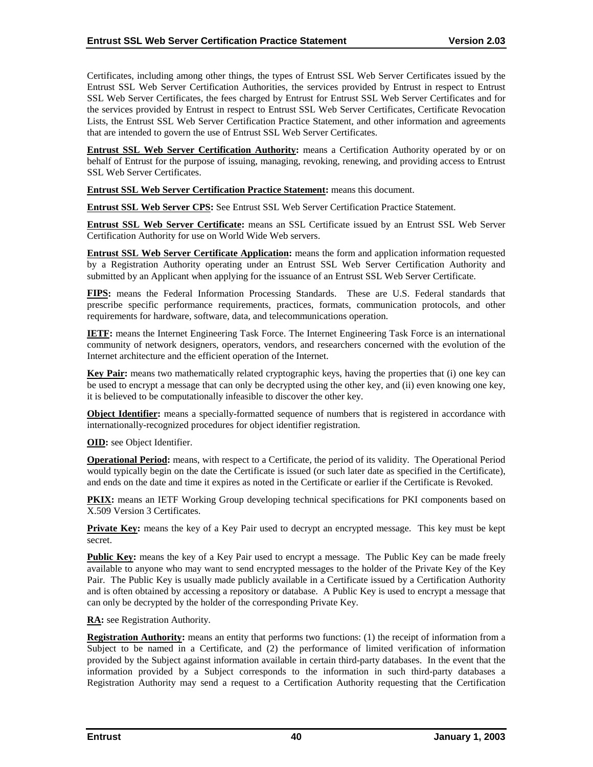Certificates, including among other things, the types of Entrust SSL Web Server Certificates issued by the Entrust SSL Web Server Certification Authorities, the services provided by Entrust in respect to Entrust SSL Web Server Certificates, the fees charged by Entrust for Entrust SSL Web Server Certificates and for the services provided by Entrust in respect to Entrust SSL Web Server Certificates, Certificate Revocation Lists, the Entrust SSL Web Server Certification Practice Statement, and other information and agreements that are intended to govern the use of Entrust SSL Web Server Certificates.

**Entrust SSL Web Server Certification Authority:** means a Certification Authority operated by or on behalf of Entrust for the purpose of issuing, managing, revoking, renewing, and providing access to Entrust SSL Web Server Certificates.

**Entrust SSL Web Server Certification Practice Statement:** means this document.

**Entrust SSL Web Server CPS:** See Entrust SSL Web Server Certification Practice Statement.

**Entrust SSL Web Server Certificate:** means an SSL Certificate issued by an Entrust SSL Web Server Certification Authority for use on World Wide Web servers.

**Entrust SSL Web Server Certificate Application:** means the form and application information requested by a Registration Authority operating under an Entrust SSL Web Server Certification Authority and submitted by an Applicant when applying for the issuance of an Entrust SSL Web Server Certificate.

**FIPS:** means the Federal Information Processing Standards. These are U.S. Federal standards that prescribe specific performance requirements, practices, formats, communication protocols, and other requirements for hardware, software, data, and telecommunications operation.

**IETF:** means the Internet Engineering Task Force. The Internet Engineering Task Force is an international community of network designers, operators, vendors, and researchers concerned with the evolution of the Internet architecture and the efficient operation of the Internet.

**Key Pair:** means two mathematically related cryptographic keys, having the properties that (i) one key can be used to encrypt a message that can only be decrypted using the other key, and (ii) even knowing one key, it is believed to be computationally infeasible to discover the other key.

**Object Identifier:** means a specially-formatted sequence of numbers that is registered in accordance with internationally-recognized procedures for object identifier registration.

**OID:** see Object Identifier.

**Operational Period:** means, with respect to a Certificate, the period of its validity. The Operational Period would typically begin on the date the Certificate is issued (or such later date as specified in the Certificate), and ends on the date and time it expires as noted in the Certificate or earlier if the Certificate is Revoked.

**PKIX:** means an IETF Working Group developing technical specifications for PKI components based on X.509 Version 3 Certificates.

**Private Key:** means the key of a Key Pair used to decrypt an encrypted message. This key must be kept secret.

**Public Key:** means the key of a Key Pair used to encrypt a message. The Public Key can be made freely available to anyone who may want to send encrypted messages to the holder of the Private Key of the Key Pair. The Public Key is usually made publicly available in a Certificate issued by a Certification Authority and is often obtained by accessing a repository or database. A Public Key is used to encrypt a message that can only be decrypted by the holder of the corresponding Private Key.

**RA:** see Registration Authority.

**Registration Authority:** means an entity that performs two functions: (1) the receipt of information from a Subject to be named in a Certificate, and (2) the performance of limited verification of information provided by the Subject against information available in certain third-party databases. In the event that the information provided by a Subject corresponds to the information in such third-party databases a Registration Authority may send a request to a Certification Authority requesting that the Certification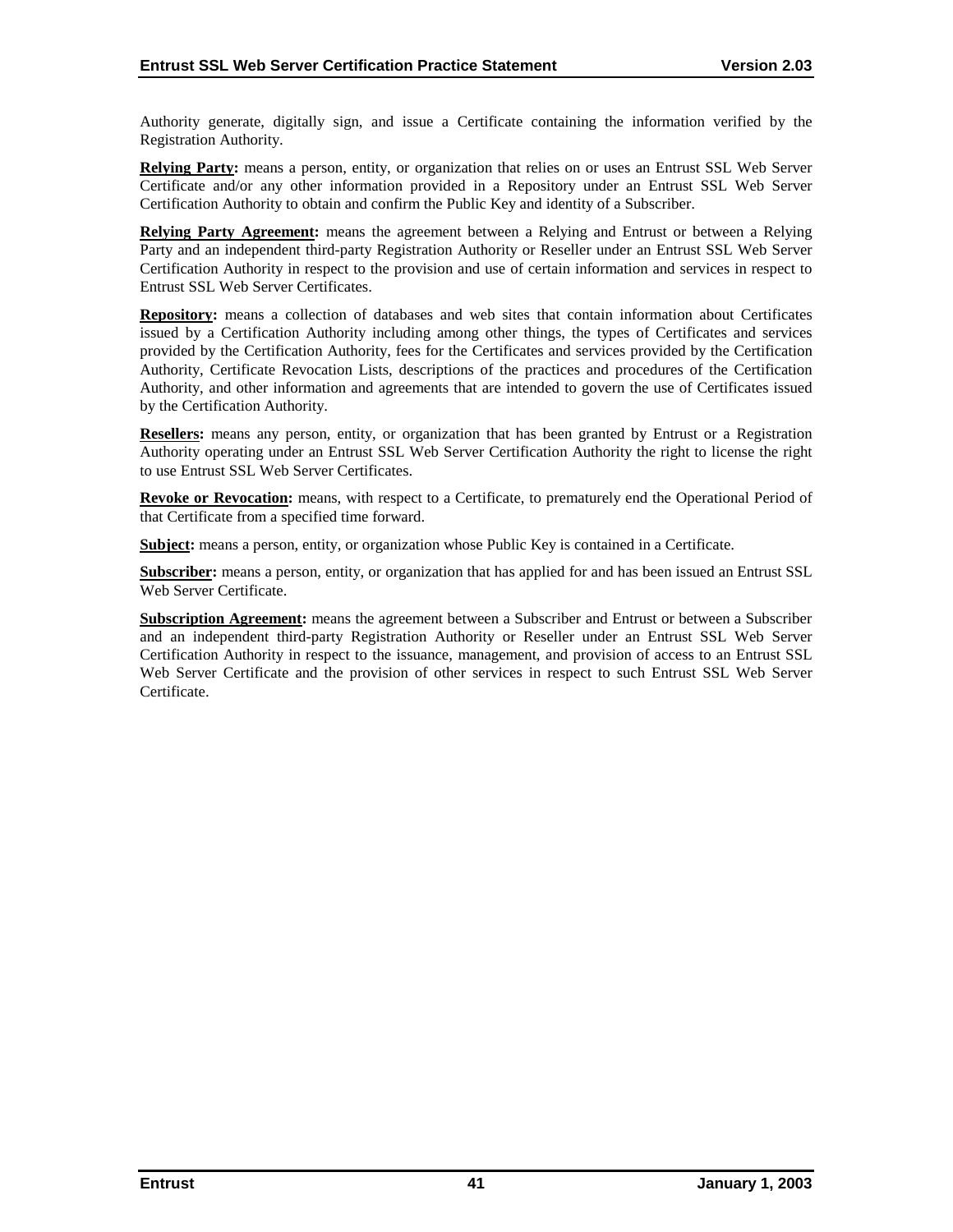Authority generate, digitally sign, and issue a Certificate containing the information verified by the Registration Authority.

**Relying Party:** means a person, entity, or organization that relies on or uses an Entrust SSL Web Server Certificate and/or any other information provided in a Repository under an Entrust SSL Web Server Certification Authority to obtain and confirm the Public Key and identity of a Subscriber.

**Relying Party Agreement:** means the agreement between a Relying and Entrust or between a Relying Party and an independent third-party Registration Authority or Reseller under an Entrust SSL Web Server Certification Authority in respect to the provision and use of certain information and services in respect to Entrust SSL Web Server Certificates.

**Repository:** means a collection of databases and web sites that contain information about Certificates issued by a Certification Authority including among other things, the types of Certificates and services provided by the Certification Authority, fees for the Certificates and services provided by the Certification Authority, Certificate Revocation Lists, descriptions of the practices and procedures of the Certification Authority, and other information and agreements that are intended to govern the use of Certificates issued by the Certification Authority.

**Resellers:** means any person, entity, or organization that has been granted by Entrust or a Registration Authority operating under an Entrust SSL Web Server Certification Authority the right to license the right to use Entrust SSL Web Server Certificates.

**Revoke or Revocation:** means, with respect to a Certificate, to prematurely end the Operational Period of that Certificate from a specified time forward.

**Subject:** means a person, entity, or organization whose Public Key is contained in a Certificate.

**Subscriber:** means a person, entity, or organization that has applied for and has been issued an Entrust SSL Web Server Certificate.

**Subscription Agreement:** means the agreement between a Subscriber and Entrust or between a Subscriber and an independent third-party Registration Authority or Reseller under an Entrust SSL Web Server Certification Authority in respect to the issuance, management, and provision of access to an Entrust SSL Web Server Certificate and the provision of other services in respect to such Entrust SSL Web Server Certificate.